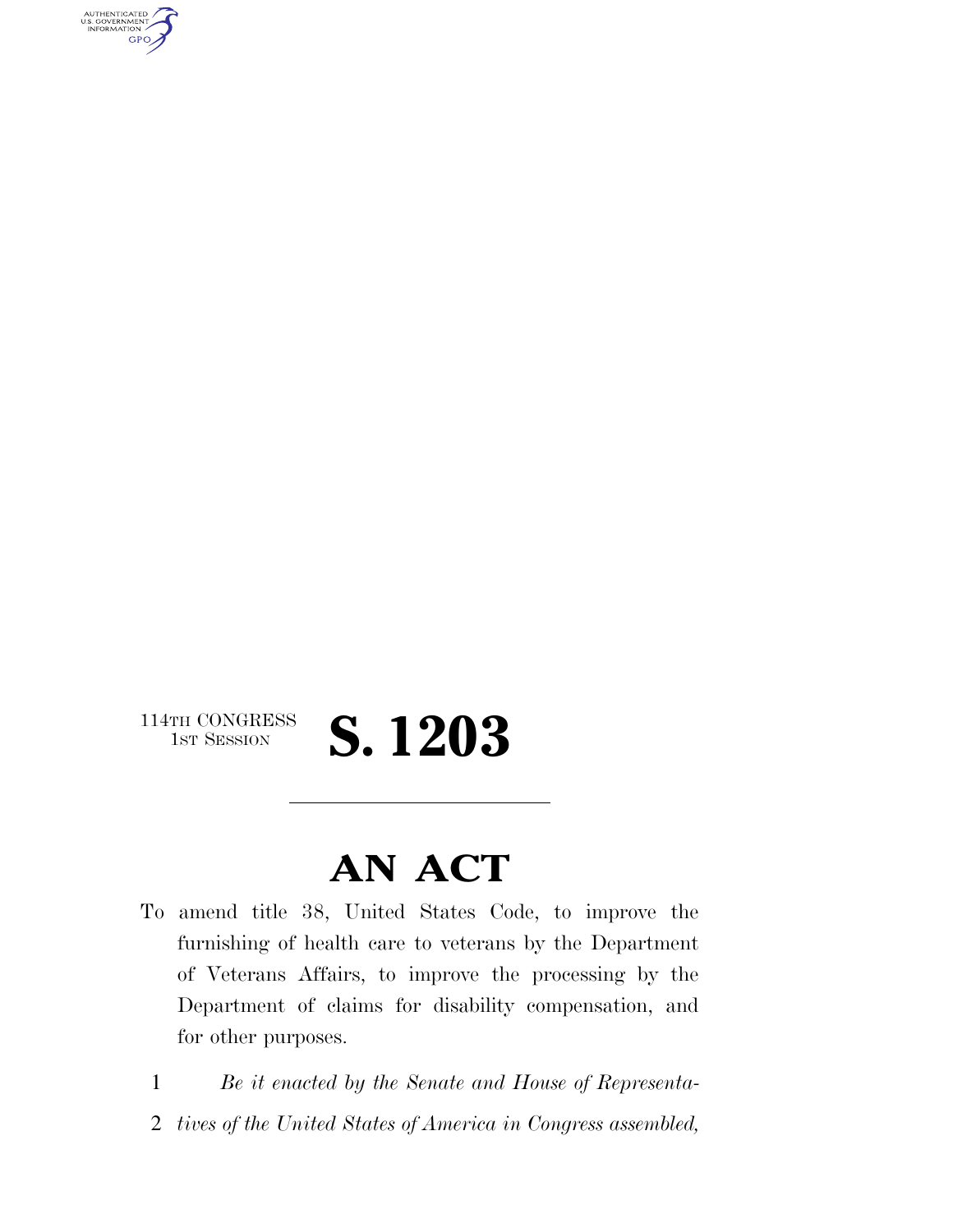114TH CONGRESS
1ST SESSION

# S. 1203

## AN ACT

To amend title 38, United States Code, to improve the furnishing of health care to veterans by the Department of Veterans Affairs, to improve the processing by the Department of claims for disability compensation, and for other purposes.

1 *Be it enacted by the Senate and House of Representa-*
2 *tives of the United States of America in Congress assembled,*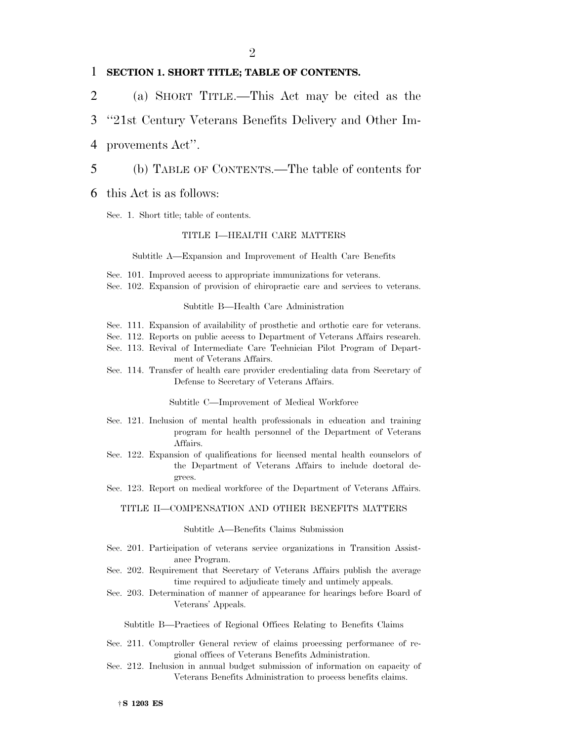**SECTION 1. SHORT TITLE; TABLE OF CONTENTS.**

(a) SHORT TITLE.—This Act may be cited as the "21st Century Veterans Benefits Delivery and Other Improvements Act".

(b) TABLE OF CONTENTS.—The table of contents for this Act is as follows:

Sec. 1. Short title; table of contents.

TITLE I—HEALTH CARE MATTERS

Subtitle A—Expansion and Improvement of Health Care Benefits

Sec. 101. Improved access to appropriate immunizations for veterans.
Sec. 102. Expansion of provision of chiropractic care and services to veterans.

Subtitle B—Health Care Administration

Sec. 111. Expansion of availability of prosthetic and orthotic care for veterans.
Sec. 112. Reports on public access to Department of Veterans Affairs research.
Sec. 113. Revival of Intermediate Care Technician Pilot Program of Department of Veterans Affairs.
Sec. 114. Transfer of health care provider credentialing data from Secretary of Defense to Secretary of Veterans Affairs.

Subtitle C—Improvement of Medical Workforce

Sec. 121. Inclusion of mental health professionals in education and training program for health personnel of the Department of Veterans Affairs.
Sec. 122. Expansion of qualifications for licensed mental health counselors of the Department of Veterans Affairs to include doctoral degrees.
Sec. 123. Report on medical workforce of the Department of Veterans Affairs.

TITLE II—COMPENSATION AND OTHER BENEFITS MATTERS

Subtitle A—Benefits Claims Submission

Sec. 201. Participation of veterans service organizations in Transition Assistance Program.
Sec. 202. Requirement that Secretary of Veterans Affairs publish the average time required to adjudicate timely and untimely appeals.
Sec. 203. Determination of manner of appearance for hearings before Board of Veterans' Appeals.

Subtitle B—Practices of Regional Offices Relating to Benefits Claims

Sec. 211. Comptroller General review of claims processing performance of regional offices of Veterans Benefits Administration.
Sec. 212. Inclusion in annual budget submission of information on capacity of Veterans Benefits Administration to process benefits claims.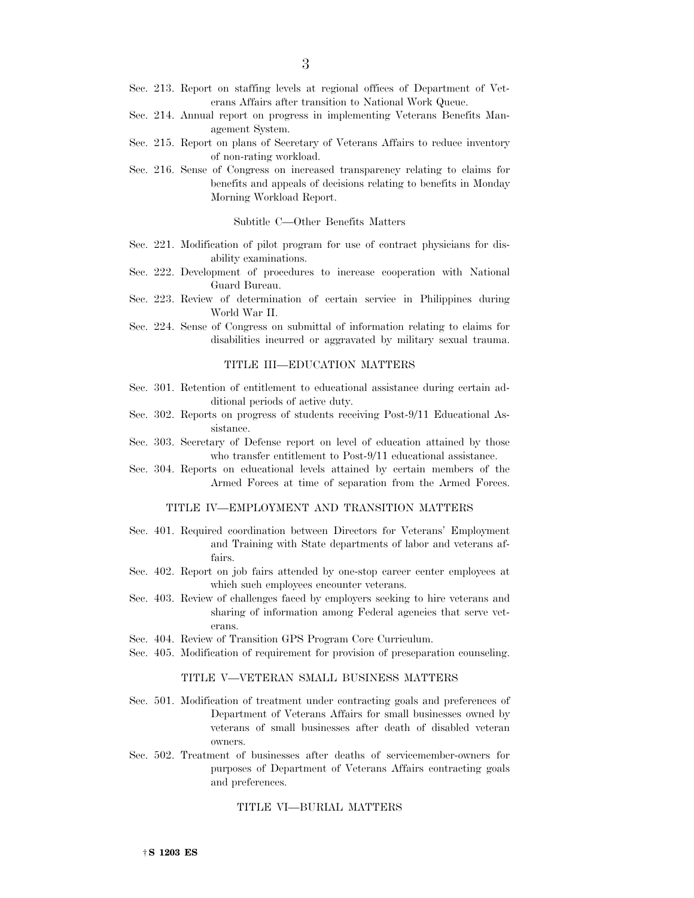Sec. 213. Report on staffing levels at regional offices of Department of Veterans Affairs after transition to National Work Queue.

Sec. 214. Annual report on progress in implementing Veterans Benefits Management System.

Sec. 215. Report on plans of Secretary of Veterans Affairs to reduce inventory of non-rating workload.

Sec. 216. Sense of Congress on increased transparency relating to claims for benefits and appeals of decisions relating to benefits in Monday Morning Workload Report.

Subtitle C—Other Benefits Matters

Sec. 221. Modification of pilot program for use of contract physicians for disability examinations.

Sec. 222. Development of procedures to increase cooperation with National Guard Bureau.

Sec. 223. Review of determination of certain service in Philippines during World War II.

Sec. 224. Sense of Congress on submittal of information relating to claims for disabilities incurred or aggravated by military sexual trauma.

TITLE III—EDUCATION MATTERS

Sec. 301. Retention of entitlement to educational assistance during certain additional periods of active duty.

Sec. 302. Reports on progress of students receiving Post-9/11 Educational Assistance.

Sec. 303. Secretary of Defense report on level of education attained by those who transfer entitlement to Post-9/11 educational assistance.

Sec. 304. Reports on educational levels attained by certain members of the Armed Forces at time of separation from the Armed Forces.

TITLE IV—EMPLOYMENT AND TRANSITION MATTERS

Sec. 401. Required coordination between Directors for Veterans' Employment and Training with State departments of labor and veterans affairs.

Sec. 402. Report on job fairs attended by one-stop career center employees at which such employees encounter veterans.

Sec. 403. Review of challenges faced by employers seeking to hire veterans and sharing of information among Federal agencies that serve veterans.

Sec. 404. Review of Transition GPS Program Core Curriculum.

Sec. 405. Modification of requirement for provision of preseparation counseling.

TITLE V—VETERAN SMALL BUSINESS MATTERS

Sec. 501. Modification of treatment under contracting goals and preferences of Department of Veterans Affairs for small businesses owned by veterans of small businesses after death of disabled veteran owners.

Sec. 502. Treatment of businesses after deaths of servicemember-owners for purposes of Department of Veterans Affairs contracting goals and preferences.

TITLE VI—BURIAL MATTERS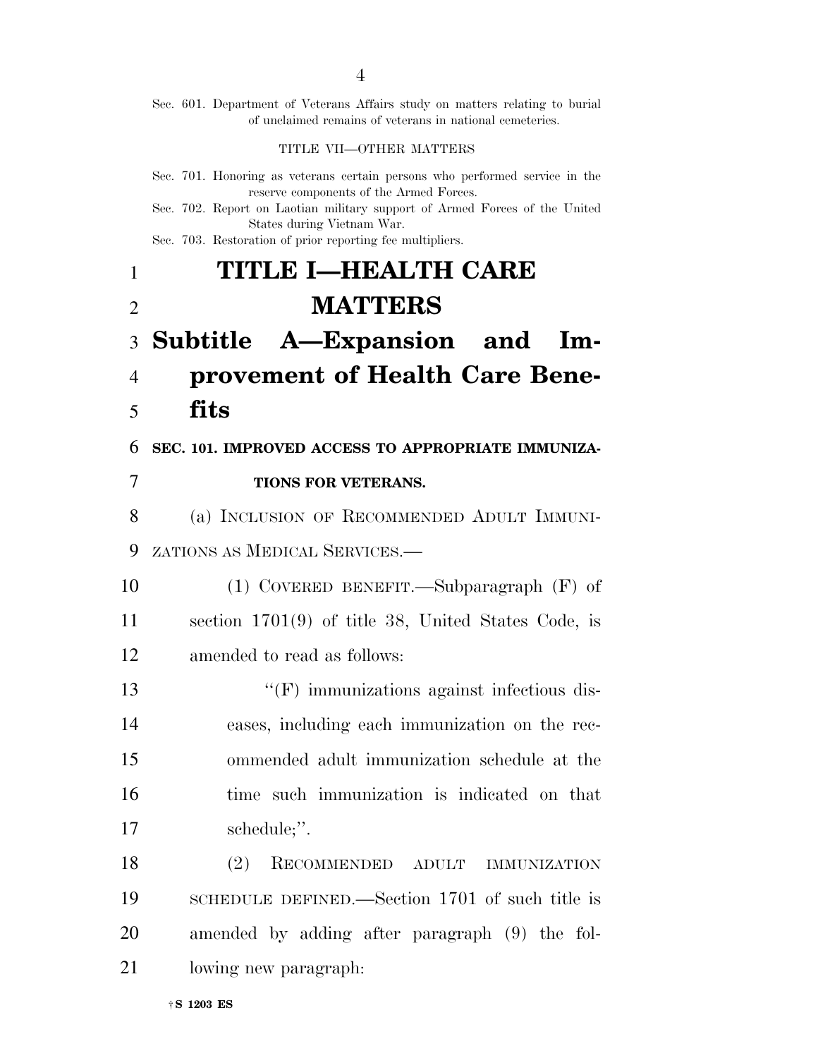Sec. 601. Department of Veterans Affairs study on matters relating to burial of unclaimed remains of veterans in national cemeteries.

TITLE VII—OTHER MATTERS

Sec. 701. Honoring as veterans certain persons who performed service in the reserve components of the Armed Forces.
Sec. 702. Report on Laotian military support of Armed Forces of the United States during Vietnam War.
Sec. 703. Restoration of prior reporting fee multipliers.

# TITLE I—HEALTH CARE MATTERS

## Subtitle A—Expansion and Improvement of Health Care Benefits

### SEC. 101. IMPROVED ACCESS TO APPROPRIATE IMMUNIZATIONS FOR VETERANS.

(a) INCLUSION OF RECOMMENDED ADULT IMMUNIZATIONS AS MEDICAL SERVICES.—

(1) COVERED BENEFIT.—Subparagraph (F) of section 1701(9) of title 38, United States Code, is amended to read as follows:

"(F) immunizations against infectious diseases, including each immunization on the recommended adult immunization schedule at the time such immunization is indicated on that schedule;".

(2) RECOMMENDED ADULT IMMUNIZATION SCHEDULE DEFINED.—Section 1701 of such title is amended by adding after paragraph (9) the following new paragraph: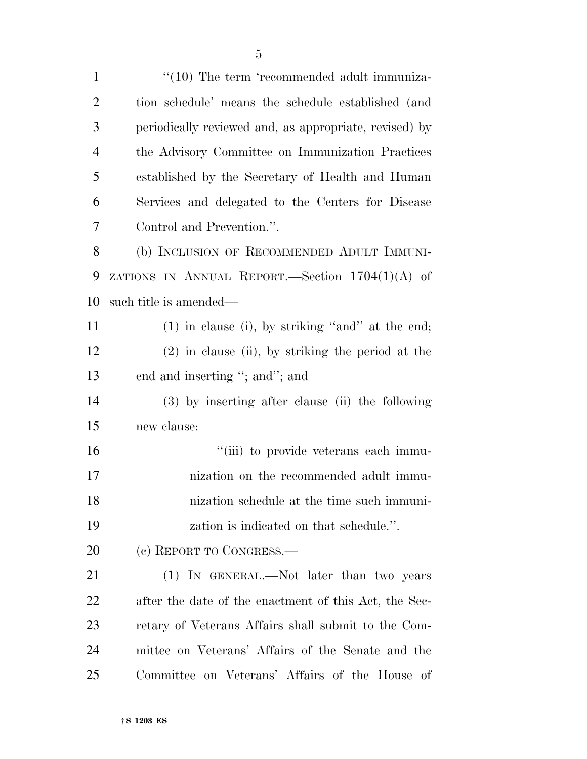"(10) The term 'recommended adult immunization schedule' means the schedule established (and periodically reviewed and, as appropriate, revised) by the Advisory Committee on Immunization Practices established by the Secretary of Health and Human Services and delegated to the Centers for Disease Control and Prevention.".

(b) INCLUSION OF RECOMMENDED ADULT IMMUNIZATIONS IN ANNUAL REPORT.—Section 1704(1)(A) of such title is amended—

(1) in clause (i), by striking "and" at the end;

(2) in clause (ii), by striking the period at the end and inserting "; and"; and

(3) by inserting after clause (ii) the following new clause:

"(iii) to provide veterans each immunization on the recommended adult immunization schedule at the time such immunization is indicated on that schedule.".

(c) REPORT TO CONGRESS.—

(1) IN GENERAL.—Not later than two years after the date of the enactment of this Act, the Secretary of Veterans Affairs shall submit to the Committee on Veterans' Affairs of the Senate and the Committee on Veterans' Affairs of the House of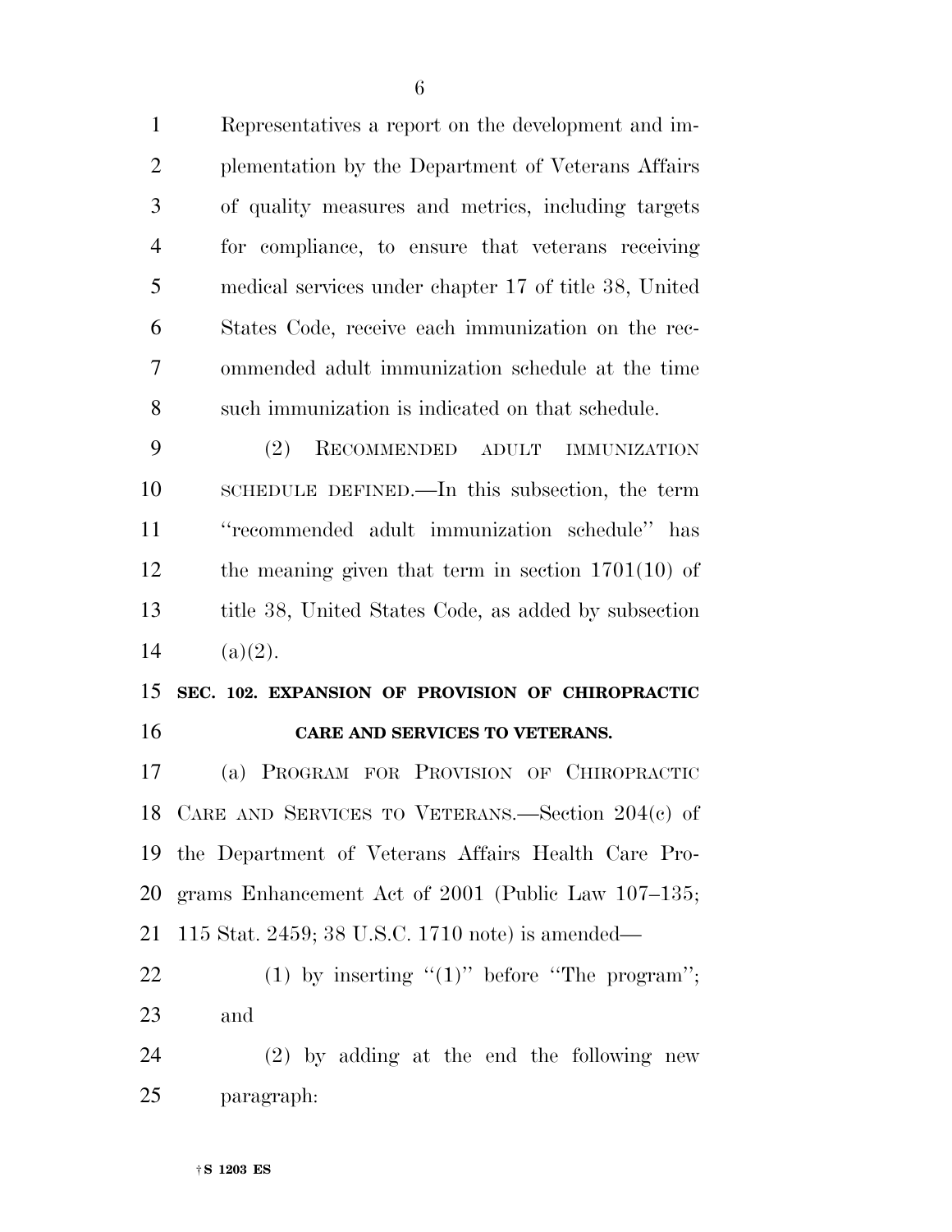Representatives a report on the development and implementation by the Department of Veterans Affairs of quality measures and metrics, including targets for compliance, to ensure that veterans receiving medical services under chapter 17 of title 38, United States Code, receive each immunization on the recommended adult immunization schedule at the time such immunization is indicated on that schedule.

(2) RECOMMENDED ADULT IMMUNIZATION SCHEDULE DEFINED.—In this subsection, the term ''recommended adult immunization schedule'' has the meaning given that term in section 1701(10) of title 38, United States Code, as added by subsection (a)(2).

**SEC. 102. EXPANSION OF PROVISION OF CHIROPRACTIC CARE AND SERVICES TO VETERANS.**

(a) PROGRAM FOR PROVISION OF CHIROPRACTIC CARE AND SERVICES TO VETERANS.—Section 204(c) of the Department of Veterans Affairs Health Care Programs Enhancement Act of 2001 (Public Law 107–135; 115 Stat. 2459; 38 U.S.C. 1710 note) is amended—

(1) by inserting ''(1)'' before ''The program''; and

(2) by adding at the end the following new paragraph: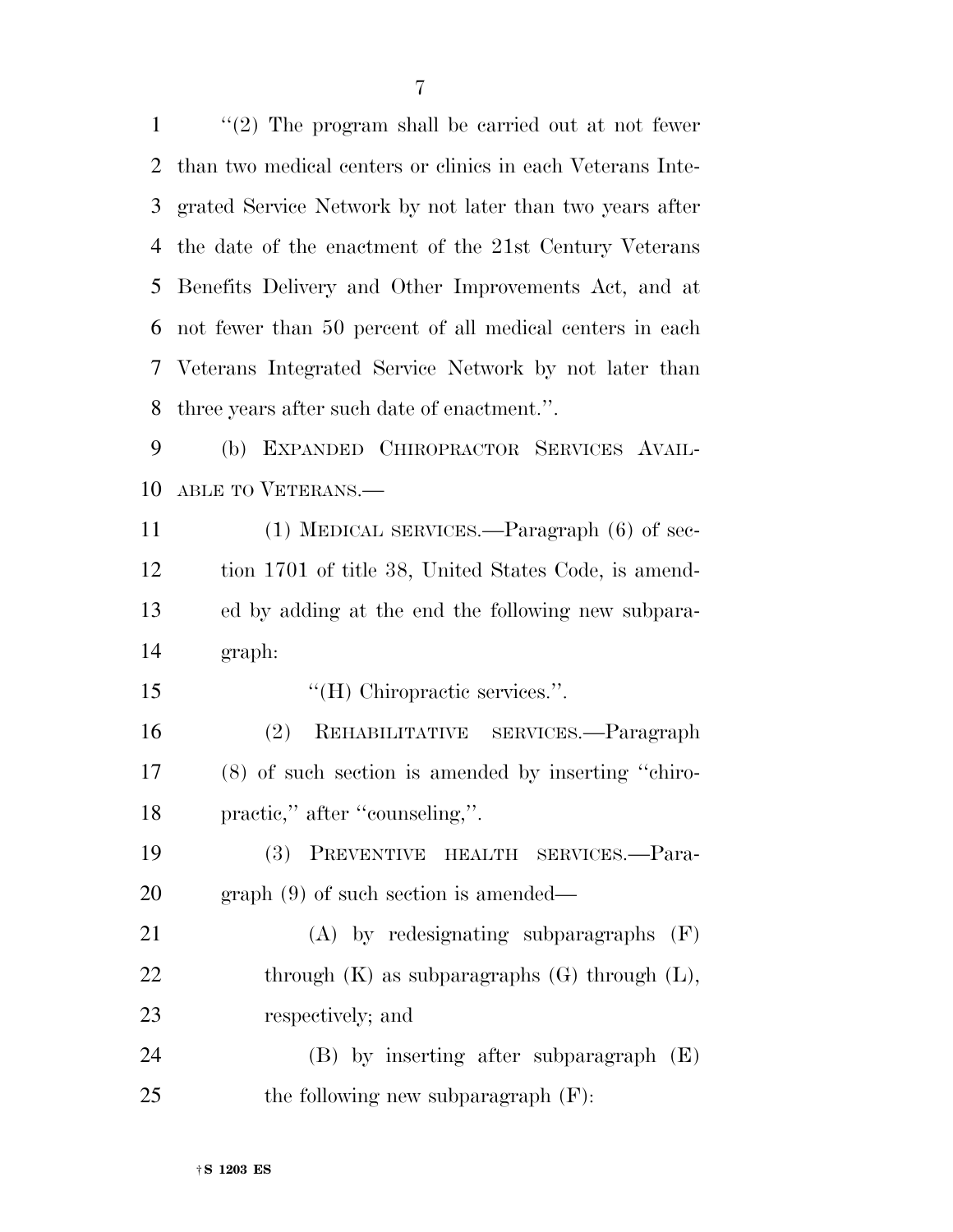"(2) The program shall be carried out at not fewer than two medical centers or clinics in each Veterans Integrated Service Network by not later than two years after the date of the enactment of the 21st Century Veterans Benefits Delivery and Other Improvements Act, and at not fewer than 50 percent of all medical centers in each Veterans Integrated Service Network by not later than three years after such date of enactment.".

(b) EXPANDED CHIROPRACTOR SERVICES AVAILABLE TO VETERANS.—

(1) MEDICAL SERVICES.—Paragraph (6) of section 1701 of title 38, United States Code, is amended by adding at the end the following new subparagraph:

"(H) Chiropractic services.".

(2) REHABILITATIVE SERVICES.—Paragraph (8) of such section is amended by inserting "chiropractic," after "counseling,".

(3) PREVENTIVE HEALTH SERVICES.—Paragraph (9) of such section is amended—

(A) by redesignating subparagraphs (F) through (K) as subparagraphs (G) through (L), respectively; and

(B) by inserting after subparagraph (E) the following new subparagraph (F):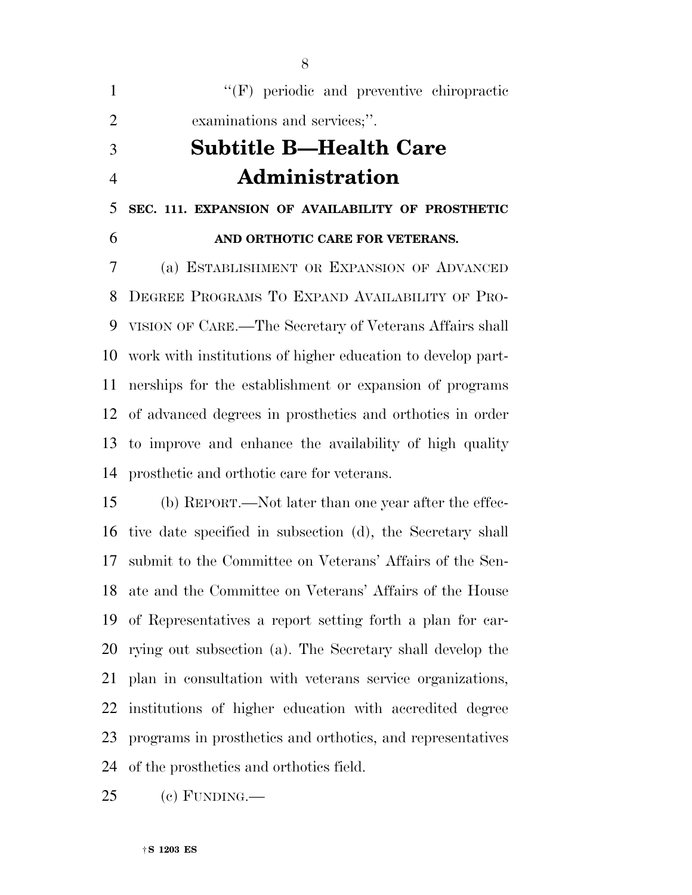"(F) periodic and preventive chiropractic examinations and services;".

## Subtitle B—Health Care Administration

**SEC. 111. EXPANSION OF AVAILABILITY OF PROSTHETIC AND ORTHOTIC CARE FOR VETERANS.**

(a) ESTABLISHMENT OR EXPANSION OF ADVANCED DEGREE PROGRAMS TO EXPAND AVAILABILITY OF PROVISION OF CARE.—The Secretary of Veterans Affairs shall work with institutions of higher education to develop partnerships for the establishment or expansion of programs of advanced degrees in prosthetics and orthotics in order to improve and enhance the availability of high quality prosthetic and orthotic care for veterans.

(b) REPORT.—Not later than one year after the effective date specified in subsection (d), the Secretary shall submit to the Committee on Veterans' Affairs of the Senate and the Committee on Veterans' Affairs of the House of Representatives a report setting forth a plan for carrying out subsection (a). The Secretary shall develop the plan in consultation with veterans service organizations, institutions of higher education with accredited degree programs in prosthetics and orthotics, and representatives of the prosthetics and orthotics field.

(c) FUNDING.—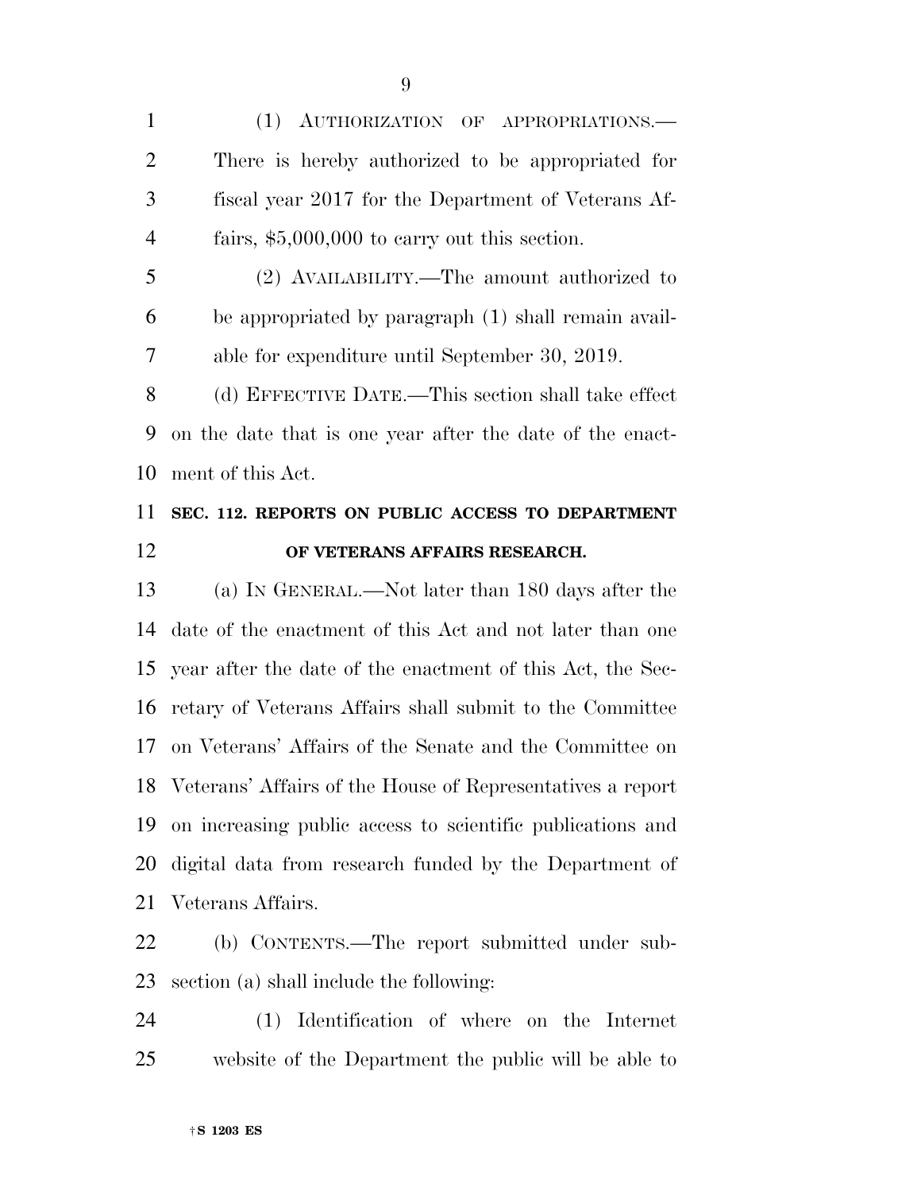(1) AUTHORIZATION OF APPROPRIATIONS.—There is hereby authorized to be appropriated for fiscal year 2017 for the Department of Veterans Affairs, $5,000,000 to carry out this section.

(2) AVAILABILITY.—The amount authorized to be appropriated by paragraph (1) shall remain available for expenditure until September 30, 2019.

(d) EFFECTIVE DATE.—This section shall take effect on the date that is one year after the date of the enactment of this Act.

## SEC. 112. REPORTS ON PUBLIC ACCESS TO DEPARTMENT OF VETERANS AFFAIRS RESEARCH.

(a) IN GENERAL.—Not later than 180 days after the date of the enactment of this Act and not later than one year after the date of the enactment of this Act, the Secretary of Veterans Affairs shall submit to the Committee on Veterans' Affairs of the Senate and the Committee on Veterans' Affairs of the House of Representatives a report on increasing public access to scientific publications and digital data from research funded by the Department of Veterans Affairs.

(b) CONTENTS.—The report submitted under subsection (a) shall include the following:

(1) Identification of where on the Internet website of the Department the public will be able to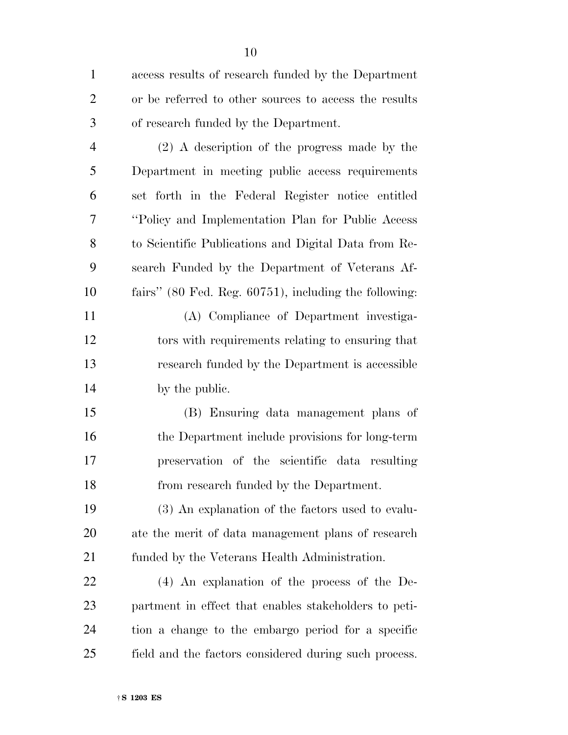access results of research funded by the Department or be referred to other sources to access the results of research funded by the Department.

(2) A description of the progress made by the Department in meeting public access requirements set forth in the Federal Register notice entitled "Policy and Implementation Plan for Public Access to Scientific Publications and Digital Data from Research Funded by the Department of Veterans Affairs" (80 Fed. Reg. 60751), including the following:

(A) Compliance of Department investigators with requirements relating to ensuring that research funded by the Department is accessible by the public.

(B) Ensuring data management plans of the Department include provisions for long-term preservation of the scientific data resulting from research funded by the Department.

(3) An explanation of the factors used to evaluate the merit of data management plans of research funded by the Veterans Health Administration.

(4) An explanation of the process of the Department in effect that enables stakeholders to petition a change to the embargo period for a specific field and the factors considered during such process.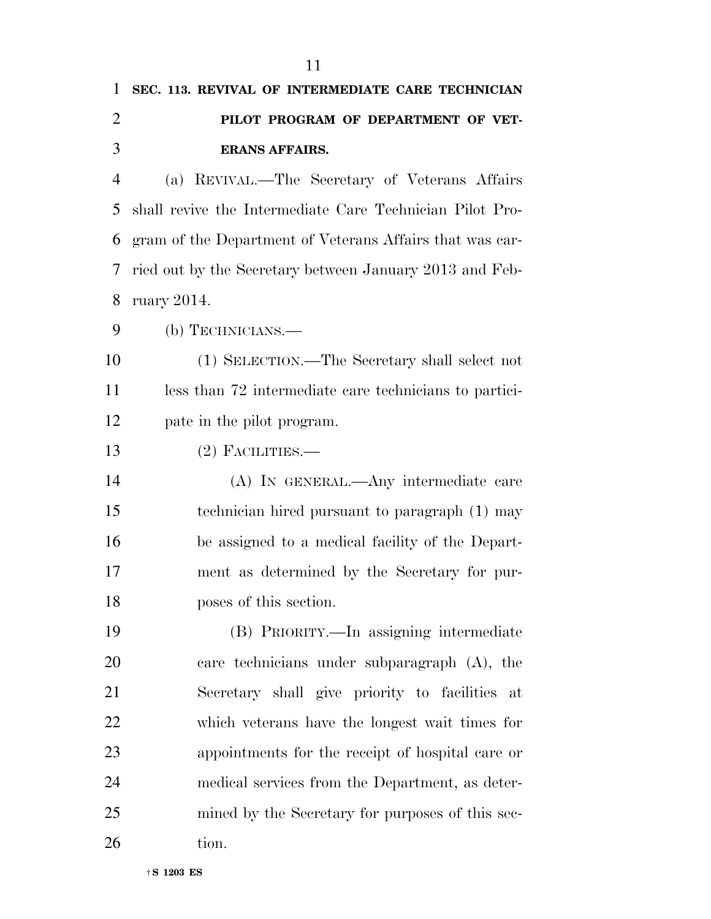**SEC. 113. REVIVAL OF INTERMEDIATE CARE TECHNICIAN PILOT PROGRAM OF DEPARTMENT OF VETERANS AFFAIRS.**

(a) REVIVAL.—The Secretary of Veterans Affairs shall revive the Intermediate Care Technician Pilot Program of the Department of Veterans Affairs that was carried out by the Secretary between January 2013 and February 2014.

(b) TECHNICIANS.—

(1) SELECTION.—The Secretary shall select not less than 72 intermediate care technicians to participate in the pilot program.

(2) FACILITIES.—

(A) IN GENERAL.—Any intermediate care technician hired pursuant to paragraph (1) may be assigned to a medical facility of the Department as determined by the Secretary for purposes of this section.

(B) PRIORITY.—In assigning intermediate care technicians under subparagraph (A), the Secretary shall give priority to facilities at which veterans have the longest wait times for appointments for the receipt of hospital care or medical services from the Department, as determined by the Secretary for purposes of this section.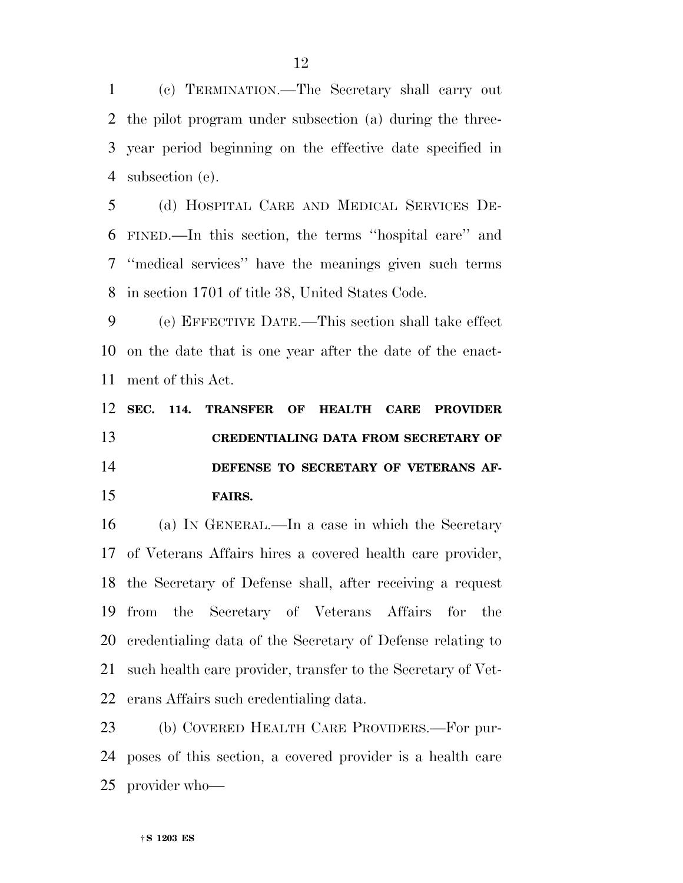(c) TERMINATION.—The Secretary shall carry out the pilot program under subsection (a) during the three-year period beginning on the effective date specified in subsection (e).

(d) HOSPITAL CARE AND MEDICAL SERVICES DEFINED.—In this section, the terms ''hospital care'' and ''medical services'' have the meanings given such terms in section 1701 of title 38, United States Code.

(e) EFFECTIVE DATE.—This section shall take effect on the date that is one year after the date of the enactment of this Act.

**SEC. 114. TRANSFER OF HEALTH CARE PROVIDER CREDENTIALING DATA FROM SECRETARY OF DEFENSE TO SECRETARY OF VETERANS AFFAIRS.**

(a) IN GENERAL.—In a case in which the Secretary of Veterans Affairs hires a covered health care provider, the Secretary of Defense shall, after receiving a request from the Secretary of Veterans Affairs for the credentialing data of the Secretary of Defense relating to such health care provider, transfer to the Secretary of Veterans Affairs such credentialing data.

(b) COVERED HEALTH CARE PROVIDERS.—For purposes of this section, a covered provider is a health care provider who—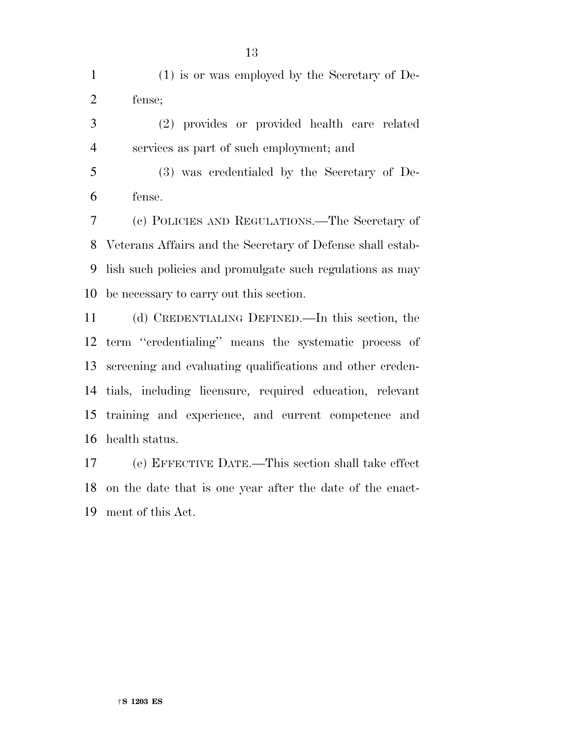(1) is or was employed by the Secretary of Defense;

(2) provides or provided health care related services as part of such employment; and

(3) was credentialed by the Secretary of Defense.

(c) POLICIES AND REGULATIONS.—The Secretary of Veterans Affairs and the Secretary of Defense shall establish such policies and promulgate such regulations as may be necessary to carry out this section.

(d) CREDENTIALING DEFINED.—In this section, the term ''credentialing'' means the systematic process of screening and evaluating qualifications and other credentials, including licensure, required education, relevant training and experience, and current competence and health status.

(e) EFFECTIVE DATE.—This section shall take effect on the date that is one year after the date of the enactment of this Act.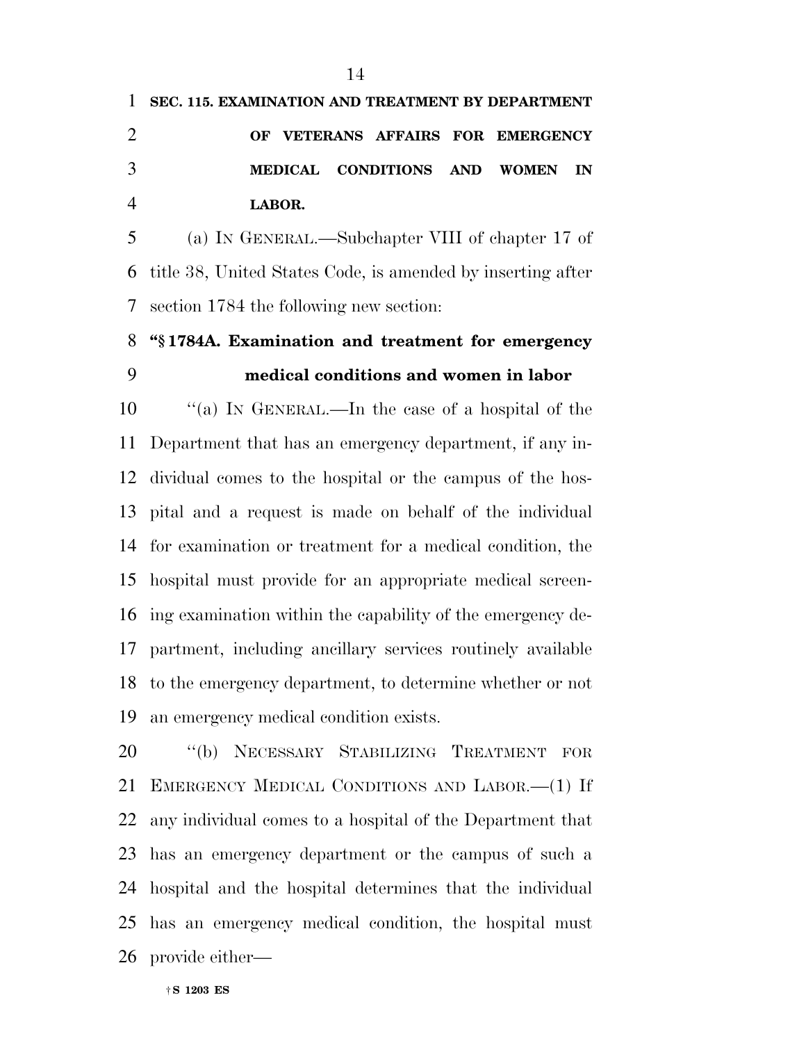**SEC. 115. EXAMINATION AND TREATMENT BY DEPARTMENT OF VETERANS AFFAIRS FOR EMERGENCY MEDICAL CONDITIONS AND WOMEN IN LABOR.**

(a) IN GENERAL.—Subchapter VIII of chapter 17 of title 38, United States Code, is amended by inserting after section 1784 the following new section:

**"§ 1784A. Examination and treatment for emergency medical conditions and women in labor**

"(a) IN GENERAL.—In the case of a hospital of the Department that has an emergency department, if any individual comes to the hospital or the campus of the hospital and a request is made on behalf of the individual for examination or treatment for a medical condition, the hospital must provide for an appropriate medical screening examination within the capability of the emergency department, including ancillary services routinely available to the emergency department, to determine whether or not an emergency medical condition exists.

"(b) NECESSARY STABILIZING TREATMENT FOR EMERGENCY MEDICAL CONDITIONS AND LABOR.—(1) If any individual comes to a hospital of the Department that has an emergency department or the campus of such a hospital and the hospital determines that the individual has an emergency medical condition, the hospital must provide either—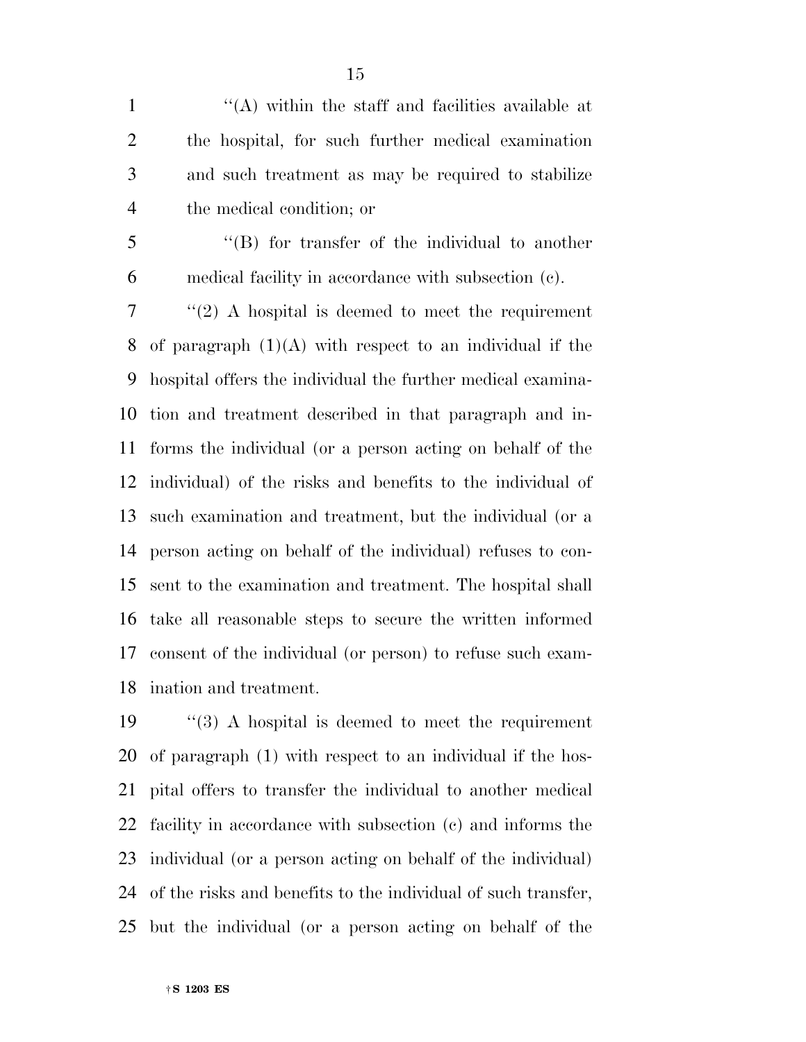''(A) within the staff and facilities available at the hospital, for such further medical examination and such treatment as may be required to stabilize the medical condition; or

''(B) for transfer of the individual to another medical facility in accordance with subsection (c).

''(2) A hospital is deemed to meet the requirement of paragraph (1)(A) with respect to an individual if the hospital offers the individual the further medical examination and treatment described in that paragraph and informs the individual (or a person acting on behalf of the individual) of the risks and benefits to the individual of such examination and treatment, but the individual (or a person acting on behalf of the individual) refuses to consent to the examination and treatment. The hospital shall take all reasonable steps to secure the written informed consent of the individual (or person) to refuse such examination and treatment.

''(3) A hospital is deemed to meet the requirement of paragraph (1) with respect to an individual if the hospital offers to transfer the individual to another medical facility in accordance with subsection (c) and informs the individual (or a person acting on behalf of the individual) of the risks and benefits to the individual of such transfer, but the individual (or a person acting on behalf of the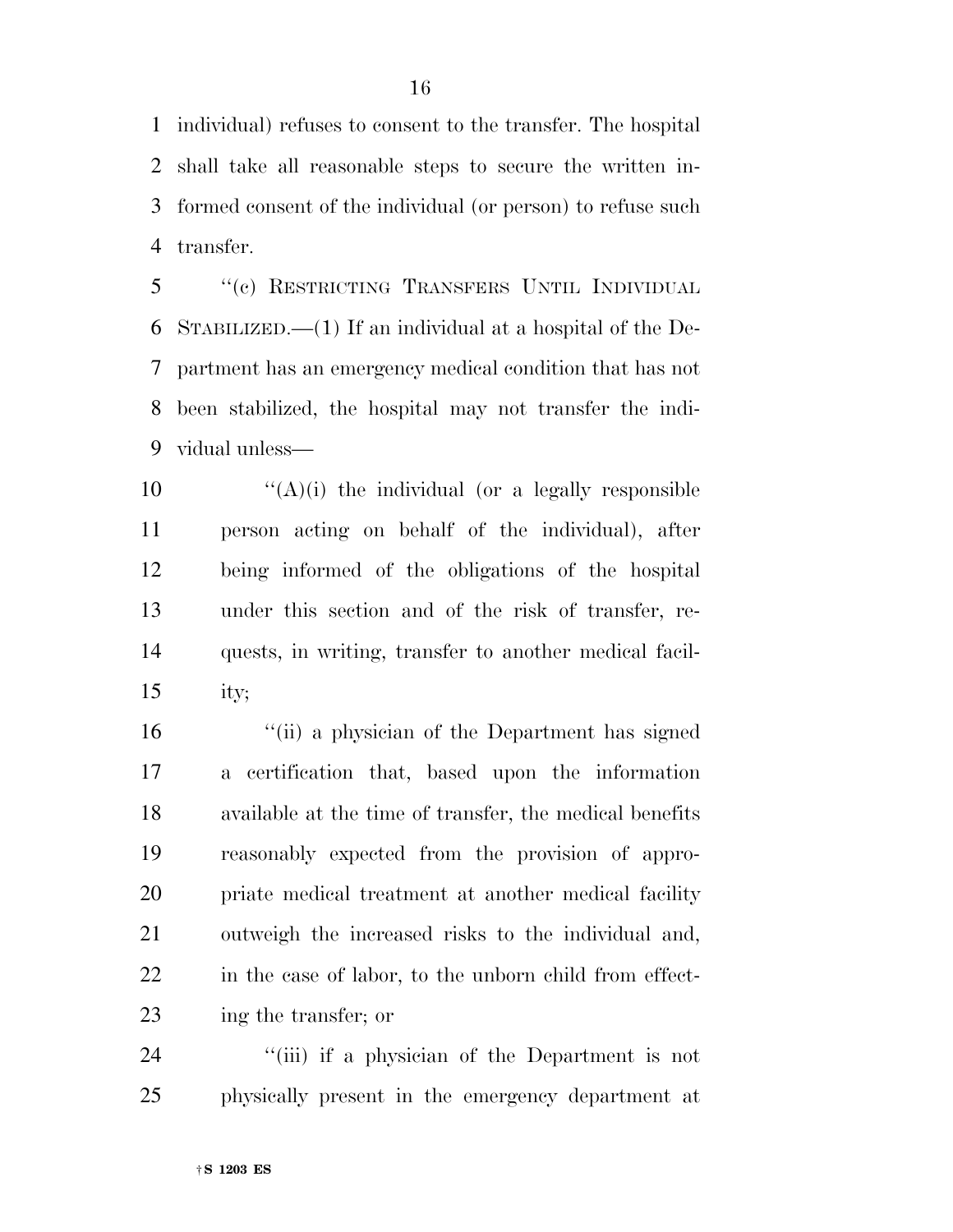individual) refuses to consent to the transfer. The hospital shall take all reasonable steps to secure the written informed consent of the individual (or person) to refuse such transfer.

"(c) RESTRICTING TRANSFERS UNTIL INDIVIDUAL STABILIZED.—(1) If an individual at a hospital of the Department has an emergency medical condition that has not been stabilized, the hospital may not transfer the individual unless—

"(A)(i) the individual (or a legally responsible person acting on behalf of the individual), after being informed of the obligations of the hospital under this section and of the risk of transfer, requests, in writing, transfer to another medical facility;

"(ii) a physician of the Department has signed a certification that, based upon the information available at the time of transfer, the medical benefits reasonably expected from the provision of appropriate medical treatment at another medical facility outweigh the increased risks to the individual and, in the case of labor, to the unborn child from effecting the transfer; or

"(iii) if a physician of the Department is not physically present in the emergency department at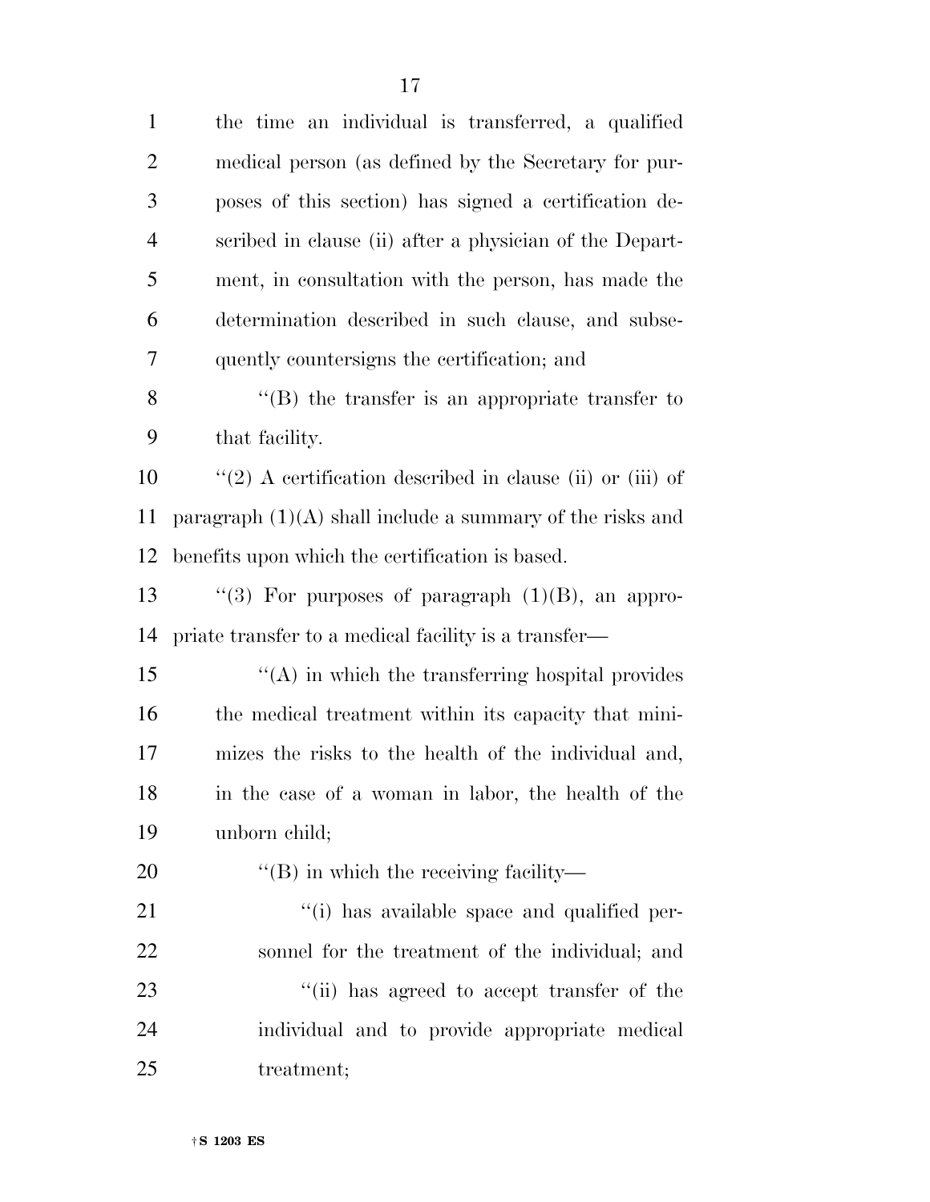the time an individual is transferred, a qualified medical person (as defined by the Secretary for purposes of this section) has signed a certification described in clause (ii) after a physician of the Department, in consultation with the person, has made the determination described in such clause, and subsequently countersigns the certification; and

''(B) the transfer is an appropriate transfer to that facility.

''(2) A certification described in clause (ii) or (iii) of paragraph (1)(A) shall include a summary of the risks and benefits upon which the certification is based.

''(3) For purposes of paragraph (1)(B), an appropriate transfer to a medical facility is a transfer—

''(A) in which the transferring hospital provides the medical treatment within its capacity that minimizes the risks to the health of the individual and, in the case of a woman in labor, the health of the unborn child;

''(B) in which the receiving facility—

''(i) has available space and qualified personnel for the treatment of the individual; and

''(ii) has agreed to accept transfer of the individual and to provide appropriate medical treatment;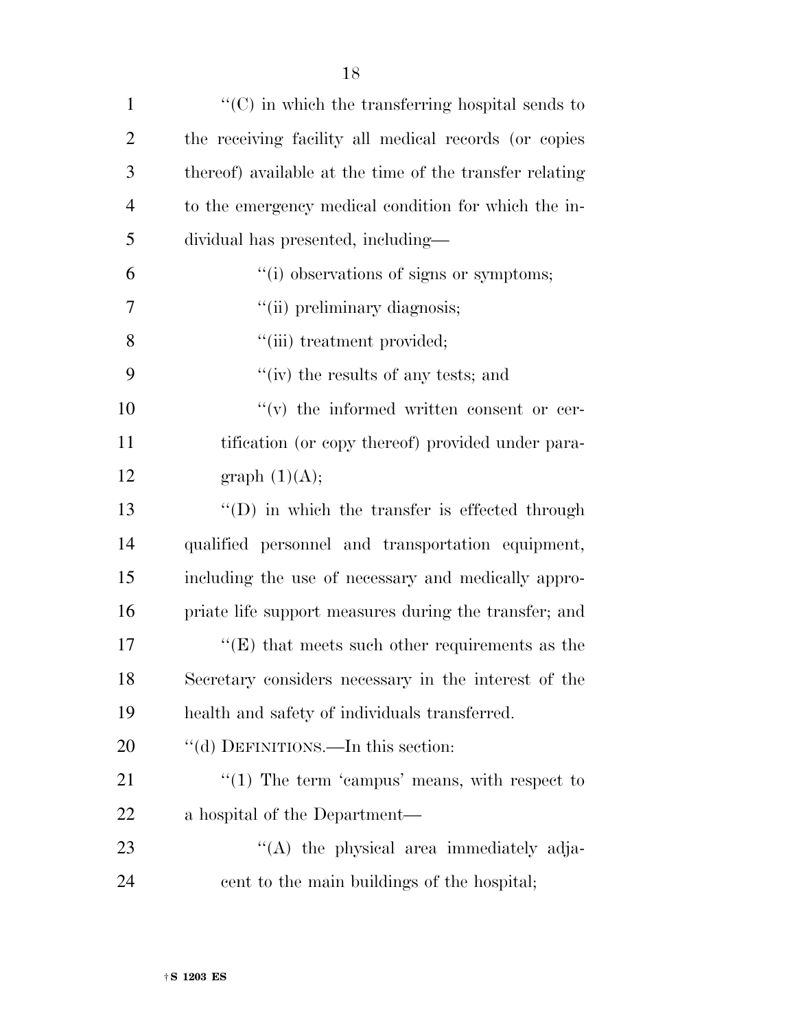''(C) in which the transferring hospital sends to the receiving facility all medical records (or copies thereof) available at the time of the transfer relating to the emergency medical condition for which the individual has presented, including—

''(i) observations of signs or symptoms;

''(ii) preliminary diagnosis;

''(iii) treatment provided;

''(iv) the results of any tests; and

''(v) the informed written consent or certification (or copy thereof) provided under paragraph (1)(A);

''(D) in which the transfer is effected through qualified personnel and transportation equipment, including the use of necessary and medically appropriate life support measures during the transfer; and

''(E) that meets such other requirements as the Secretary considers necessary in the interest of the health and safety of individuals transferred.

''(d) DEFINITIONS.—In this section:

''(1) The term 'campus' means, with respect to a hospital of the Department—

''(A) the physical area immediately adjacent to the main buildings of the hospital;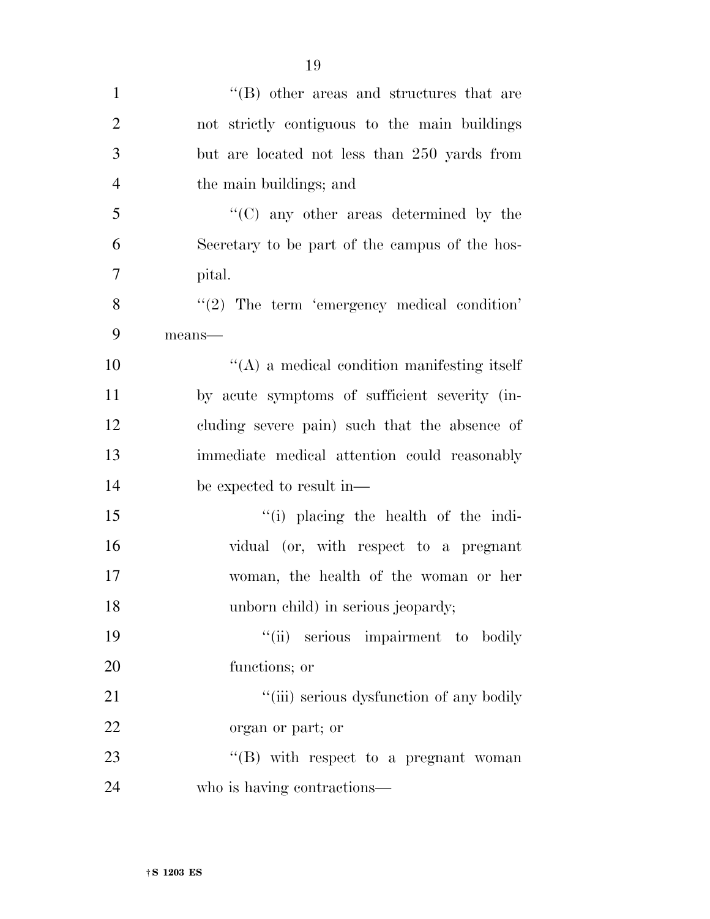''(B) other areas and structures that are not strictly contiguous to the main buildings but are located not less than 250 yards from the main buildings; and

''(C) any other areas determined by the Secretary to be part of the campus of the hospital.

''(2) The term 'emergency medical condition' means—

''(A) a medical condition manifesting itself by acute symptoms of sufficient severity (including severe pain) such that the absence of immediate medical attention could reasonably be expected to result in—

''(i) placing the health of the individual (or, with respect to a pregnant woman, the health of the woman or her unborn child) in serious jeopardy;

''(ii) serious impairment to bodily functions; or

''(iii) serious dysfunction of any bodily organ or part; or

''(B) with respect to a pregnant woman who is having contractions—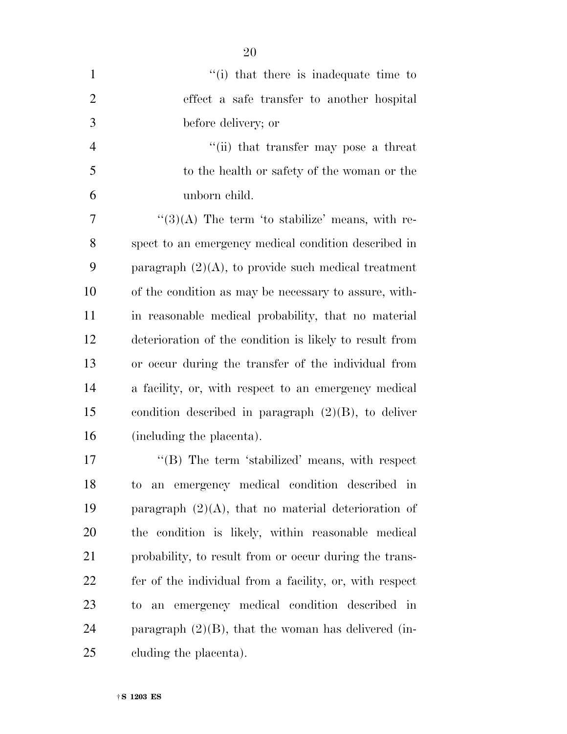"(i) that there is inadequate time to effect a safe transfer to another hospital before delivery; or

"(ii) that transfer may pose a threat to the health or safety of the woman or the unborn child.

"(3)(A) The term 'to stabilize' means, with respect to an emergency medical condition described in paragraph (2)(A), to provide such medical treatment of the condition as may be necessary to assure, within reasonable medical probability, that no material deterioration of the condition is likely to result from or occur during the transfer of the individual from a facility, or, with respect to an emergency medical condition described in paragraph (2)(B), to deliver (including the placenta).

"(B) The term 'stabilized' means, with respect to an emergency medical condition described in paragraph (2)(A), that no material deterioration of the condition is likely, within reasonable medical probability, to result from or occur during the transfer of the individual from a facility, or, with respect to an emergency medical condition described in paragraph (2)(B), that the woman has delivered (including the placenta).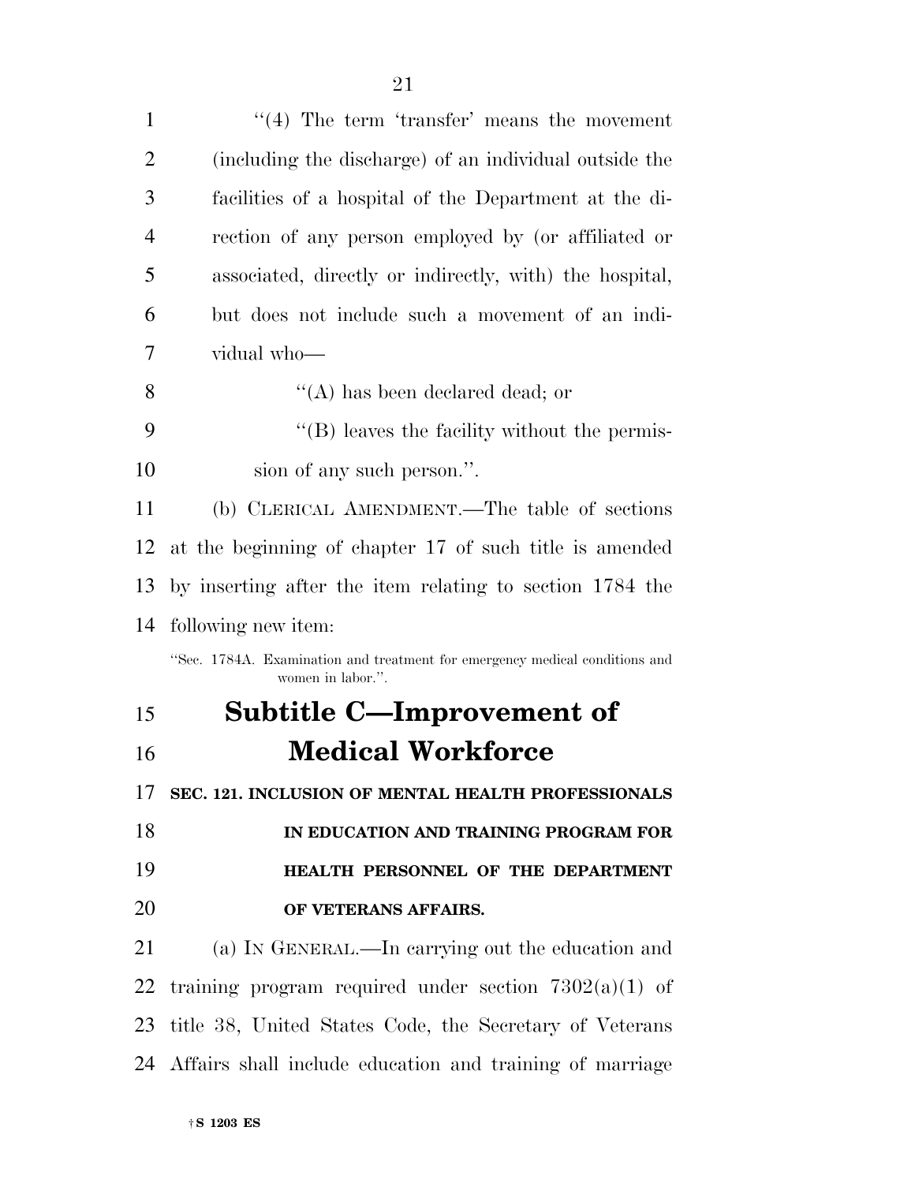"(4) The term 'transfer' means the movement (including the discharge) of an individual outside the facilities of a hospital of the Department at the direction of any person employed by (or affiliated or associated, directly or indirectly, with) the hospital, but does not include such a movement of an individual who—

"(A) has been declared dead; or

"(B) leaves the facility without the permission of any such person.".

(b) CLERICAL AMENDMENT.—The table of sections at the beginning of chapter 17 of such title is amended by inserting after the item relating to section 1784 the following new item:

"Sec. 1784A. Examination and treatment for emergency medical conditions and women in labor.".

## Subtitle C—Improvement of Medical Workforce

### SEC. 121. INCLUSION OF MENTAL HEALTH PROFESSIONALS IN EDUCATION AND TRAINING PROGRAM FOR HEALTH PERSONNEL OF THE DEPARTMENT OF VETERANS AFFAIRS.

(a) IN GENERAL.—In carrying out the education and training program required under section 7302(a)(1) of title 38, United States Code, the Secretary of Veterans Affairs shall include education and training of marriage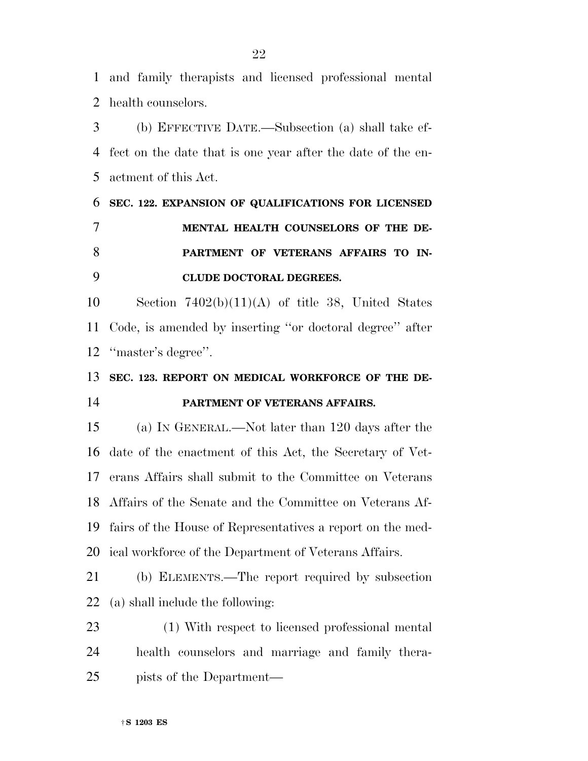and family therapists and licensed professional mental health counselors.

(b) EFFECTIVE DATE.—Subsection (a) shall take effect on the date that is one year after the date of the enactment of this Act.

**SEC. 122. EXPANSION OF QUALIFICATIONS FOR LICENSED MENTAL HEALTH COUNSELORS OF THE DEPARTMENT OF VETERANS AFFAIRS TO INCLUDE DOCTORAL DEGREES.**

Section 7402(b)(11)(A) of title 38, United States Code, is amended by inserting ''or doctoral degree'' after ''master's degree''.

**SEC. 123. REPORT ON MEDICAL WORKFORCE OF THE DEPARTMENT OF VETERANS AFFAIRS.**

(a) IN GENERAL.—Not later than 120 days after the date of the enactment of this Act, the Secretary of Veterans Affairs shall submit to the Committee on Veterans Affairs of the Senate and the Committee on Veterans Affairs of the House of Representatives a report on the medical workforce of the Department of Veterans Affairs.

(b) ELEMENTS.—The report required by subsection (a) shall include the following:

(1) With respect to licensed professional mental health counselors and marriage and family therapists of the Department—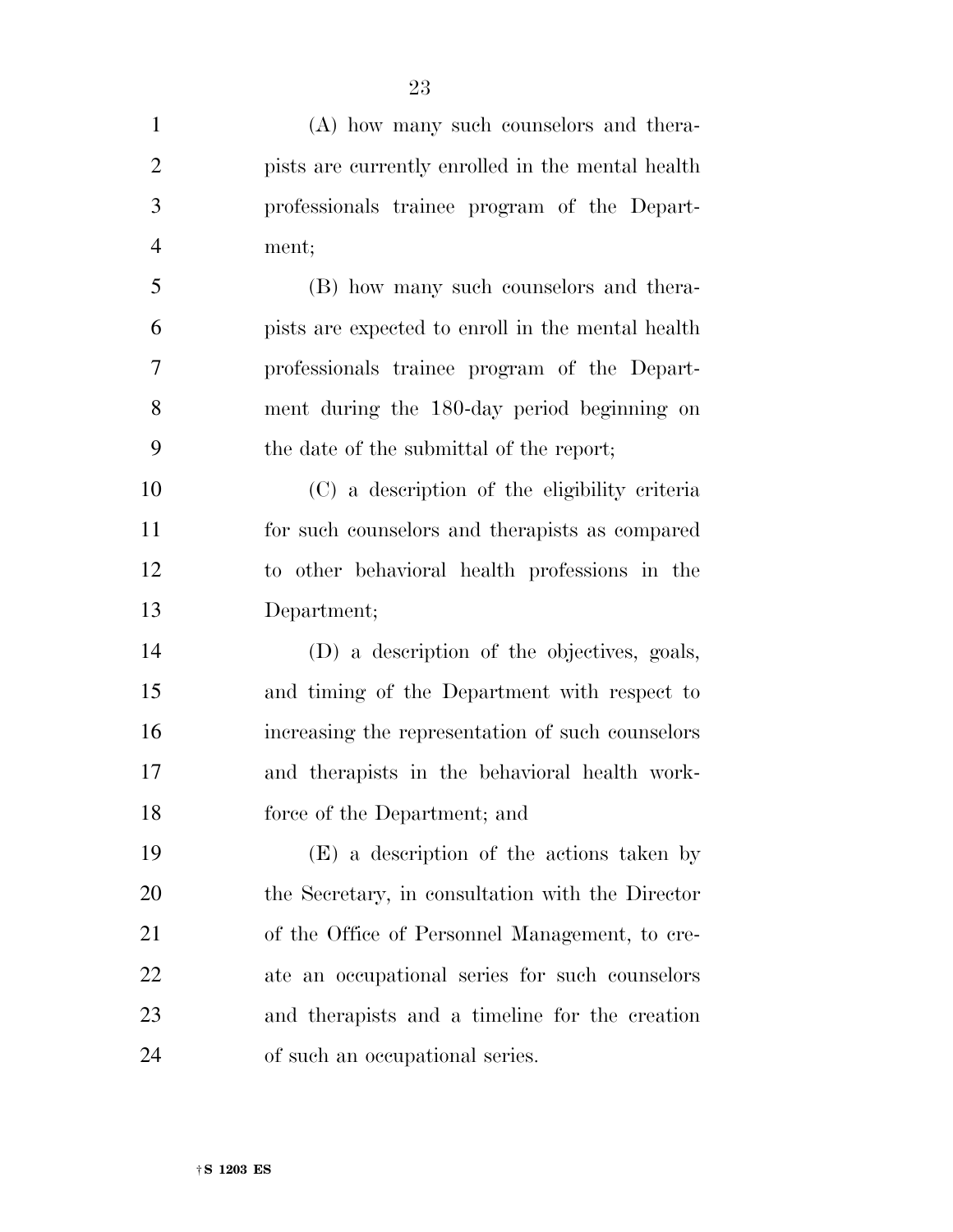(A) how many such counselors and therapists are currently enrolled in the mental health professionals trainee program of the Department;

(B) how many such counselors and therapists are expected to enroll in the mental health professionals trainee program of the Department during the 180-day period beginning on the date of the submittal of the report;

(C) a description of the eligibility criteria for such counselors and therapists as compared to other behavioral health professions in the Department;

(D) a description of the objectives, goals, and timing of the Department with respect to increasing the representation of such counselors and therapists in the behavioral health workforce of the Department; and

(E) a description of the actions taken by the Secretary, in consultation with the Director of the Office of Personnel Management, to create an occupational series for such counselors and therapists and a timeline for the creation of such an occupational series.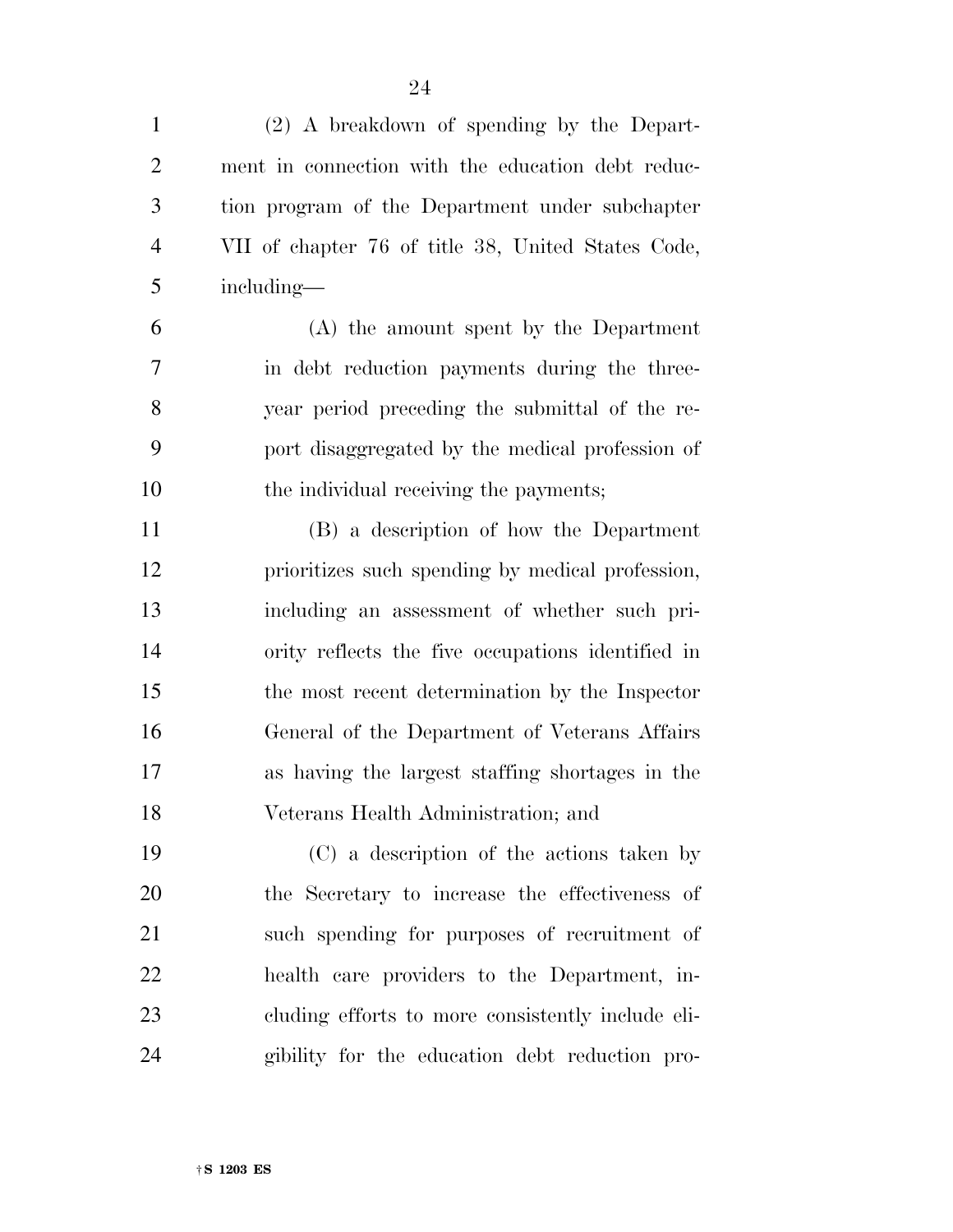(2) A breakdown of spending by the Department in connection with the education debt reduction program of the Department under subchapter VII of chapter 76 of title 38, United States Code, including—

(A) the amount spent by the Department in debt reduction payments during the three-year period preceding the submittal of the report disaggregated by the medical profession of the individual receiving the payments;

(B) a description of how the Department prioritizes such spending by medical profession, including an assessment of whether such priority reflects the five occupations identified in the most recent determination by the Inspector General of the Department of Veterans Affairs as having the largest staffing shortages in the Veterans Health Administration; and

(C) a description of the actions taken by the Secretary to increase the effectiveness of such spending for purposes of recruitment of health care providers to the Department, including efforts to more consistently include eligibility for the education debt reduction pro-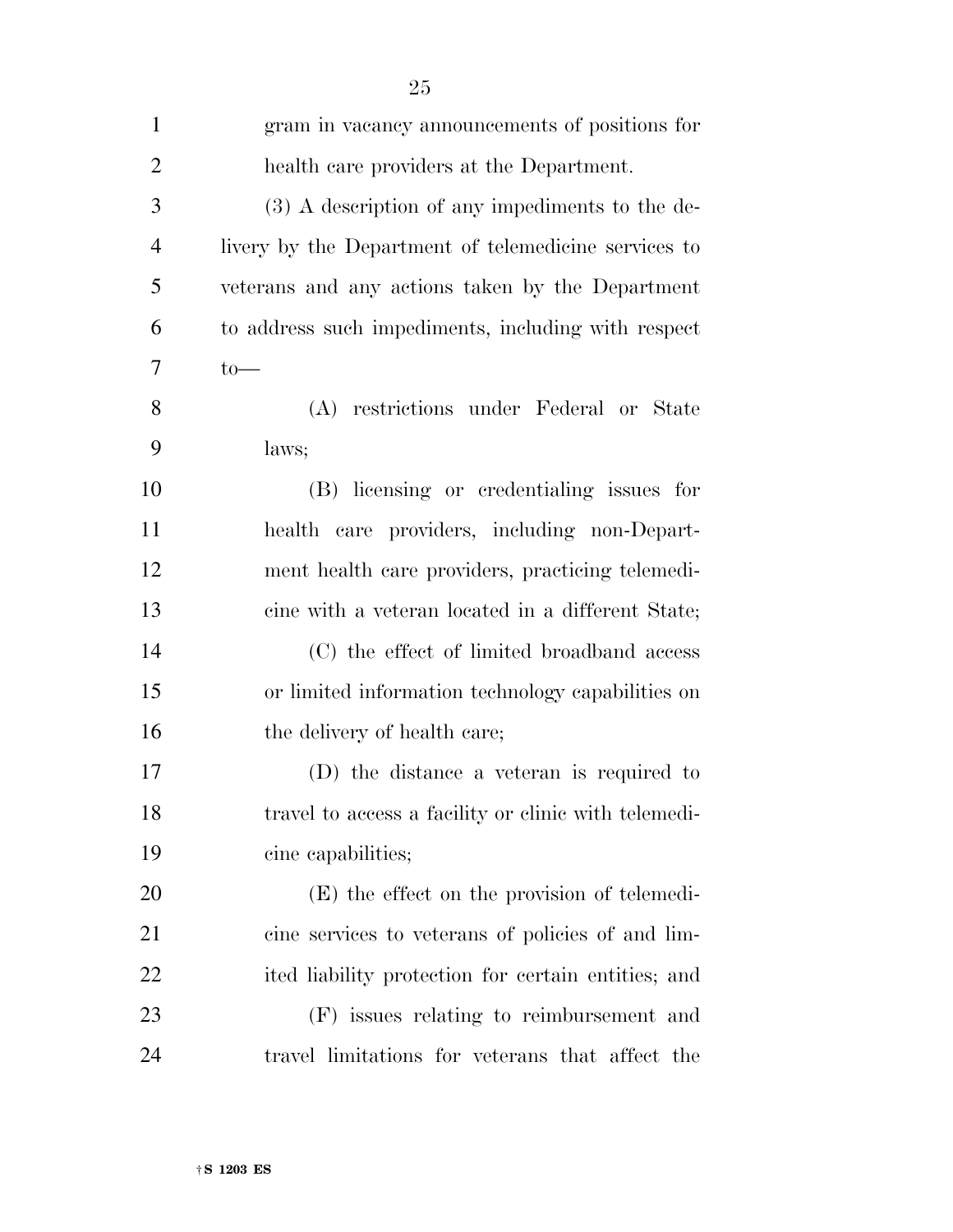gram in vacancy announcements of positions for health care providers at the Department.

(3) A description of any impediments to the delivery by the Department of telemedicine services to veterans and any actions taken by the Department to address such impediments, including with respect to—

(A) restrictions under Federal or State laws;

(B) licensing or credentialing issues for health care providers, including non-Department health care providers, practicing telemedicine with a veteran located in a different State;

(C) the effect of limited broadband access or limited information technology capabilities on the delivery of health care;

(D) the distance a veteran is required to travel to access a facility or clinic with telemedicine capabilities;

(E) the effect on the provision of telemedicine services to veterans of policies of and limited liability protection for certain entities; and

(F) issues relating to reimbursement and travel limitations for veterans that affect the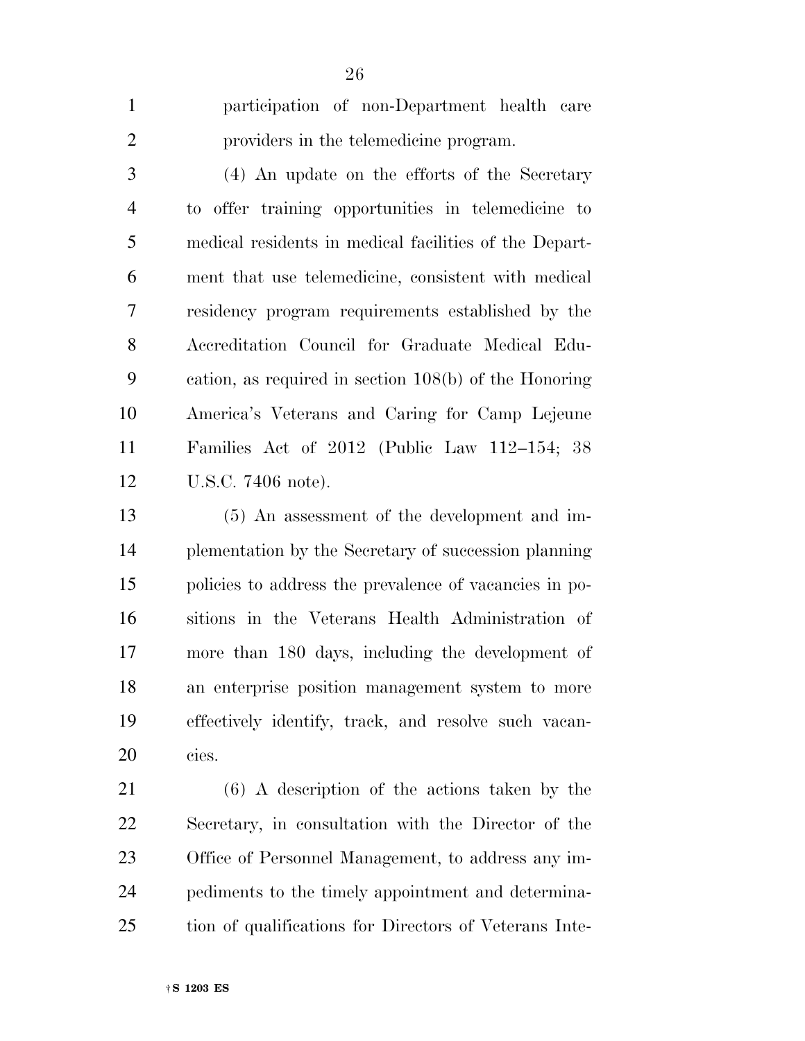participation of non-Department health care providers in the telemedicine program.

(4) An update on the efforts of the Secretary to offer training opportunities in telemedicine to medical residents in medical facilities of the Department that use telemedicine, consistent with medical residency program requirements established by the Accreditation Council for Graduate Medical Education, as required in section 108(b) of the Honoring America's Veterans and Caring for Camp Lejeune Families Act of 2012 (Public Law 112–154; 38 U.S.C. 7406 note).

(5) An assessment of the development and implementation by the Secretary of succession planning policies to address the prevalence of vacancies in positions in the Veterans Health Administration of more than 180 days, including the development of an enterprise position management system to more effectively identify, track, and resolve such vacancies.

(6) A description of the actions taken by the Secretary, in consultation with the Director of the Office of Personnel Management, to address any impediments to the timely appointment and determination of qualifications for Directors of Veterans Inte-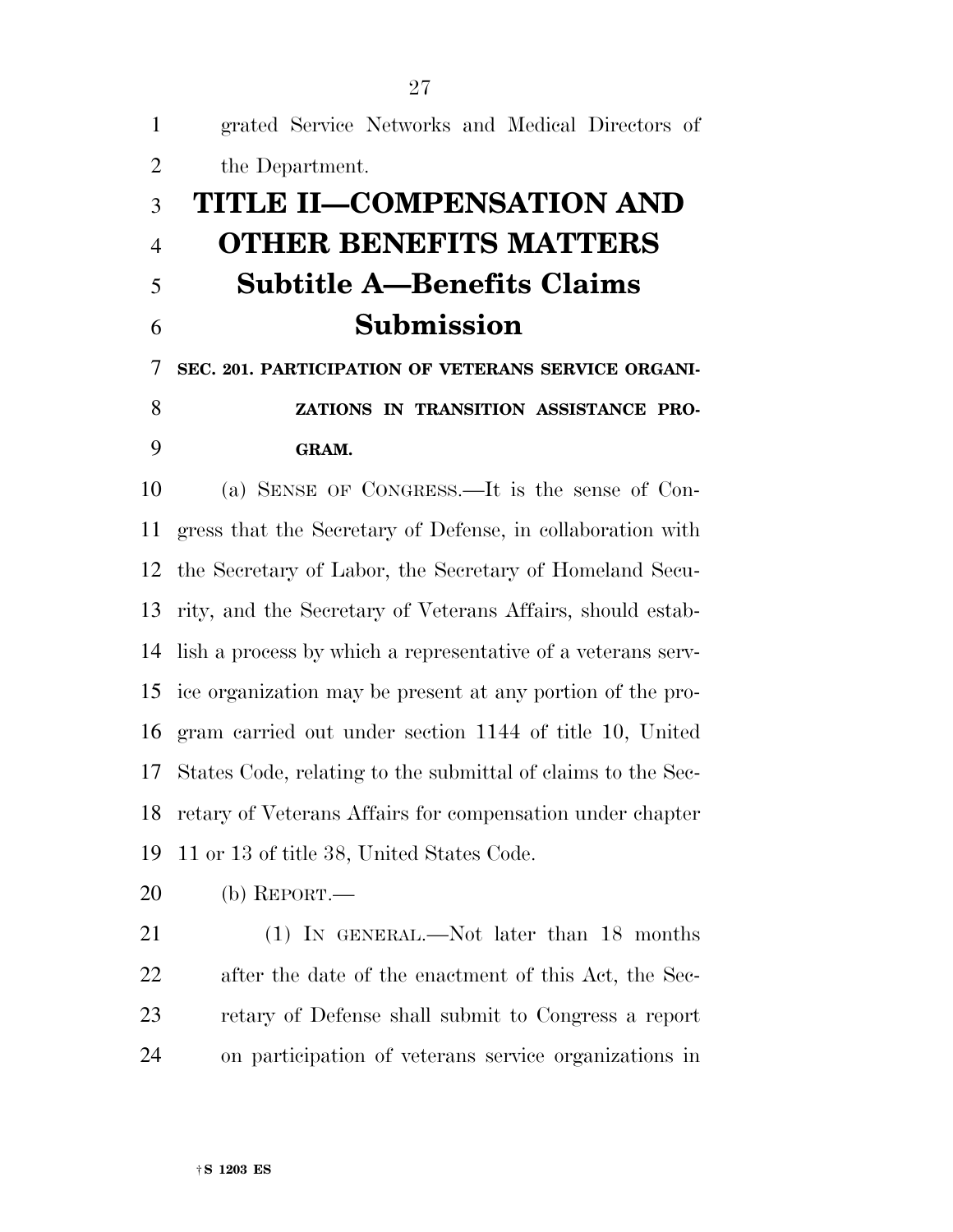grated Service Networks and Medical Directors of the Department.

# TITLE II—COMPENSATION AND OTHER BENEFITS MATTERS

## Subtitle A—Benefits Claims Submission

### SEC. 201. PARTICIPATION OF VETERANS SERVICE ORGANIZATIONS IN TRANSITION ASSISTANCE PROGRAM.

(a) SENSE OF CONGRESS.—It is the sense of Congress that the Secretary of Defense, in collaboration with the Secretary of Labor, the Secretary of Homeland Security, and the Secretary of Veterans Affairs, should establish a process by which a representative of a veterans service organization may be present at any portion of the program carried out under section 1144 of title 10, United States Code, relating to the submittal of claims to the Secretary of Veterans Affairs for compensation under chapter 11 or 13 of title 38, United States Code.

(b) REPORT.—

(1) IN GENERAL.—Not later than 18 months after the date of the enactment of this Act, the Secretary of Defense shall submit to Congress a report on participation of veterans service organizations in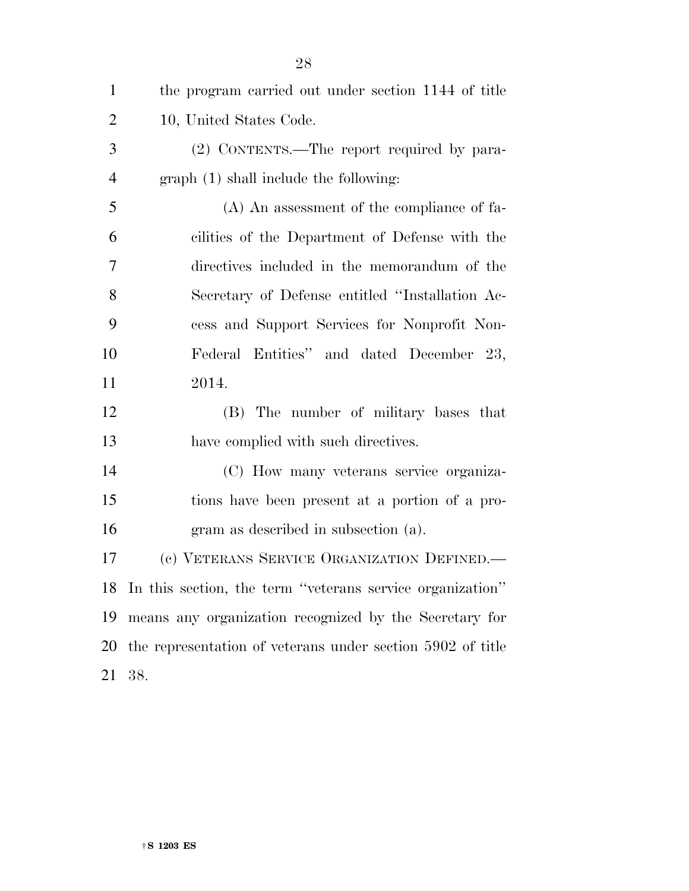the program carried out under section 1144 of title 10, United States Code.

(2) CONTENTS.—The report required by paragraph (1) shall include the following:

(A) An assessment of the compliance of facilities of the Department of Defense with the directives included in the memorandum of the Secretary of Defense entitled "Installation Access and Support Services for Nonprofit Non-Federal Entities" and dated December 23, 2014.

(B) The number of military bases that have complied with such directives.

(C) How many veterans service organizations have been present at a portion of a program as described in subsection (a).

(c) VETERANS SERVICE ORGANIZATION DEFINED.—In this section, the term "veterans service organization" means any organization recognized by the Secretary for the representation of veterans under section 5902 of title 38.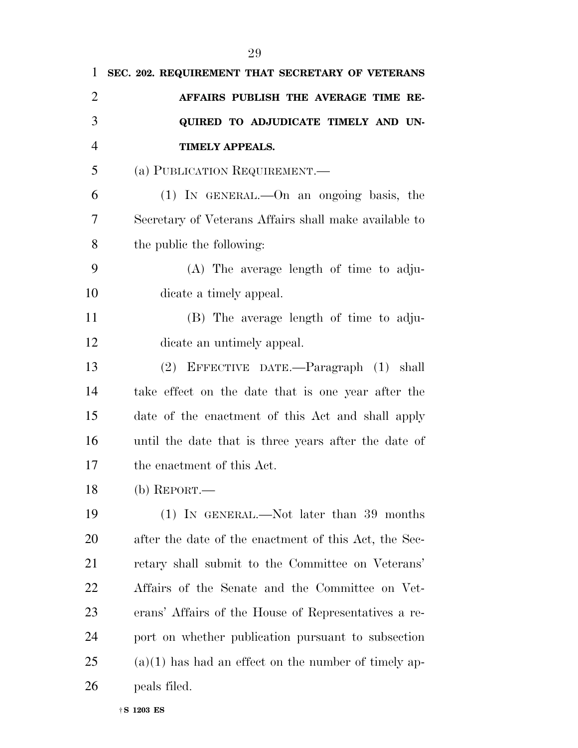**SEC. 202. REQUIREMENT THAT SECRETARY OF VETERANS AFFAIRS PUBLISH THE AVERAGE TIME REQUIRED TO ADJUDICATE TIMELY AND UNTIMELY APPEALS.**

(a) PUBLICATION REQUIREMENT.—

(1) IN GENERAL.—On an ongoing basis, the Secretary of Veterans Affairs shall make available to the public the following:

(A) The average length of time to adjudicate a timely appeal.

(B) The average length of time to adjudicate an untimely appeal.

(2) EFFECTIVE DATE.—Paragraph (1) shall take effect on the date that is one year after the date of the enactment of this Act and shall apply until the date that is three years after the date of the enactment of this Act.

(b) REPORT.—

(1) IN GENERAL.—Not later than 39 months after the date of the enactment of this Act, the Secretary shall submit to the Committee on Veterans' Affairs of the Senate and the Committee on Veterans' Affairs of the House of Representatives a report on whether publication pursuant to subsection (a)(1) has had an effect on the number of timely appeals filed.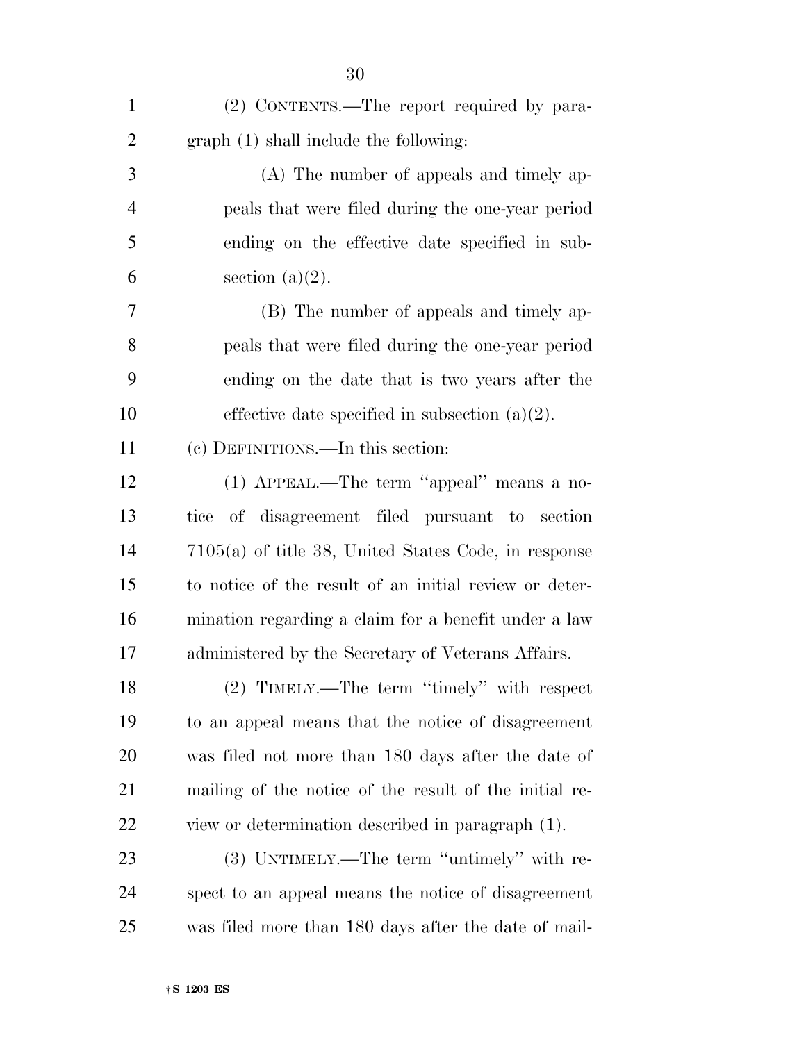(2) CONTENTS.—The report required by paragraph (1) shall include the following:

(A) The number of appeals and timely appeals that were filed during the one-year period ending on the effective date specified in subsection (a)(2).

(B) The number of appeals and timely appeals that were filed during the one-year period ending on the date that is two years after the effective date specified in subsection (a)(2).

(c) DEFINITIONS.—In this section:

(1) APPEAL.—The term ''appeal'' means a notice of disagreement filed pursuant to section 7105(a) of title 38, United States Code, in response to notice of the result of an initial review or determination regarding a claim for a benefit under a law administered by the Secretary of Veterans Affairs.

(2) TIMELY.—The term ''timely'' with respect to an appeal means that the notice of disagreement was filed not more than 180 days after the date of mailing of the notice of the result of the initial review or determination described in paragraph (1).

(3) UNTIMELY.—The term ''untimely'' with respect to an appeal means the notice of disagreement was filed more than 180 days after the date of mail-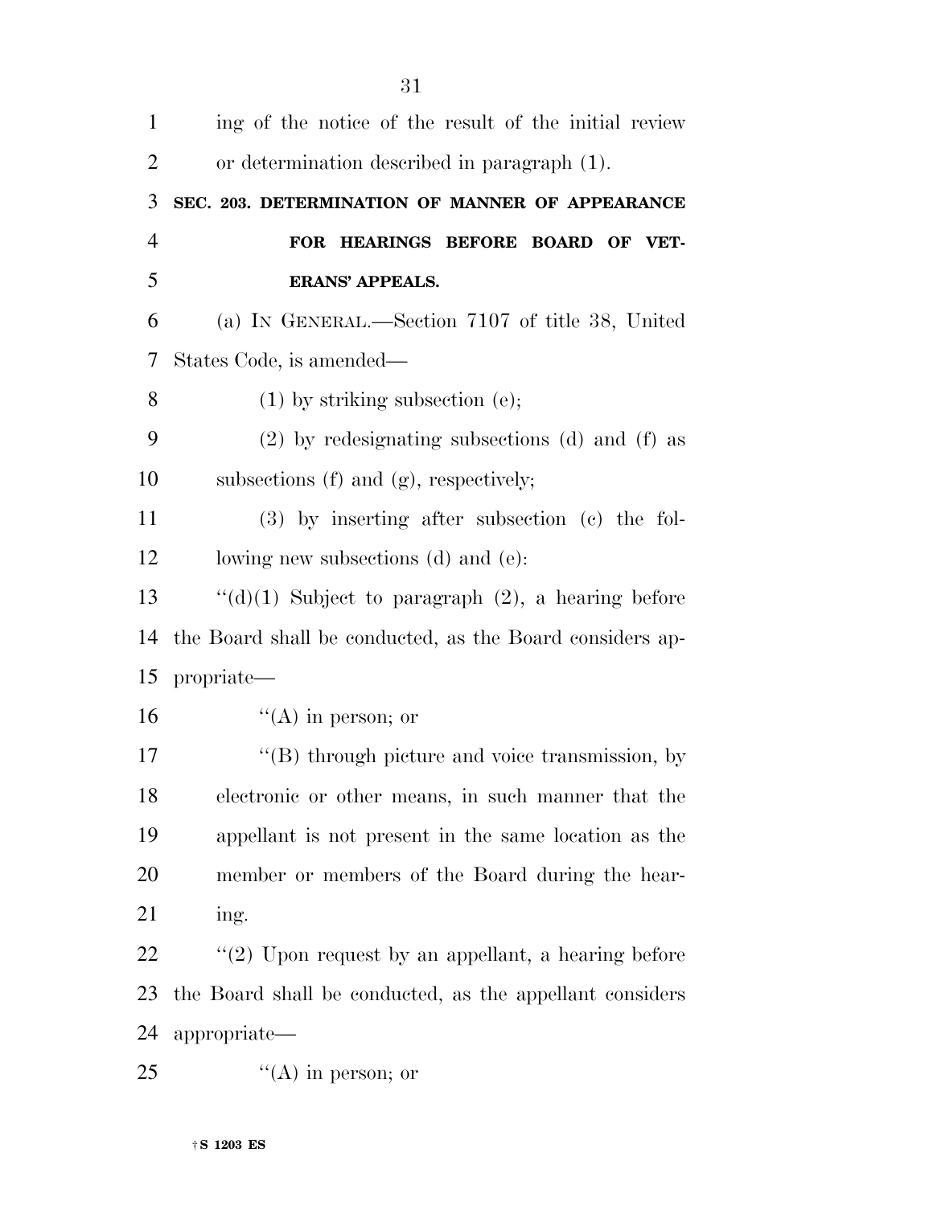ing of the notice of the result of the initial review or determination described in paragraph (1).

### SEC. 203. DETERMINATION OF MANNER OF APPEARANCE FOR HEARINGS BEFORE BOARD OF VETERANS' APPEALS.

(a) IN GENERAL.—Section 7107 of title 38, United States Code, is amended—

(1) by striking subsection (e);

(2) by redesignating subsections (d) and (f) as subsections (f) and (g), respectively;

(3) by inserting after subsection (c) the following new subsections (d) and (e):

"(d)(1) Subject to paragraph (2), a hearing before the Board shall be conducted, as the Board considers appropriate—

"(A) in person; or

"(B) through picture and voice transmission, by electronic or other means, in such manner that the appellant is not present in the same location as the member or members of the Board during the hearing.

"(2) Upon request by an appellant, a hearing before the Board shall be conducted, as the appellant considers appropriate—

"(A) in person; or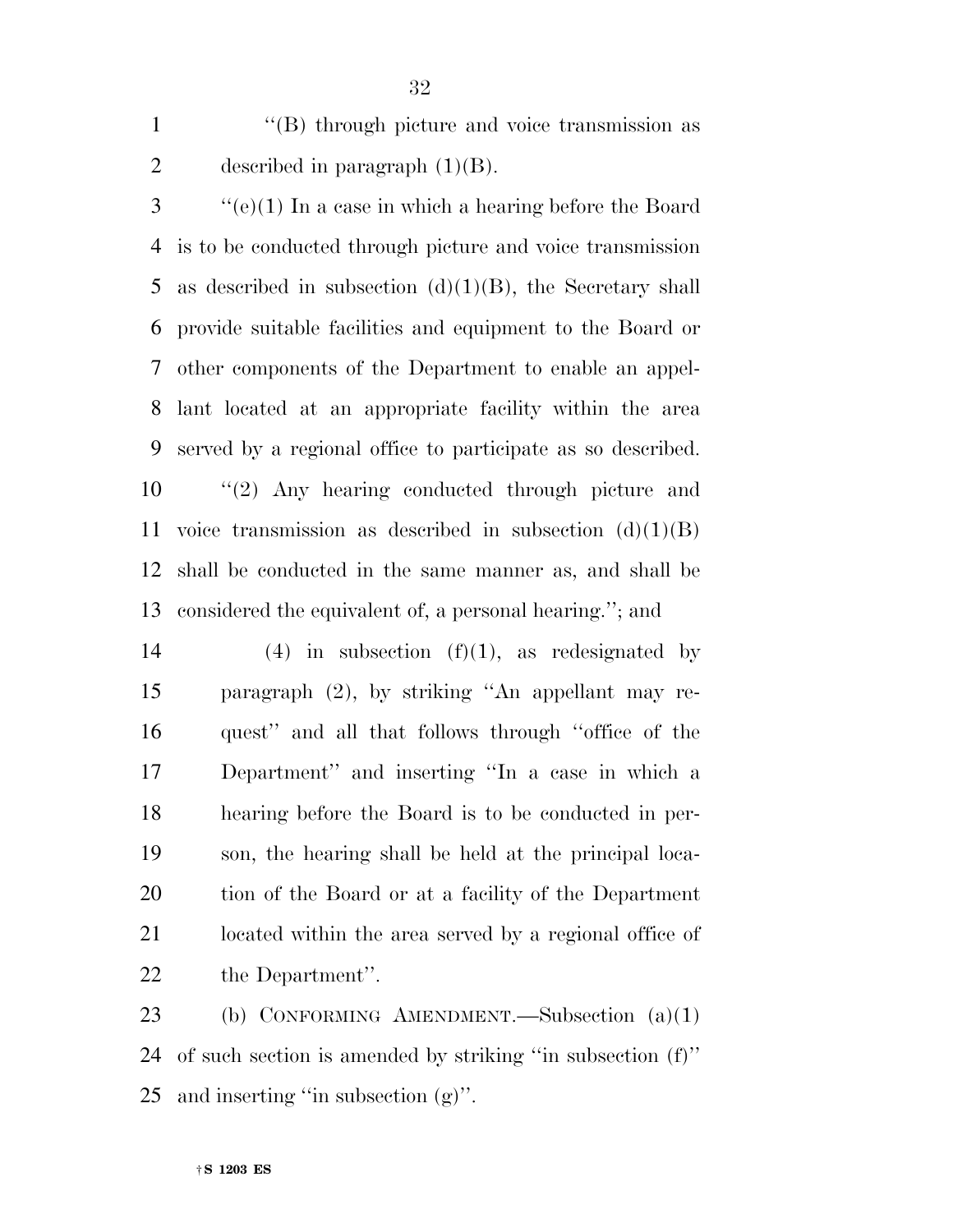''(B) through picture and voice transmission as described in paragraph (1)(B).

''(e)(1) In a case in which a hearing before the Board is to be conducted through picture and voice transmission as described in subsection (d)(1)(B), the Secretary shall provide suitable facilities and equipment to the Board or other components of the Department to enable an appellant located at an appropriate facility within the area served by a regional office to participate as so described.

''(2) Any hearing conducted through picture and voice transmission as described in subsection (d)(1)(B) shall be conducted in the same manner as, and shall be considered the equivalent of, a personal hearing.''; and

(4) in subsection (f)(1), as redesignated by paragraph (2), by striking ''An appellant may request'' and all that follows through ''office of the Department'' and inserting ''In a case in which a hearing before the Board is to be conducted in person, the hearing shall be held at the principal location of the Board or at a facility of the Department located within the area served by a regional office of the Department''.

(b) CONFORMING AMENDMENT.—Subsection (a)(1) of such section is amended by striking ''in subsection (f)'' and inserting ''in subsection (g)''.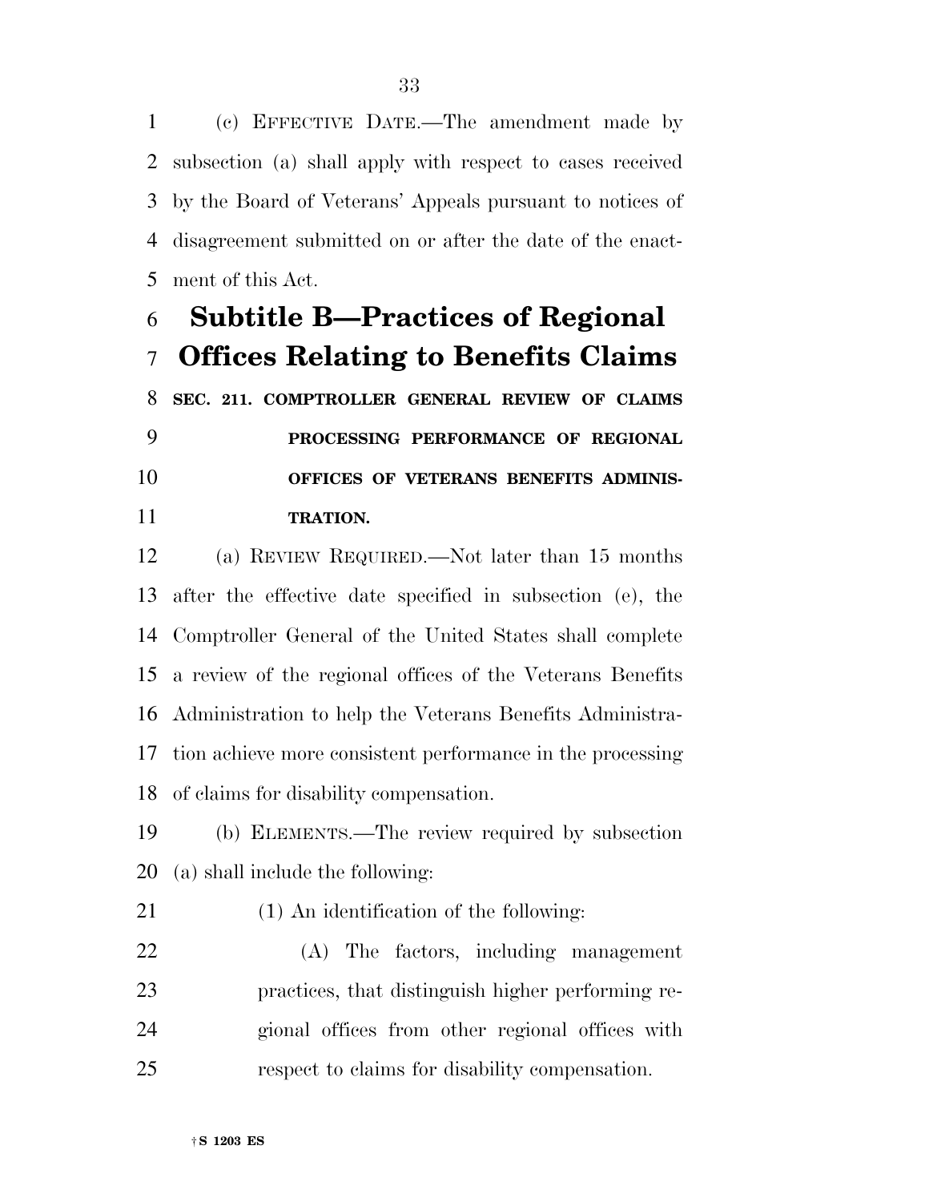(c) EFFECTIVE DATE.—The amendment made by subsection (a) shall apply with respect to cases received by the Board of Veterans' Appeals pursuant to notices of disagreement submitted on or after the date of the enactment of this Act.

## Subtitle B—Practices of Regional Offices Relating to Benefits Claims

### SEC. 211. COMPTROLLER GENERAL REVIEW OF CLAIMS PROCESSING PERFORMANCE OF REGIONAL OFFICES OF VETERANS BENEFITS ADMINISTRATION.

(a) REVIEW REQUIRED.—Not later than 15 months after the effective date specified in subsection (e), the Comptroller General of the United States shall complete a review of the regional offices of the Veterans Benefits Administration to help the Veterans Benefits Administration achieve more consistent performance in the processing of claims for disability compensation.

(b) ELEMENTS.—The review required by subsection (a) shall include the following:

(1) An identification of the following:

(A) The factors, including management practices, that distinguish higher performing regional offices from other regional offices with respect to claims for disability compensation.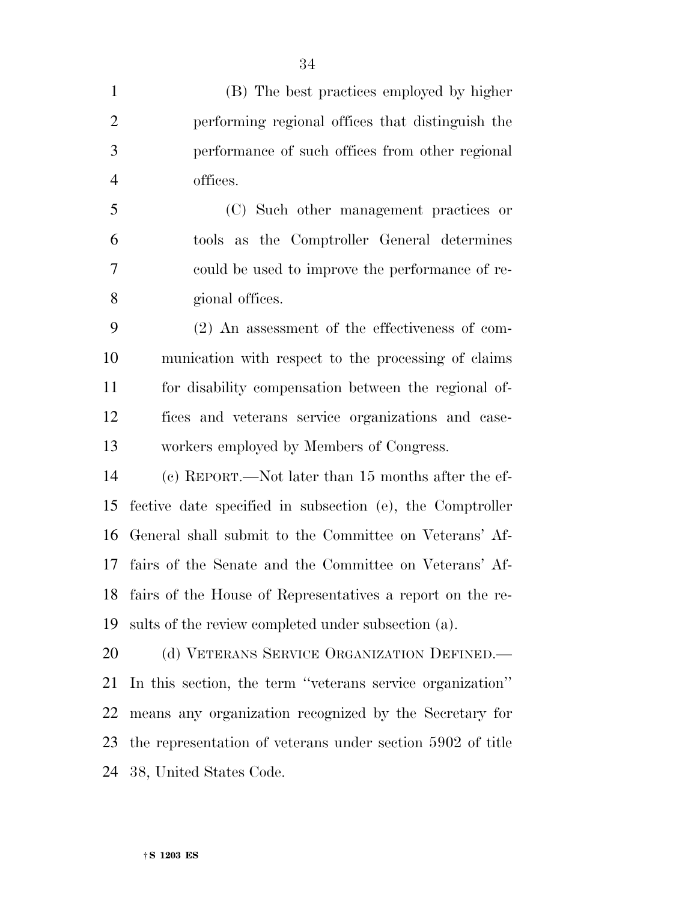(B) The best practices employed by higher performing regional offices that distinguish the performance of such offices from other regional offices.

(C) Such other management practices or tools as the Comptroller General determines could be used to improve the performance of regional offices.

(2) An assessment of the effectiveness of communication with respect to the processing of claims for disability compensation between the regional offices and veterans service organizations and caseworkers employed by Members of Congress.

(c) REPORT.—Not later than 15 months after the effective date specified in subsection (e), the Comptroller General shall submit to the Committee on Veterans' Affairs of the Senate and the Committee on Veterans' Affairs of the House of Representatives a report on the results of the review completed under subsection (a).

(d) VETERANS SERVICE ORGANIZATION DEFINED.—In this section, the term ''veterans service organization'' means any organization recognized by the Secretary for the representation of veterans under section 5902 of title 38, United States Code.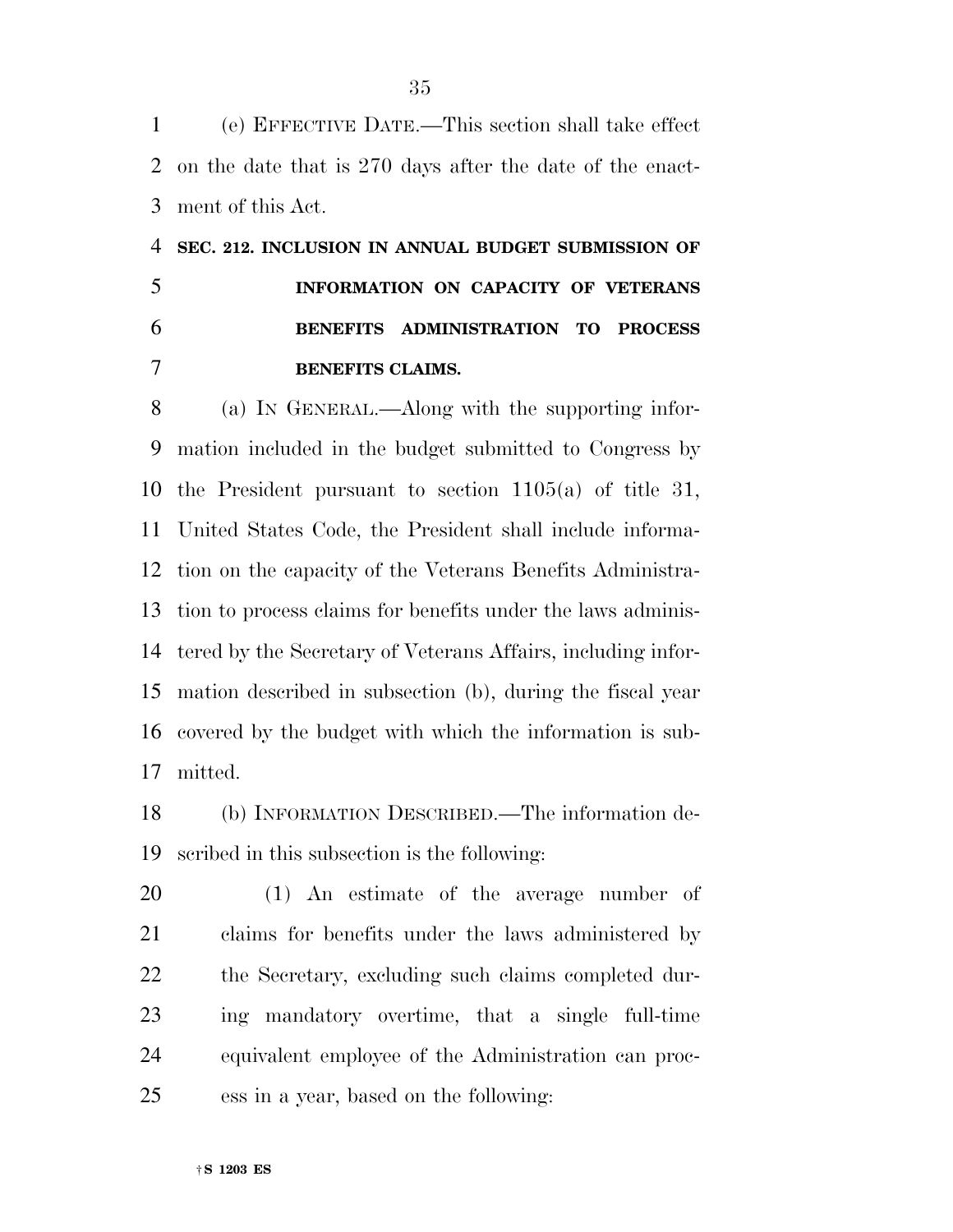(e) EFFECTIVE DATE.—This section shall take effect on the date that is 270 days after the date of the enactment of this Act.

**SEC. 212. INCLUSION IN ANNUAL BUDGET SUBMISSION OF INFORMATION ON CAPACITY OF VETERANS BENEFITS ADMINISTRATION TO PROCESS BENEFITS CLAIMS.**

(a) IN GENERAL.—Along with the supporting information included in the budget submitted to Congress by the President pursuant to section 1105(a) of title 31, United States Code, the President shall include information on the capacity of the Veterans Benefits Administration to process claims for benefits under the laws administered by the Secretary of Veterans Affairs, including information described in subsection (b), during the fiscal year covered by the budget with which the information is submitted.

(b) INFORMATION DESCRIBED.—The information described in this subsection is the following:

(1) An estimate of the average number of claims for benefits under the laws administered by the Secretary, excluding such claims completed during mandatory overtime, that a single full-time equivalent employee of the Administration can process in a year, based on the following: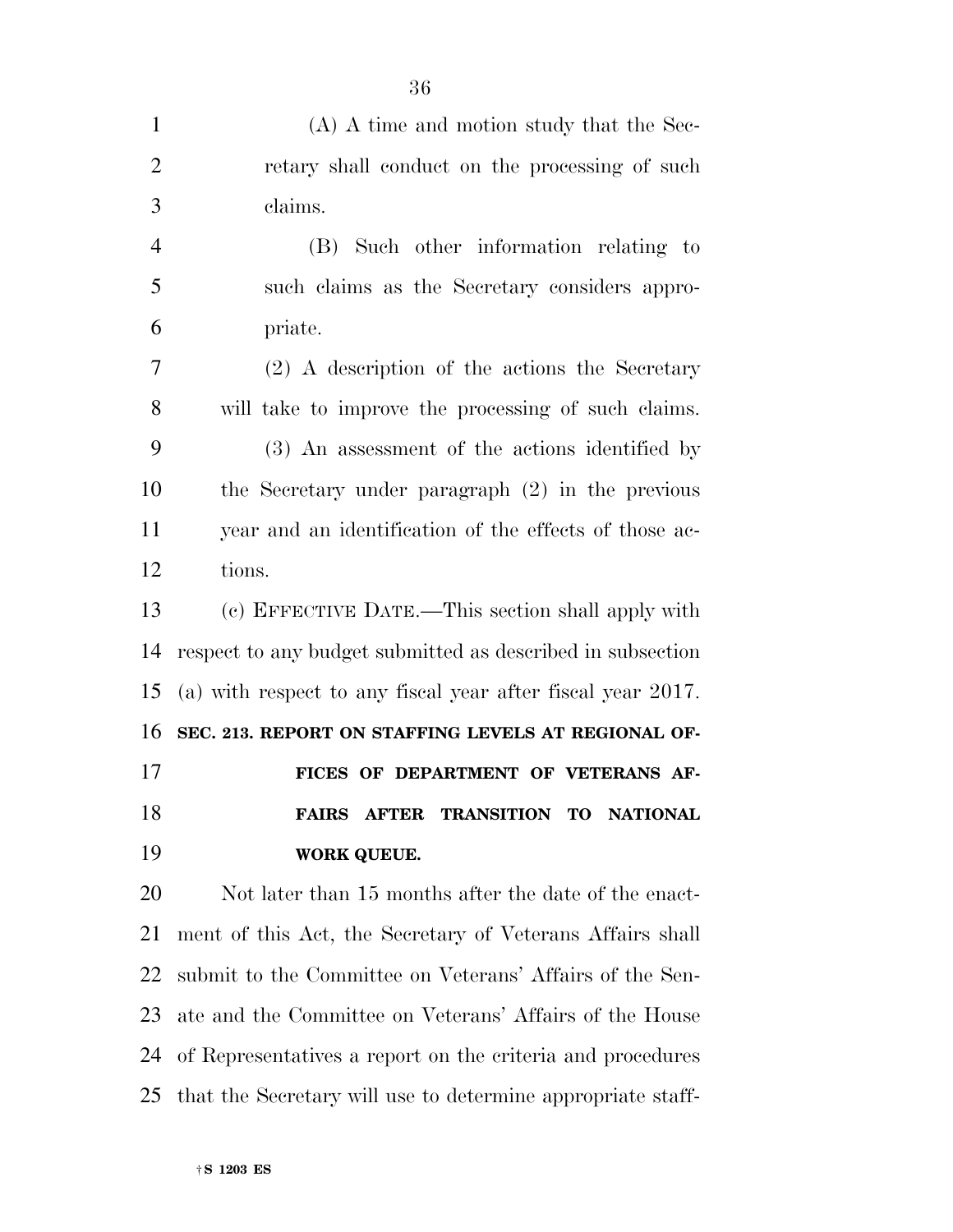(A) A time and motion study that the Secretary shall conduct on the processing of such claims.

(B) Such other information relating to such claims as the Secretary considers appropriate.

(2) A description of the actions the Secretary will take to improve the processing of such claims.

(3) An assessment of the actions identified by the Secretary under paragraph (2) in the previous year and an identification of the effects of those actions.

(c) EFFECTIVE DATE.—This section shall apply with respect to any budget submitted as described in subsection (a) with respect to any fiscal year after fiscal year 2017.

**SEC. 213. REPORT ON STAFFING LEVELS AT REGIONAL OFFICES OF DEPARTMENT OF VETERANS AFFAIRS AFTER TRANSITION TO NATIONAL WORK QUEUE.**

Not later than 15 months after the date of the enactment of this Act, the Secretary of Veterans Affairs shall submit to the Committee on Veterans' Affairs of the Senate and the Committee on Veterans' Affairs of the House of Representatives a report on the criteria and procedures that the Secretary will use to determine appropriate staff-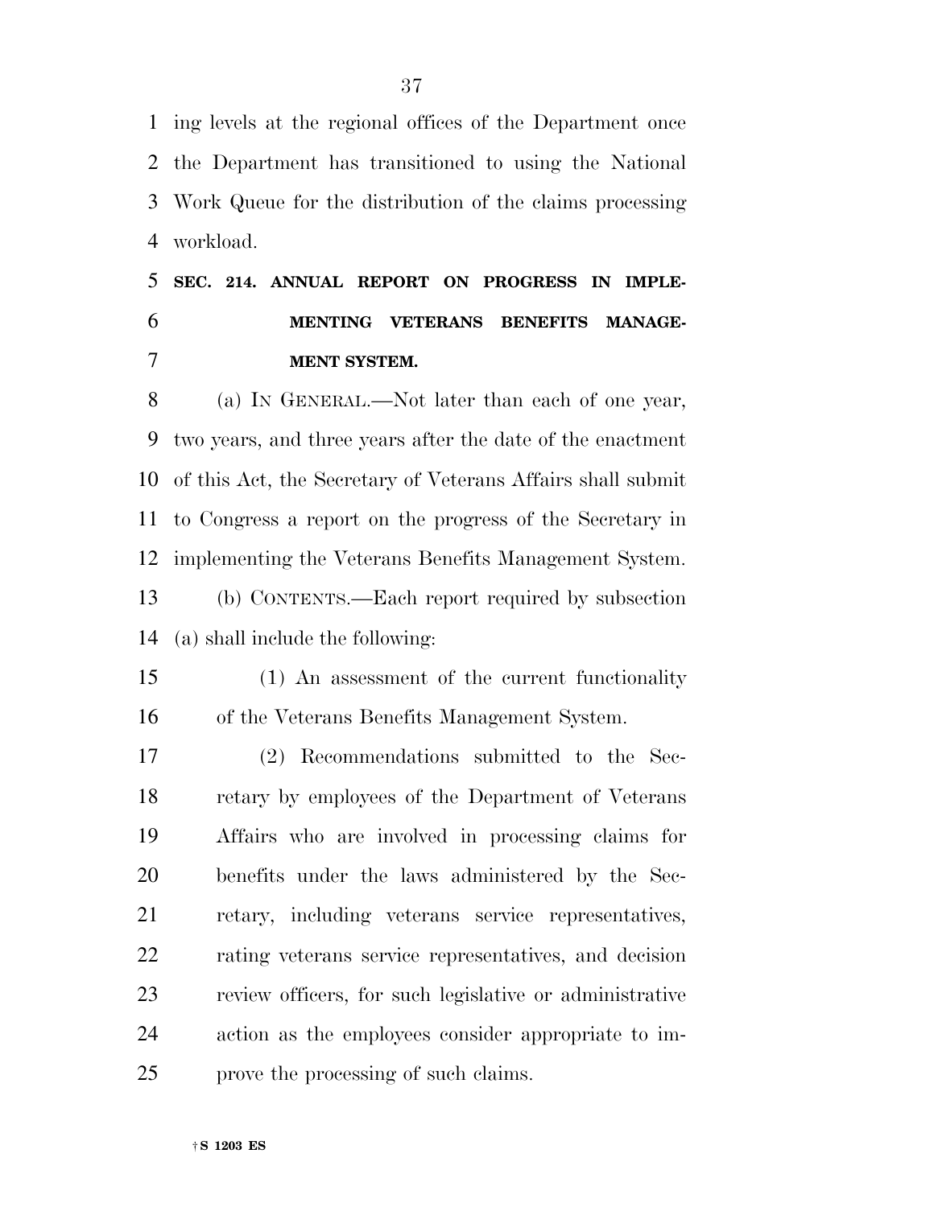ing levels at the regional offices of the Department once the Department has transitioned to using the National Work Queue for the distribution of the claims processing workload.

### SEC. 214. ANNUAL REPORT ON PROGRESS IN IMPLEMENTING VETERANS BENEFITS MANAGEMENT SYSTEM.

(a) IN GENERAL.—Not later than each of one year, two years, and three years after the date of the enactment of this Act, the Secretary of Veterans Affairs shall submit to Congress a report on the progress of the Secretary in implementing the Veterans Benefits Management System.

(b) CONTENTS.—Each report required by subsection (a) shall include the following:

(1) An assessment of the current functionality of the Veterans Benefits Management System.

(2) Recommendations submitted to the Secretary by employees of the Department of Veterans Affairs who are involved in processing claims for benefits under the laws administered by the Secretary, including veterans service representatives, rating veterans service representatives, and decision review officers, for such legislative or administrative action as the employees consider appropriate to improve the processing of such claims.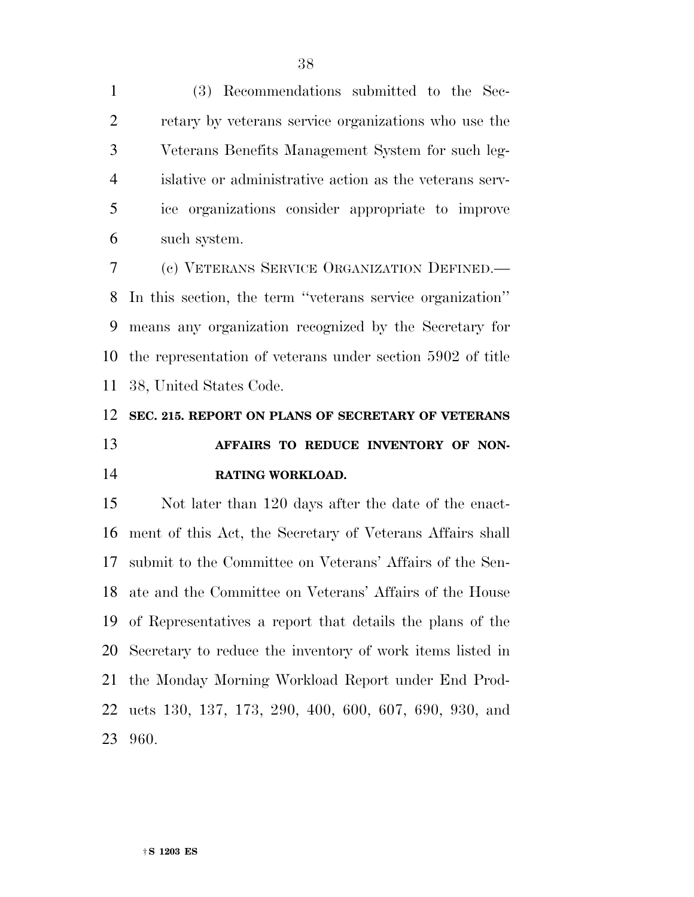(3) Recommendations submitted to the Secretary by veterans service organizations who use the Veterans Benefits Management System for such legislative or administrative action as the veterans service organizations consider appropriate to improve such system.

(c) VETERANS SERVICE ORGANIZATION DEFINED.—In this section, the term ''veterans service organization'' means any organization recognized by the Secretary for the representation of veterans under section 5902 of title 38, United States Code.

## SEC. 215. REPORT ON PLANS OF SECRETARY OF VETERANS AFFAIRS TO REDUCE INVENTORY OF NON-RATING WORKLOAD.

Not later than 120 days after the date of the enactment of this Act, the Secretary of Veterans Affairs shall submit to the Committee on Veterans' Affairs of the Senate and the Committee on Veterans' Affairs of the House of Representatives a report that details the plans of the Secretary to reduce the inventory of work items listed in the Monday Morning Workload Report under End Products 130, 137, 173, 290, 400, 600, 607, 690, 930, and 960.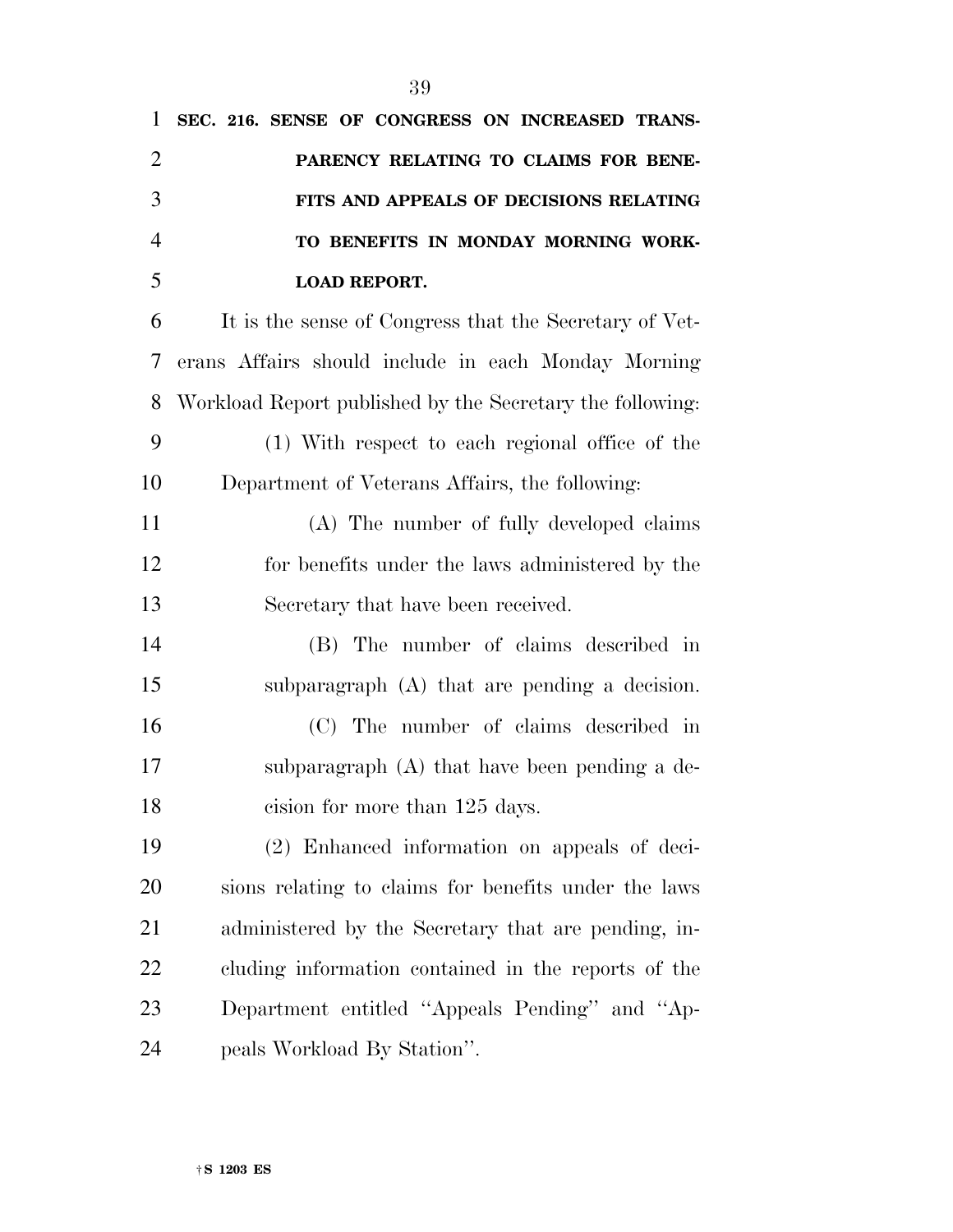**SEC. 216. SENSE OF CONGRESS ON INCREASED TRANSPARENCY RELATING TO CLAIMS FOR BENEFITS AND APPEALS OF DECISIONS RELATING TO BENEFITS IN MONDAY MORNING WORKLOAD REPORT.**

It is the sense of Congress that the Secretary of Veterans Affairs should include in each Monday Morning Workload Report published by the Secretary the following:

(1) With respect to each regional office of the Department of Veterans Affairs, the following:

(A) The number of fully developed claims for benefits under the laws administered by the Secretary that have been received.

(B) The number of claims described in subparagraph (A) that are pending a decision.

(C) The number of claims described in subparagraph (A) that have been pending a decision for more than 125 days.

(2) Enhanced information on appeals of decisions relating to claims for benefits under the laws administered by the Secretary that are pending, including information contained in the reports of the Department entitled ''Appeals Pending'' and ''Appeals Workload By Station''.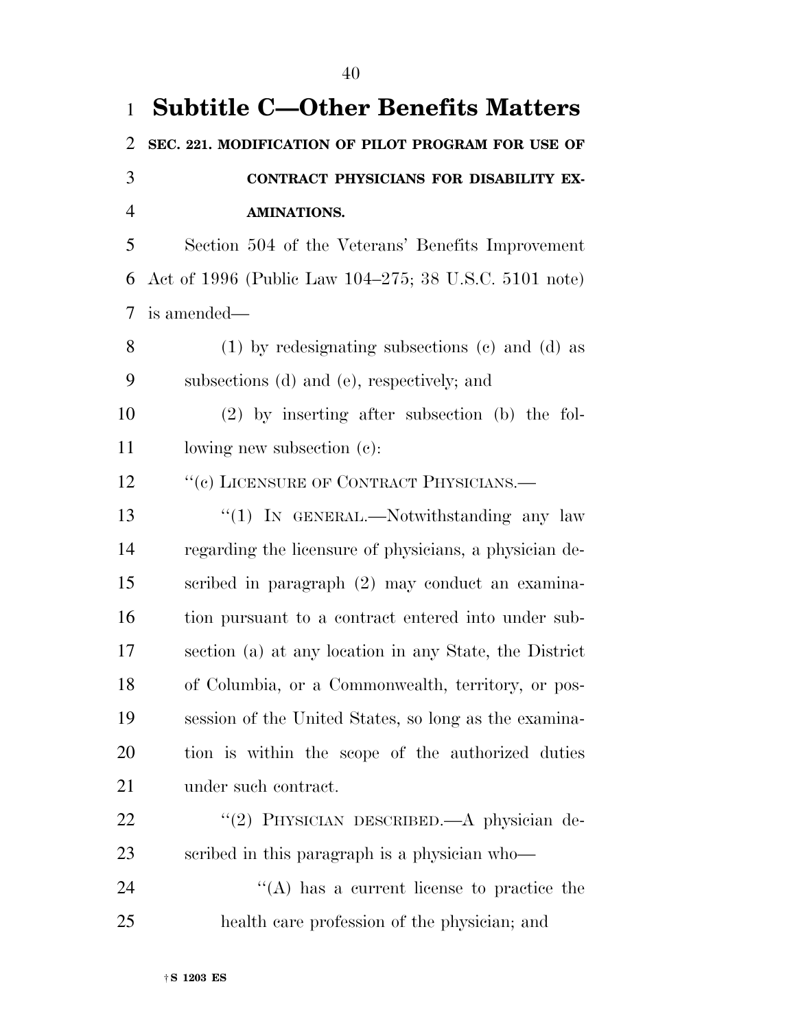# Subtitle C—Other Benefits Matters

**SEC. 221. MODIFICATION OF PILOT PROGRAM FOR USE OF CONTRACT PHYSICIANS FOR DISABILITY EXAMINATIONS.**

Section 504 of the Veterans' Benefits Improvement Act of 1996 (Public Law 104–275; 38 U.S.C. 5101 note) is amended—

(1) by redesignating subsections (c) and (d) as subsections (d) and (e), respectively; and

(2) by inserting after subsection (b) the following new subsection (c):

"(c) LICENSURE OF CONTRACT PHYSICIANS.—

"(1) IN GENERAL.—Notwithstanding any law regarding the licensure of physicians, a physician described in paragraph (2) may conduct an examination pursuant to a contract entered into under subsection (a) at any location in any State, the District of Columbia, or a Commonwealth, territory, or possession of the United States, so long as the examination is within the scope of the authorized duties under such contract.

"(2) PHYSICIAN DESCRIBED.—A physician described in this paragraph is a physician who—

"(A) has a current license to practice the health care profession of the physician; and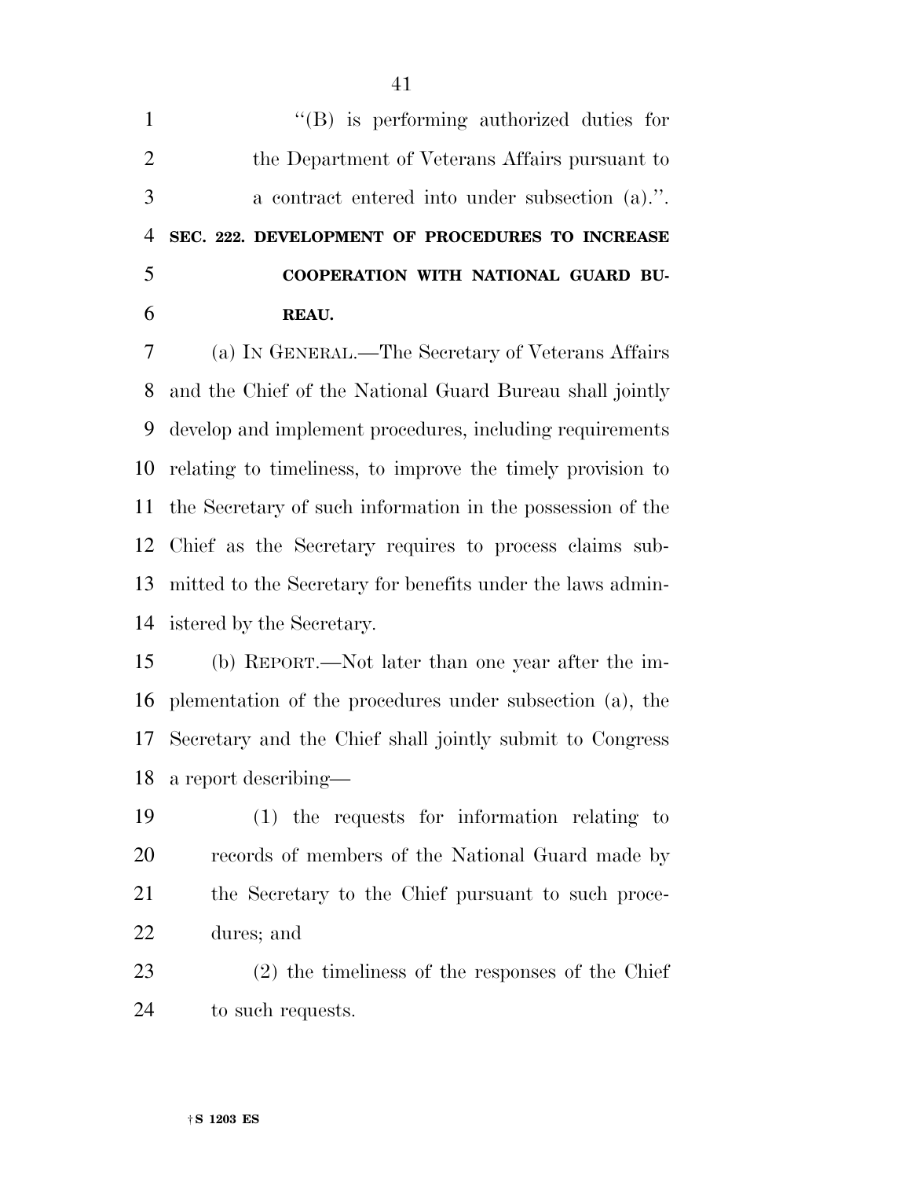"(B) is performing authorized duties for the Department of Veterans Affairs pursuant to a contract entered into under subsection (a).".

**SEC. 222. DEVELOPMENT OF PROCEDURES TO INCREASE COOPERATION WITH NATIONAL GUARD BUREAU.**

(a) IN GENERAL.—The Secretary of Veterans Affairs and the Chief of the National Guard Bureau shall jointly develop and implement procedures, including requirements relating to timeliness, to improve the timely provision to the Secretary of such information in the possession of the Chief as the Secretary requires to process claims submitted to the Secretary for benefits under the laws administered by the Secretary.

(b) REPORT.—Not later than one year after the implementation of the procedures under subsection (a), the Secretary and the Chief shall jointly submit to Congress a report describing—

(1) the requests for information relating to records of members of the National Guard made by the Secretary to the Chief pursuant to such procedures; and

(2) the timeliness of the responses of the Chief to such requests.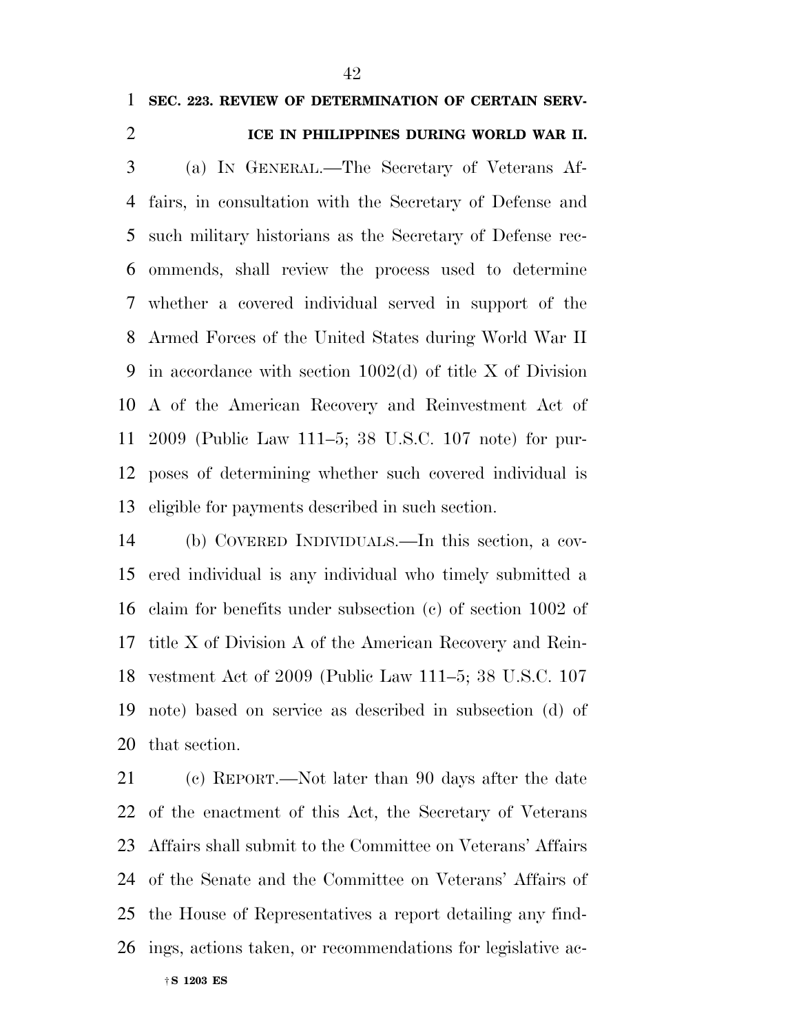**SEC. 223. REVIEW OF DETERMINATION OF CERTAIN SERVICE IN PHILIPPINES DURING WORLD WAR II.**

(a) IN GENERAL.—The Secretary of Veterans Affairs, in consultation with the Secretary of Defense and such military historians as the Secretary of Defense recommends, shall review the process used to determine whether a covered individual served in support of the Armed Forces of the United States during World War II in accordance with section 1002(d) of title X of Division A of the American Recovery and Reinvestment Act of 2009 (Public Law 111–5; 38 U.S.C. 107 note) for purposes of determining whether such covered individual is eligible for payments described in such section.

(b) COVERED INDIVIDUALS.—In this section, a covered individual is any individual who timely submitted a claim for benefits under subsection (c) of section 1002 of title X of Division A of the American Recovery and Reinvestment Act of 2009 (Public Law 111–5; 38 U.S.C. 107 note) based on service as described in subsection (d) of that section.

(c) REPORT.—Not later than 90 days after the date of the enactment of this Act, the Secretary of Veterans Affairs shall submit to the Committee on Veterans' Affairs of the Senate and the Committee on Veterans' Affairs of the House of Representatives a report detailing any findings, actions taken, or recommendations for legislative ac-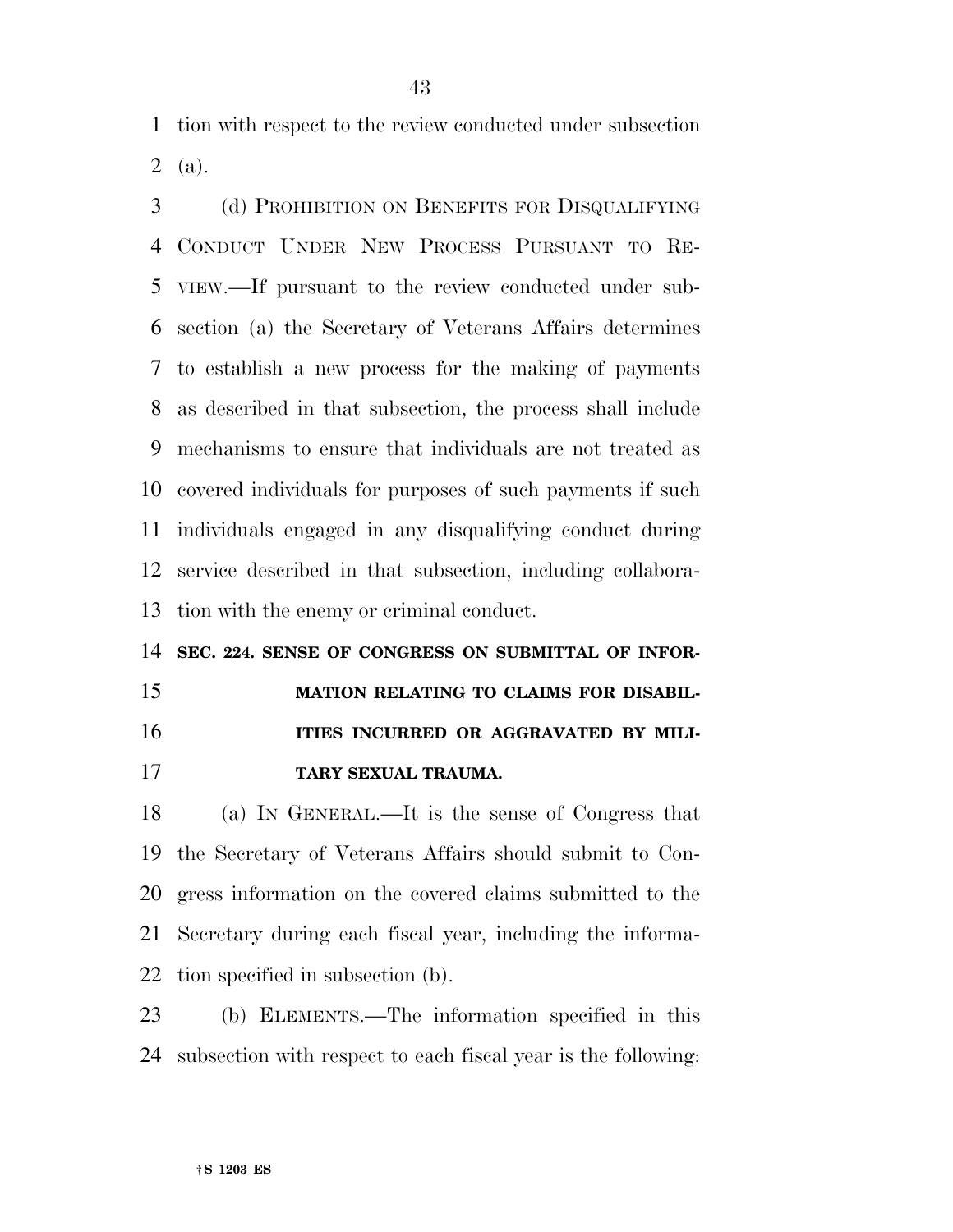tion with respect to the review conducted under subsection (a).

(d) PROHIBITION ON BENEFITS FOR DISQUALIFYING CONDUCT UNDER NEW PROCESS PURSUANT TO REVIEW.—If pursuant to the review conducted under subsection (a) the Secretary of Veterans Affairs determines to establish a new process for the making of payments as described in that subsection, the process shall include mechanisms to ensure that individuals are not treated as covered individuals for purposes of such payments if such individuals engaged in any disqualifying conduct during service described in that subsection, including collaboration with the enemy or criminal conduct.

**SEC. 224. SENSE OF CONGRESS ON SUBMITTAL OF INFORMATION RELATING TO CLAIMS FOR DISABILITIES INCURRED OR AGGRAVATED BY MILITARY SEXUAL TRAUMA.**

(a) IN GENERAL.—It is the sense of Congress that the Secretary of Veterans Affairs should submit to Congress information on the covered claims submitted to the Secretary during each fiscal year, including the information specified in subsection (b).

(b) ELEMENTS.—The information specified in this subsection with respect to each fiscal year is the following: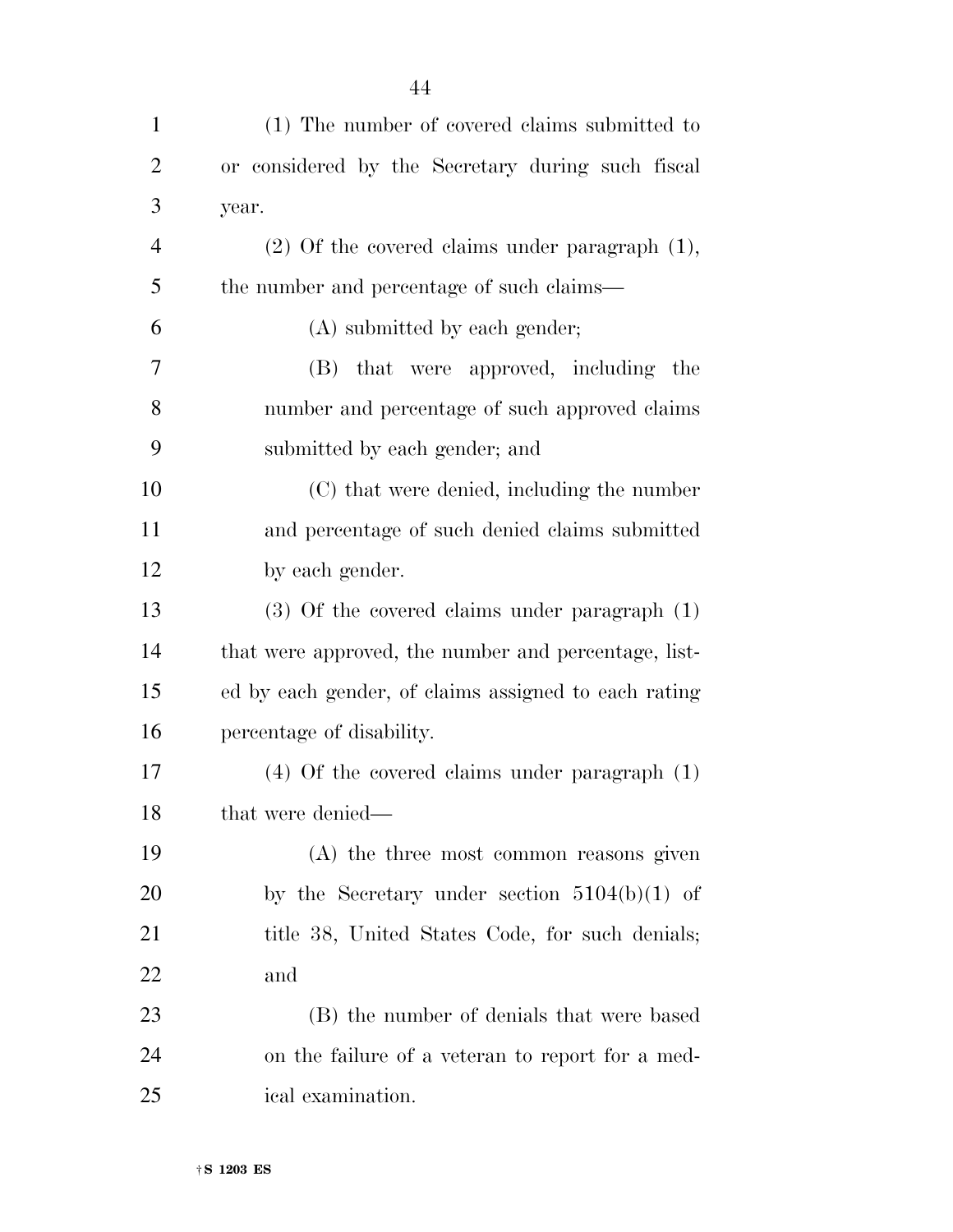(1) The number of covered claims submitted to or considered by the Secretary during such fiscal year.

(2) Of the covered claims under paragraph (1), the number and percentage of such claims—

(A) submitted by each gender;

(B) that were approved, including the number and percentage of such approved claims submitted by each gender; and

(C) that were denied, including the number and percentage of such denied claims submitted by each gender.

(3) Of the covered claims under paragraph (1) that were approved, the number and percentage, listed by each gender, of claims assigned to each rating percentage of disability.

(4) Of the covered claims under paragraph (1) that were denied—

(A) the three most common reasons given by the Secretary under section 5104(b)(1) of title 38, United States Code, for such denials; and

(B) the number of denials that were based on the failure of a veteran to report for a medical examination.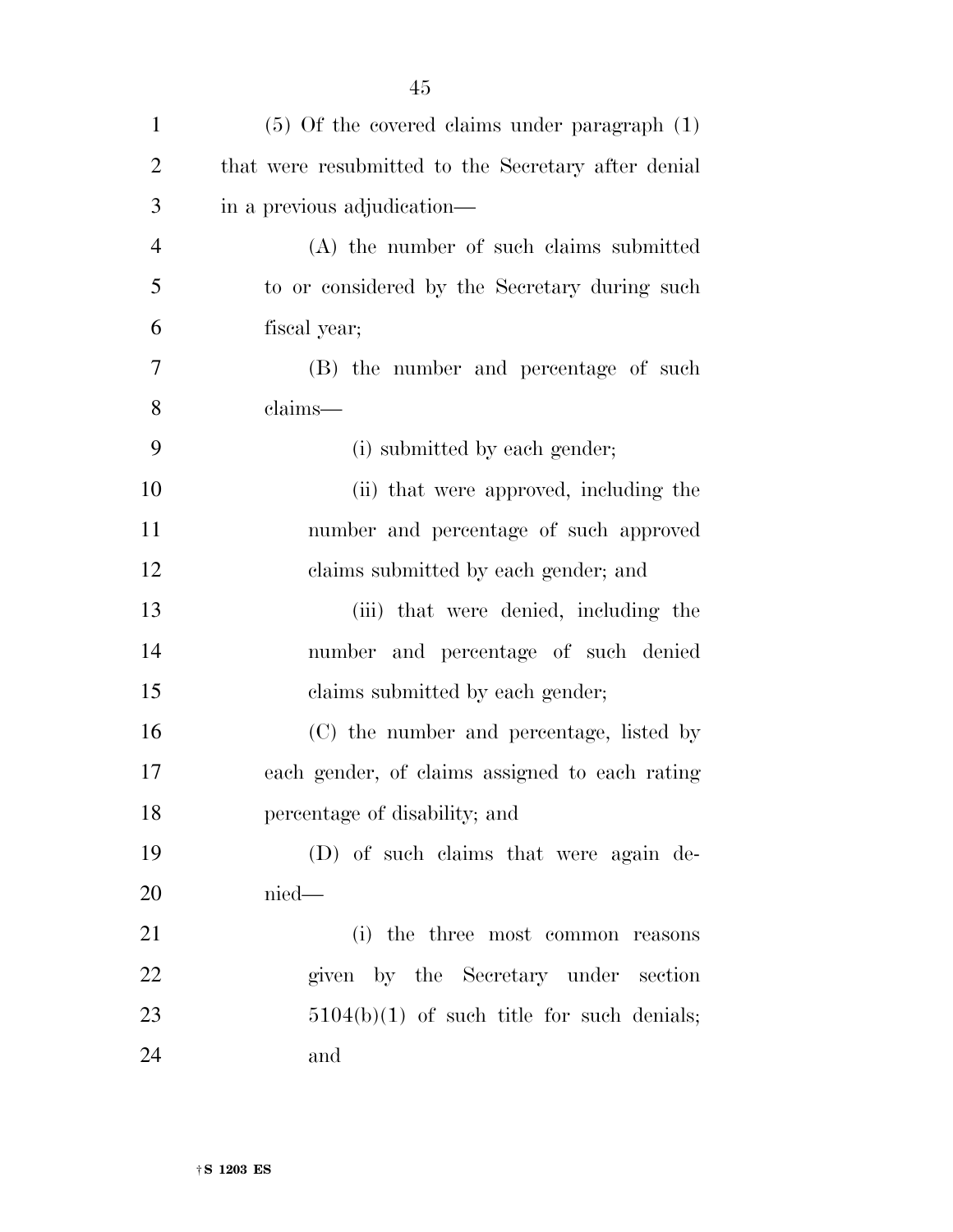(5) Of the covered claims under paragraph (1) that were resubmitted to the Secretary after denial in a previous adjudication—

(A) the number of such claims submitted to or considered by the Secretary during such fiscal year;

(B) the number and percentage of such claims—

(i) submitted by each gender;

(ii) that were approved, including the number and percentage of such approved claims submitted by each gender; and

(iii) that were denied, including the number and percentage of such denied claims submitted by each gender;

(C) the number and percentage, listed by each gender, of claims assigned to each rating percentage of disability; and

(D) of such claims that were again denied—

(i) the three most common reasons given by the Secretary under section 5104(b)(1) of such title for such denials; and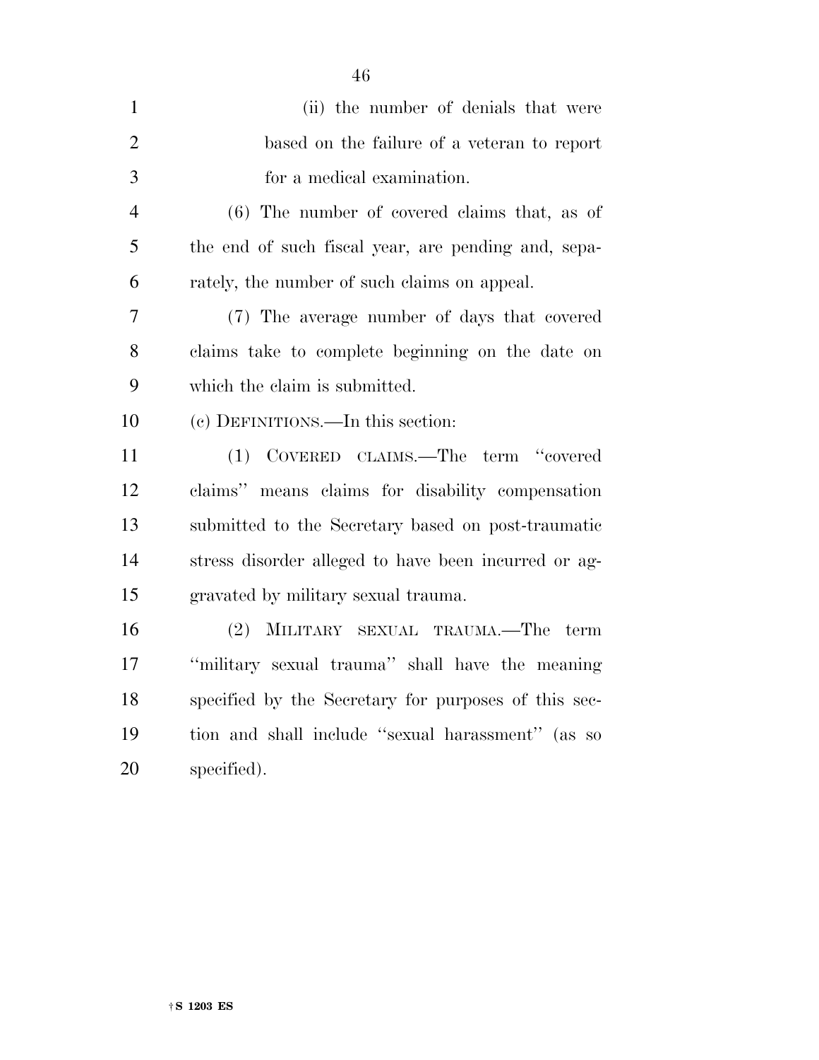(ii) the number of denials that were based on the failure of a veteran to report for a medical examination.

(6) The number of covered claims that, as of the end of such fiscal year, are pending and, separately, the number of such claims on appeal.

(7) The average number of days that covered claims take to complete beginning on the date on which the claim is submitted.

(c) DEFINITIONS.—In this section:

(1) COVERED CLAIMS.—The term ''covered claims'' means claims for disability compensation submitted to the Secretary based on post-traumatic stress disorder alleged to have been incurred or aggravated by military sexual trauma.

(2) MILITARY SEXUAL TRAUMA.—The term ''military sexual trauma'' shall have the meaning specified by the Secretary for purposes of this section and shall include ''sexual harassment'' (as so specified).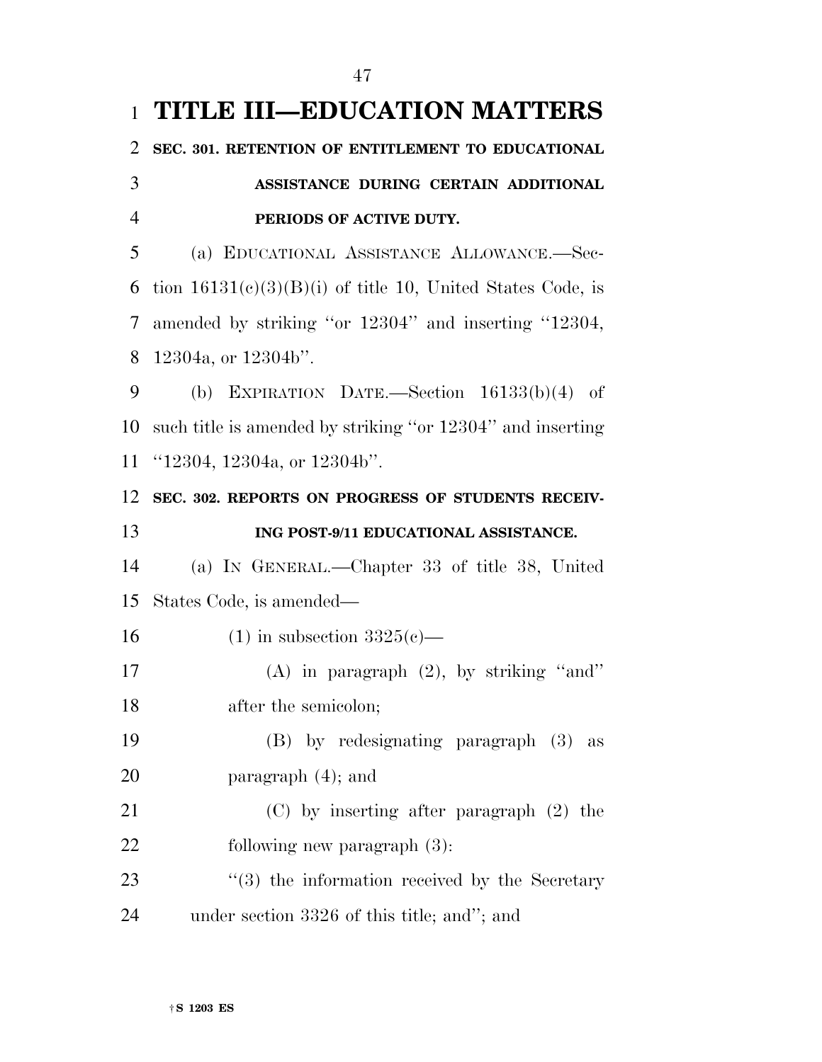# TITLE III—EDUCATION MATTERS

**SEC. 301. RETENTION OF ENTITLEMENT TO EDUCATIONAL ASSISTANCE DURING CERTAIN ADDITIONAL PERIODS OF ACTIVE DUTY.**

(a) EDUCATIONAL ASSISTANCE ALLOWANCE.—Section 16131(c)(3)(B)(i) of title 10, United States Code, is amended by striking "or 12304" and inserting "12304, 12304a, or 12304b".

(b) EXPIRATION DATE.—Section 16133(b)(4) of such title is amended by striking "or 12304" and inserting "12304, 12304a, or 12304b".

**SEC. 302. REPORTS ON PROGRESS OF STUDENTS RECEIVING POST-9/11 EDUCATIONAL ASSISTANCE.**

(a) IN GENERAL.—Chapter 33 of title 38, United States Code, is amended—

(1) in subsection 3325(c)—

(A) in paragraph (2), by striking "and" after the semicolon;

(B) by redesignating paragraph (3) as paragraph (4); and

(C) by inserting after paragraph (2) the following new paragraph (3):

"(3) the information received by the Secretary under section 3326 of this title; and"; and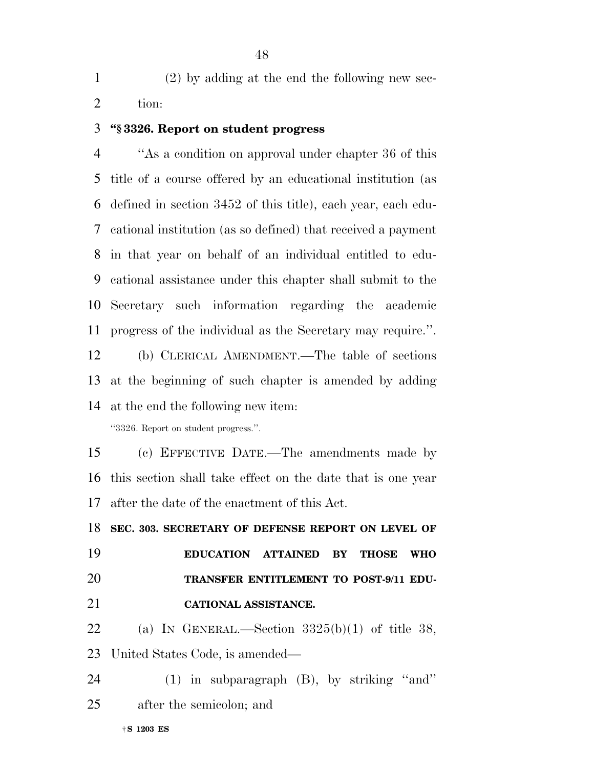(2) by adding at the end the following new section:

**"§ 3326. Report on student progress**

"As a condition on approval under chapter 36 of this title of a course offered by an educational institution (as defined in section 3452 of this title), each year, each educational institution (as so defined) that received a payment in that year on behalf of an individual entitled to educational assistance under this chapter shall submit to the Secretary such information regarding the academic progress of the individual as the Secretary may require.".

(b) CLERICAL AMENDMENT.—The table of sections at the beginning of such chapter is amended by adding at the end the following new item:

"3326. Report on student progress.".

(c) EFFECTIVE DATE.—The amendments made by this section shall take effect on the date that is one year after the date of the enactment of this Act.

**SEC. 303. SECRETARY OF DEFENSE REPORT ON LEVEL OF EDUCATION ATTAINED BY THOSE WHO TRANSFER ENTITLEMENT TO POST-9/11 EDUCATIONAL ASSISTANCE.**

(a) IN GENERAL.—Section 3325(b)(1) of title 38, United States Code, is amended—

(1) in subparagraph (B), by striking "and" after the semicolon; and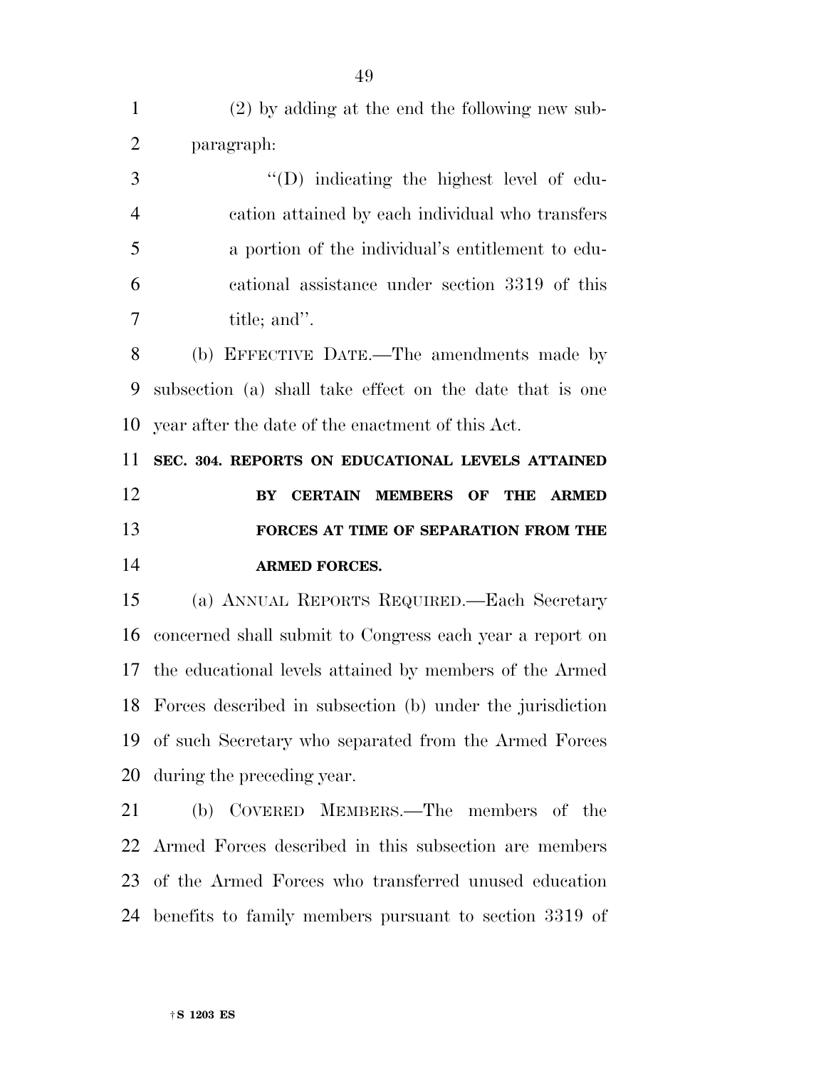(2) by adding at the end the following new subparagraph:

"(D) indicating the highest level of education attained by each individual who transfers a portion of the individual's entitlement to educational assistance under section 3319 of this title; and".

(b) EFFECTIVE DATE.—The amendments made by subsection (a) shall take effect on the date that is one year after the date of the enactment of this Act.

**SEC. 304. REPORTS ON EDUCATIONAL LEVELS ATTAINED BY CERTAIN MEMBERS OF THE ARMED FORCES AT TIME OF SEPARATION FROM THE ARMED FORCES.**

(a) ANNUAL REPORTS REQUIRED.—Each Secretary concerned shall submit to Congress each year a report on the educational levels attained by members of the Armed Forces described in subsection (b) under the jurisdiction of such Secretary who separated from the Armed Forces during the preceding year.

(b) COVERED MEMBERS.—The members of the Armed Forces described in this subsection are members of the Armed Forces who transferred unused education benefits to family members pursuant to section 3319 of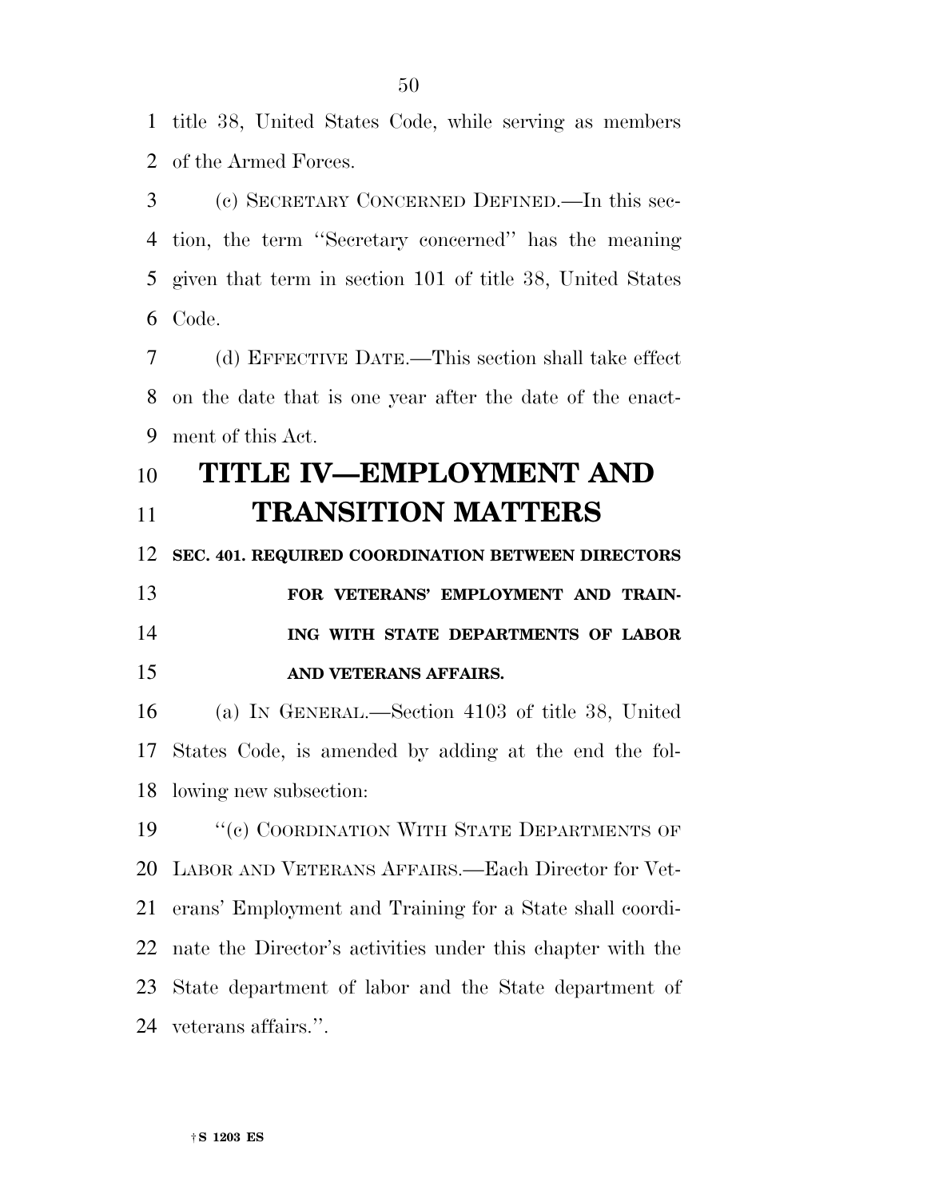title 38, United States Code, while serving as members of the Armed Forces.

(c) SECRETARY CONCERNED DEFINED.—In this section, the term ''Secretary concerned'' has the meaning given that term in section 101 of title 38, United States Code.

(d) EFFECTIVE DATE.—This section shall take effect on the date that is one year after the date of the enactment of this Act.

# TITLE IV—EMPLOYMENT AND TRANSITION MATTERS

**SEC. 401. REQUIRED COORDINATION BETWEEN DIRECTORS FOR VETERANS' EMPLOYMENT AND TRAINING WITH STATE DEPARTMENTS OF LABOR AND VETERANS AFFAIRS.**

(a) IN GENERAL.—Section 4103 of title 38, United States Code, is amended by adding at the end the following new subsection:

''(c) COORDINATION WITH STATE DEPARTMENTS OF LABOR AND VETERANS AFFAIRS.—Each Director for Veterans' Employment and Training for a State shall coordinate the Director's activities under this chapter with the State department of labor and the State department of veterans affairs.''.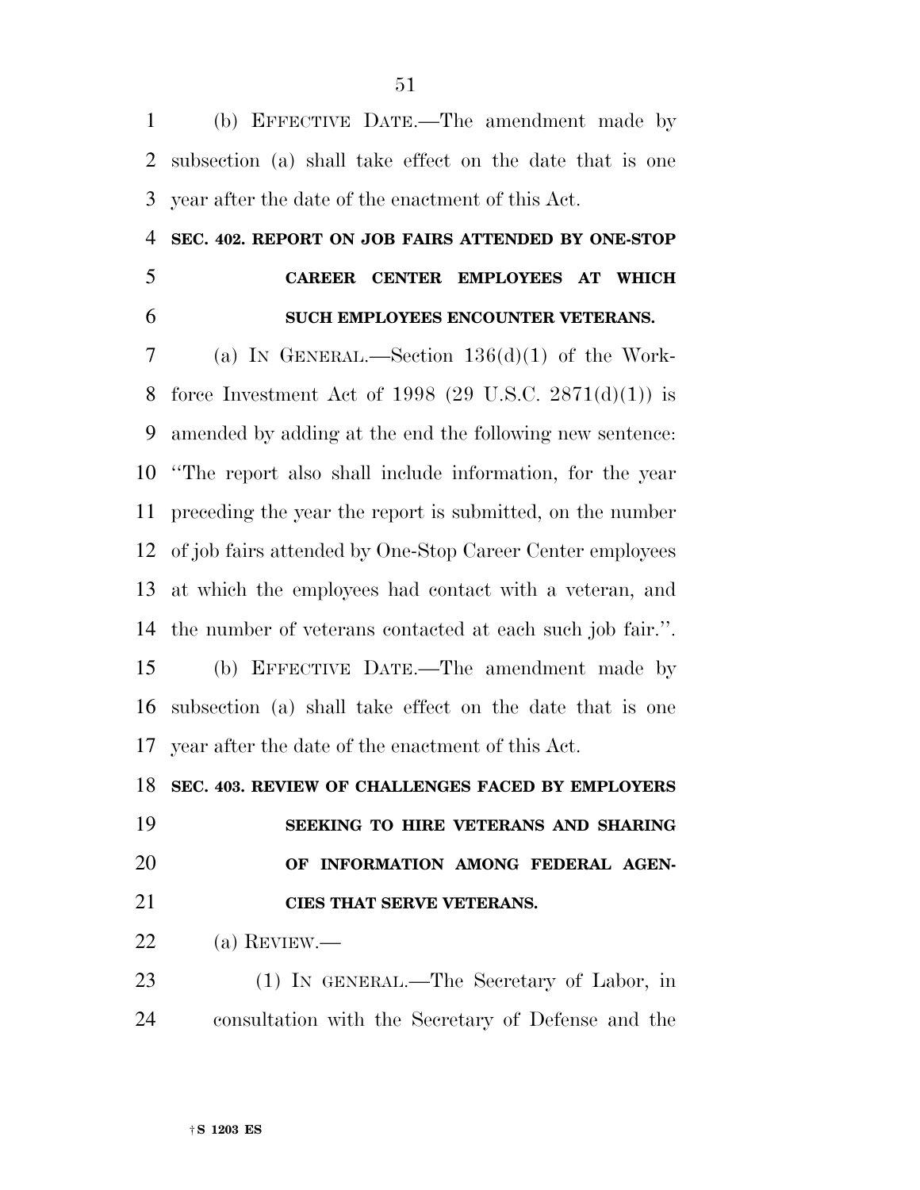(b) EFFECTIVE DATE.—The amendment made by subsection (a) shall take effect on the date that is one year after the date of the enactment of this Act.

**SEC. 402. REPORT ON JOB FAIRS ATTENDED BY ONE-STOP CAREER CENTER EMPLOYEES AT WHICH SUCH EMPLOYEES ENCOUNTER VETERANS.**

(a) IN GENERAL.—Section 136(d)(1) of the Workforce Investment Act of 1998 (29 U.S.C. 2871(d)(1)) is amended by adding at the end the following new sentence: ''The report also shall include information, for the year preceding the year the report is submitted, on the number of job fairs attended by One-Stop Career Center employees at which the employees had contact with a veteran, and the number of veterans contacted at each such job fair.''.

(b) EFFECTIVE DATE.—The amendment made by subsection (a) shall take effect on the date that is one year after the date of the enactment of this Act.

**SEC. 403. REVIEW OF CHALLENGES FACED BY EMPLOYERS SEEKING TO HIRE VETERANS AND SHARING OF INFORMATION AMONG FEDERAL AGENCIES THAT SERVE VETERANS.**

(a) REVIEW.—

(1) IN GENERAL.—The Secretary of Labor, in consultation with the Secretary of Defense and the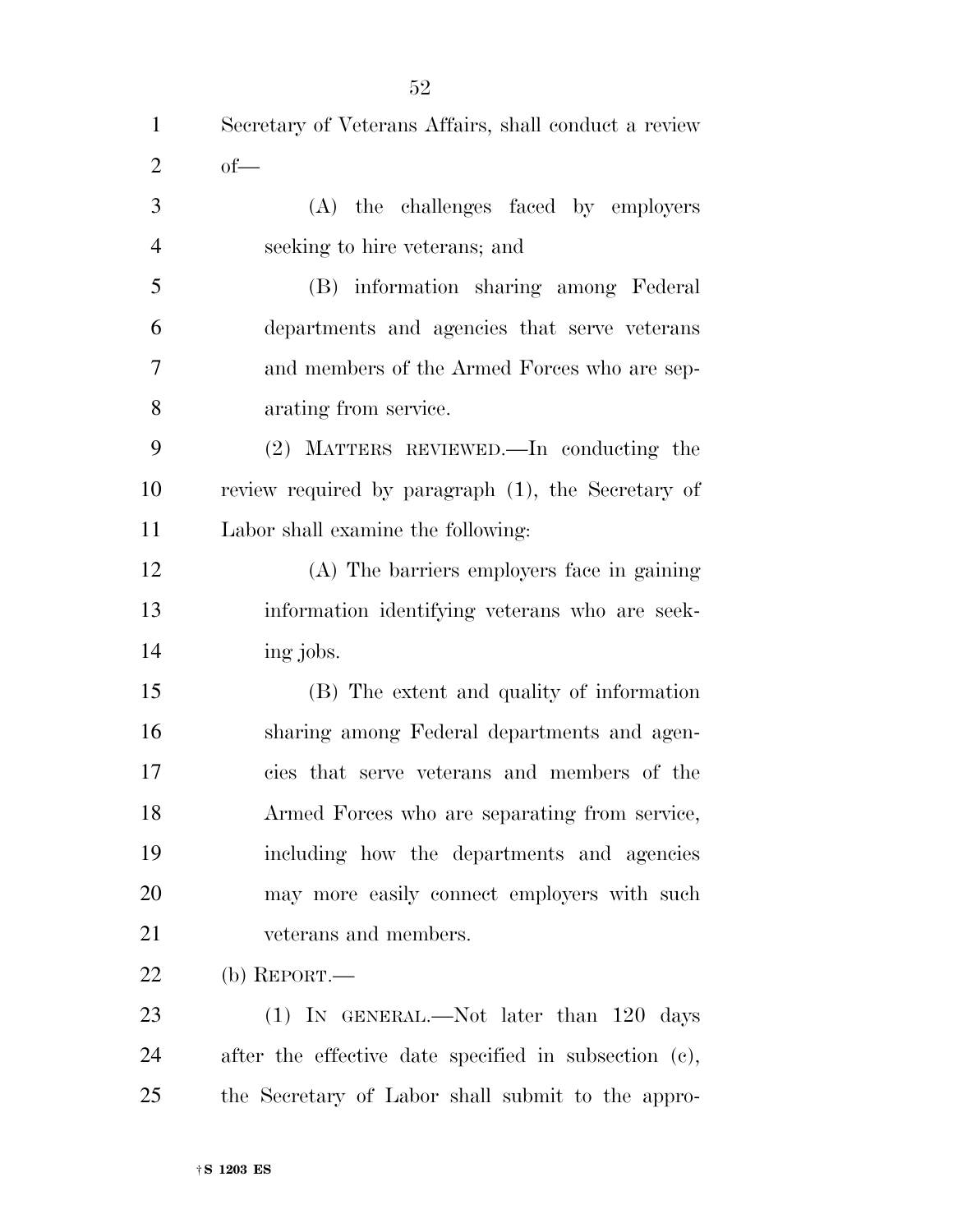Secretary of Veterans Affairs, shall conduct a review of—

(A) the challenges faced by employers seeking to hire veterans; and

(B) information sharing among Federal departments and agencies that serve veterans and members of the Armed Forces who are separating from service.

(2) MATTERS REVIEWED.—In conducting the review required by paragraph (1), the Secretary of Labor shall examine the following:

(A) The barriers employers face in gaining information identifying veterans who are seeking jobs.

(B) The extent and quality of information sharing among Federal departments and agencies that serve veterans and members of the Armed Forces who are separating from service, including how the departments and agencies may more easily connect employers with such veterans and members.

(b) REPORT.—

(1) IN GENERAL.—Not later than 120 days after the effective date specified in subsection (c), the Secretary of Labor shall submit to the appro-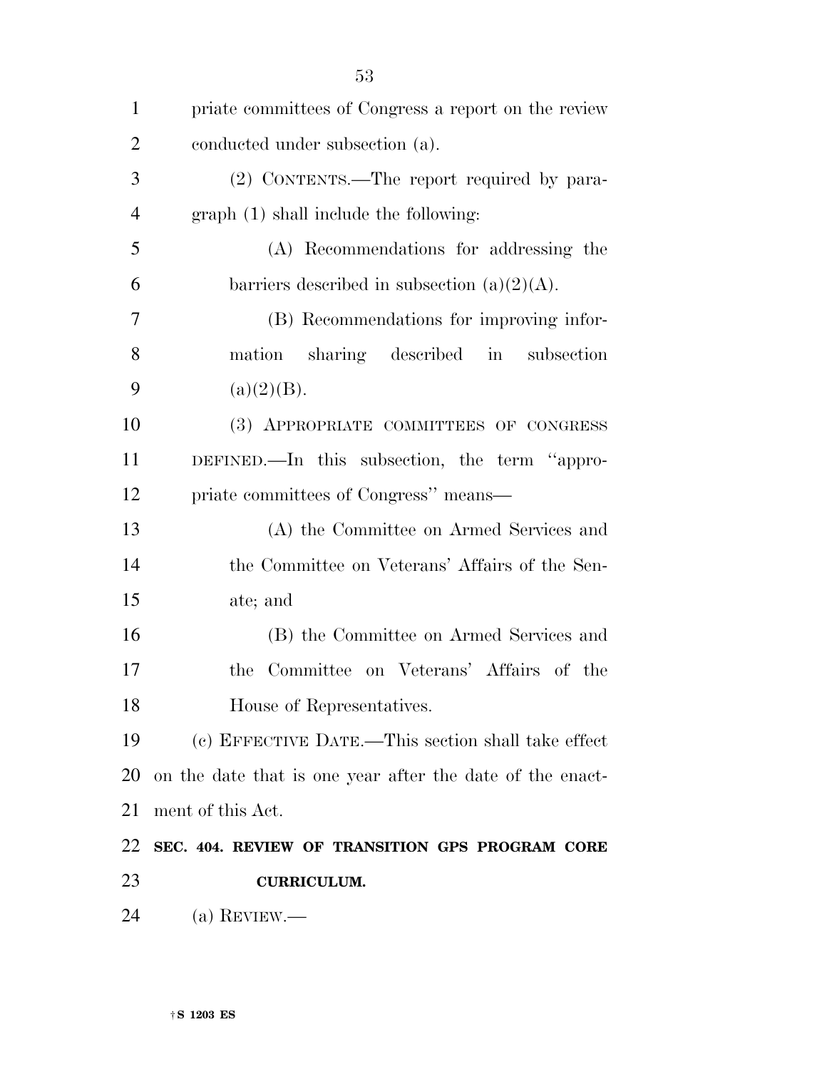priate committees of Congress a report on the review conducted under subsection (a).

(2) CONTENTS.—The report required by paragraph (1) shall include the following:

(A) Recommendations for addressing the barriers described in subsection (a)(2)(A).

(B) Recommendations for improving information sharing described in subsection (a)(2)(B).

(3) APPROPRIATE COMMITTEES OF CONGRESS DEFINED.—In this subsection, the term ''appropriate committees of Congress'' means—

(A) the Committee on Armed Services and the Committee on Veterans' Affairs of the Senate; and

(B) the Committee on Armed Services and the Committee on Veterans' Affairs of the House of Representatives.

(c) EFFECTIVE DATE.—This section shall take effect on the date that is one year after the date of the enactment of this Act.

**SEC. 404. REVIEW OF TRANSITION GPS PROGRAM CORE CURRICULUM.**

(a) REVIEW.—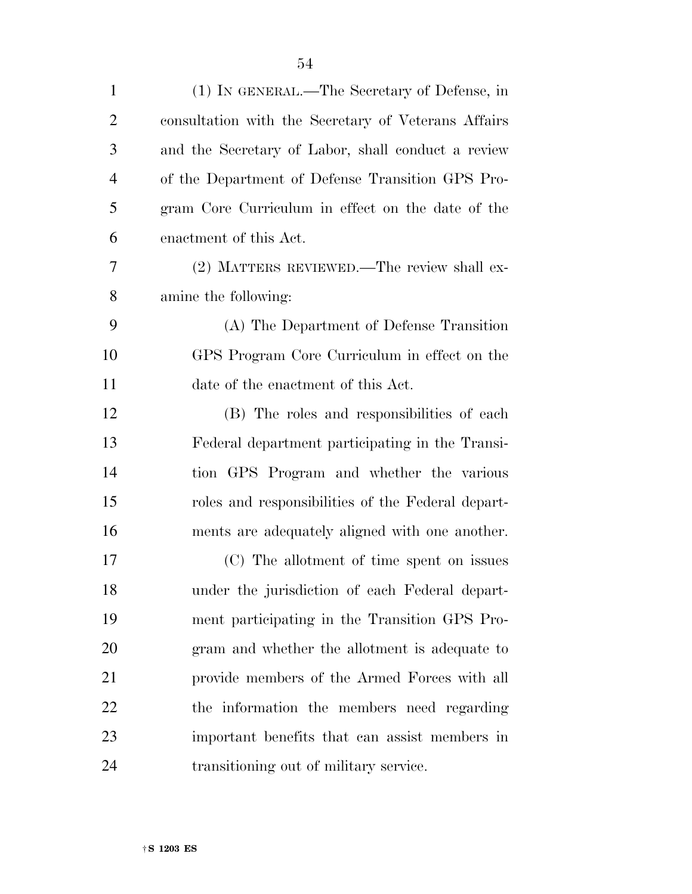(1) IN GENERAL.—The Secretary of Defense, in consultation with the Secretary of Veterans Affairs and the Secretary of Labor, shall conduct a review of the Department of Defense Transition GPS Program Core Curriculum in effect on the date of the enactment of this Act.

(2) MATTERS REVIEWED.—The review shall examine the following:

(A) The Department of Defense Transition GPS Program Core Curriculum in effect on the date of the enactment of this Act.

(B) The roles and responsibilities of each Federal department participating in the Transition GPS Program and whether the various roles and responsibilities of the Federal departments are adequately aligned with one another.

(C) The allotment of time spent on issues under the jurisdiction of each Federal department participating in the Transition GPS Program and whether the allotment is adequate to provide members of the Armed Forces with all the information the members need regarding important benefits that can assist members in transitioning out of military service.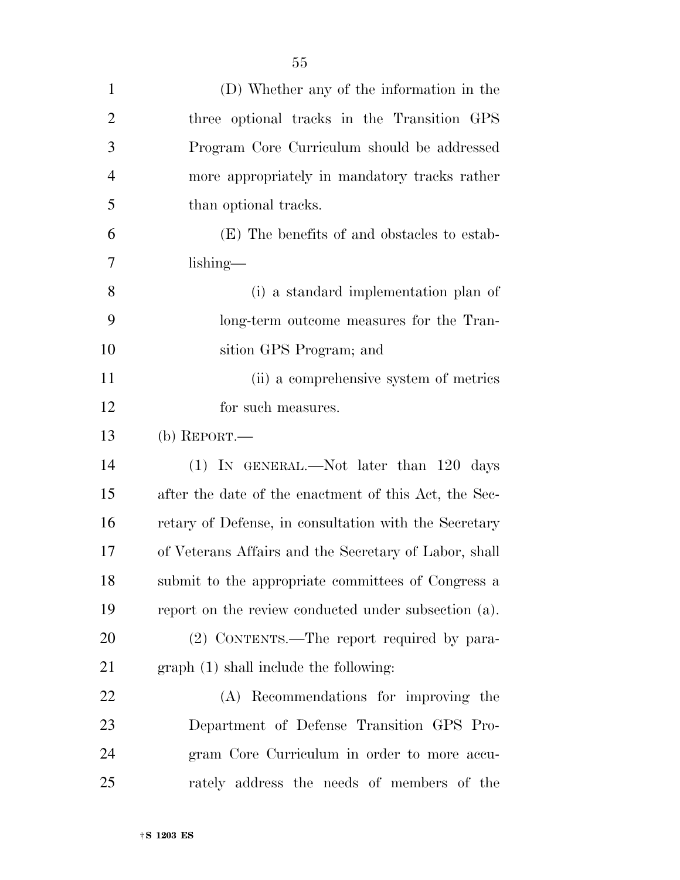(D) Whether any of the information in the three optional tracks in the Transition GPS Program Core Curriculum should be addressed more appropriately in mandatory tracks rather than optional tracks.

(E) The benefits of and obstacles to establishing—

(i) a standard implementation plan of long-term outcome measures for the Transition GPS Program; and

(ii) a comprehensive system of metrics for such measures.

(b) REPORT.—

(1) IN GENERAL.—Not later than 120 days after the date of the enactment of this Act, the Secretary of Defense, in consultation with the Secretary of Veterans Affairs and the Secretary of Labor, shall submit to the appropriate committees of Congress a report on the review conducted under subsection (a).

(2) CONTENTS.—The report required by paragraph (1) shall include the following:

(A) Recommendations for improving the Department of Defense Transition GPS Program Core Curriculum in order to more accurately address the needs of members of the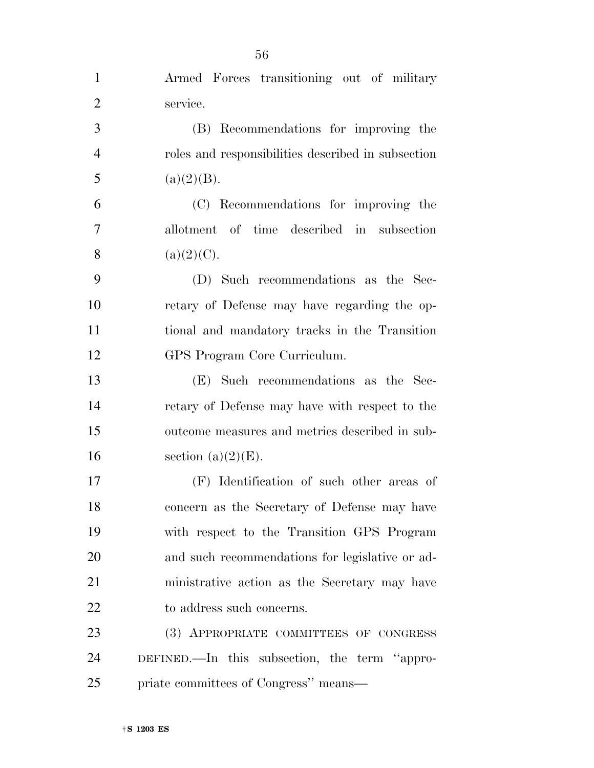Armed Forces transitioning out of military service.

(B) Recommendations for improving the roles and responsibilities described in subsection (a)(2)(B).

(C) Recommendations for improving the allotment of time described in subsection (a)(2)(C).

(D) Such recommendations as the Secretary of Defense may have regarding the optional and mandatory tracks in the Transition GPS Program Core Curriculum.

(E) Such recommendations as the Secretary of Defense may have with respect to the outcome measures and metrics described in subsection (a)(2)(E).

(F) Identification of such other areas of concern as the Secretary of Defense may have with respect to the Transition GPS Program and such recommendations for legislative or administrative action as the Secretary may have to address such concerns.

(3) APPROPRIATE COMMITTEES OF CONGRESS DEFINED.—In this subsection, the term "appropriate committees of Congress" means—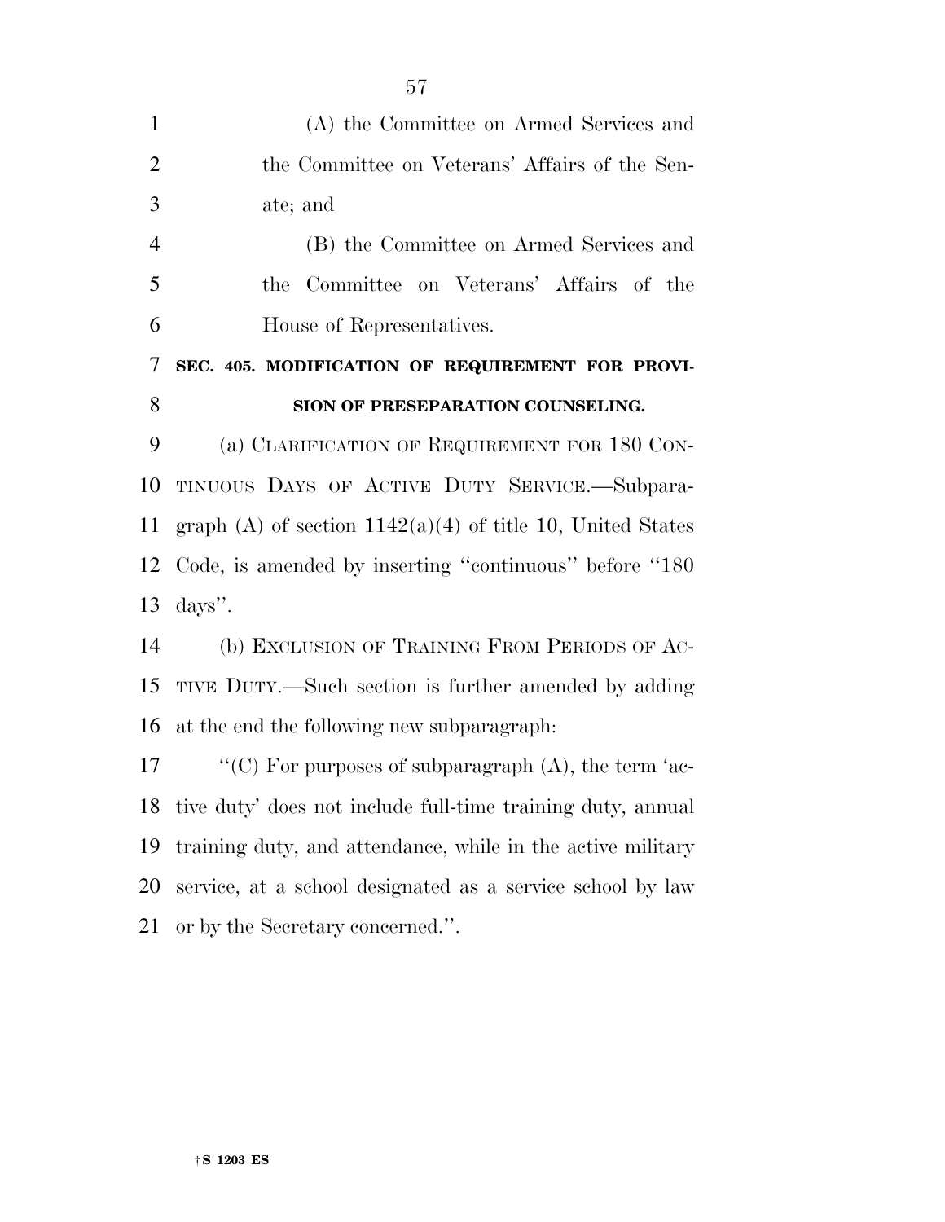(A) the Committee on Armed Services and the Committee on Veterans' Affairs of the Senate; and

(B) the Committee on Armed Services and the Committee on Veterans' Affairs of the House of Representatives.

**SEC. 405. MODIFICATION OF REQUIREMENT FOR PROVISION OF PRESEPARATION COUNSELING.**

(a) CLARIFICATION OF REQUIREMENT FOR 180 CONTINUOUS DAYS OF ACTIVE DUTY SERVICE.—Subparagraph (A) of section 1142(a)(4) of title 10, United States Code, is amended by inserting ''continuous'' before ''180 days''.

(b) EXCLUSION OF TRAINING FROM PERIODS OF ACTIVE DUTY.—Such section is further amended by adding at the end the following new subparagraph:

''(C) For purposes of subparagraph (A), the term 'active duty' does not include full-time training duty, annual training duty, and attendance, while in the active military service, at a school designated as a service school by law or by the Secretary concerned.''.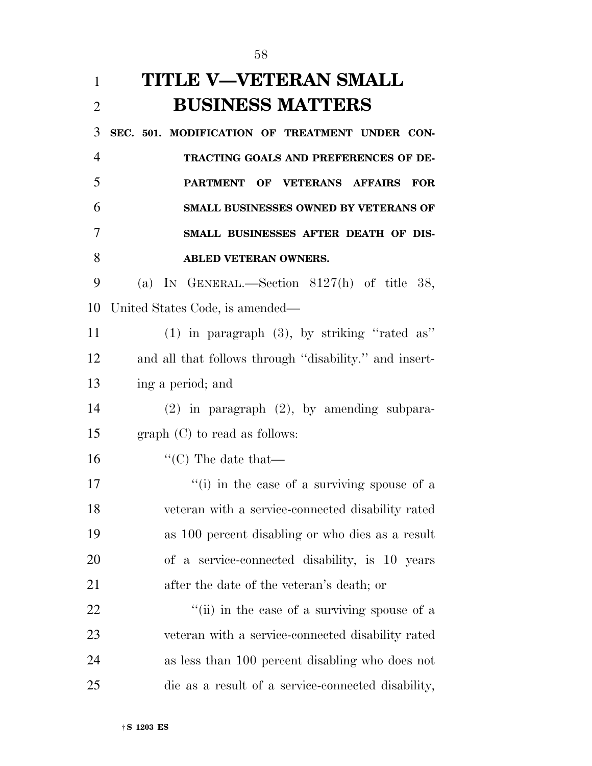# TITLE V—VETERAN SMALL BUSINESS MATTERS

**SEC. 501. MODIFICATION OF TREATMENT UNDER CONTRACTING GOALS AND PREFERENCES OF DEPARTMENT OF VETERANS AFFAIRS FOR SMALL BUSINESSES OWNED BY VETERANS OF SMALL BUSINESSES AFTER DEATH OF DISABLED VETERAN OWNERS.**

(a) IN GENERAL.—Section 8127(h) of title 38, United States Code, is amended—

(1) in paragraph (3), by striking ''rated as'' and all that follows through ''disability.'' and inserting a period; and

(2) in paragraph (2), by amending subparagraph (C) to read as follows:

''(C) The date that—

''(i) in the case of a surviving spouse of a veteran with a service-connected disability rated as 100 percent disabling or who dies as a result of a service-connected disability, is 10 years after the date of the veteran's death; or

''(ii) in the case of a surviving spouse of a veteran with a service-connected disability rated as less than 100 percent disabling who does not die as a result of a service-connected disability,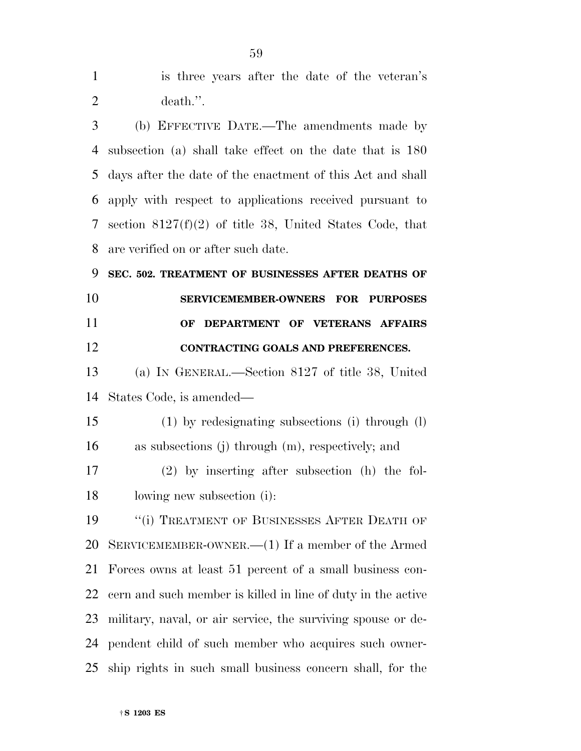is three years after the date of the veteran's death.''.

(b) EFFECTIVE DATE.—The amendments made by subsection (a) shall take effect on the date that is 180 days after the date of the enactment of this Act and shall apply with respect to applications received pursuant to section 8127(f)(2) of title 38, United States Code, that are verified on or after such date.

**SEC. 502. TREATMENT OF BUSINESSES AFTER DEATHS OF SERVICEMEMBER-OWNERS FOR PURPOSES OF DEPARTMENT OF VETERANS AFFAIRS CONTRACTING GOALS AND PREFERENCES.**

(a) IN GENERAL.—Section 8127 of title 38, United States Code, is amended—

(1) by redesignating subsections (i) through (l) as subsections (j) through (m), respectively; and

(2) by inserting after subsection (h) the following new subsection (i):

''(i) TREATMENT OF BUSINESSES AFTER DEATH OF SERVICEMEMBER-OWNER.—(1) If a member of the Armed Forces owns at least 51 percent of a small business concern and such member is killed in line of duty in the active military, naval, or air service, the surviving spouse or dependent child of such member who acquires such ownership rights in such small business concern shall, for the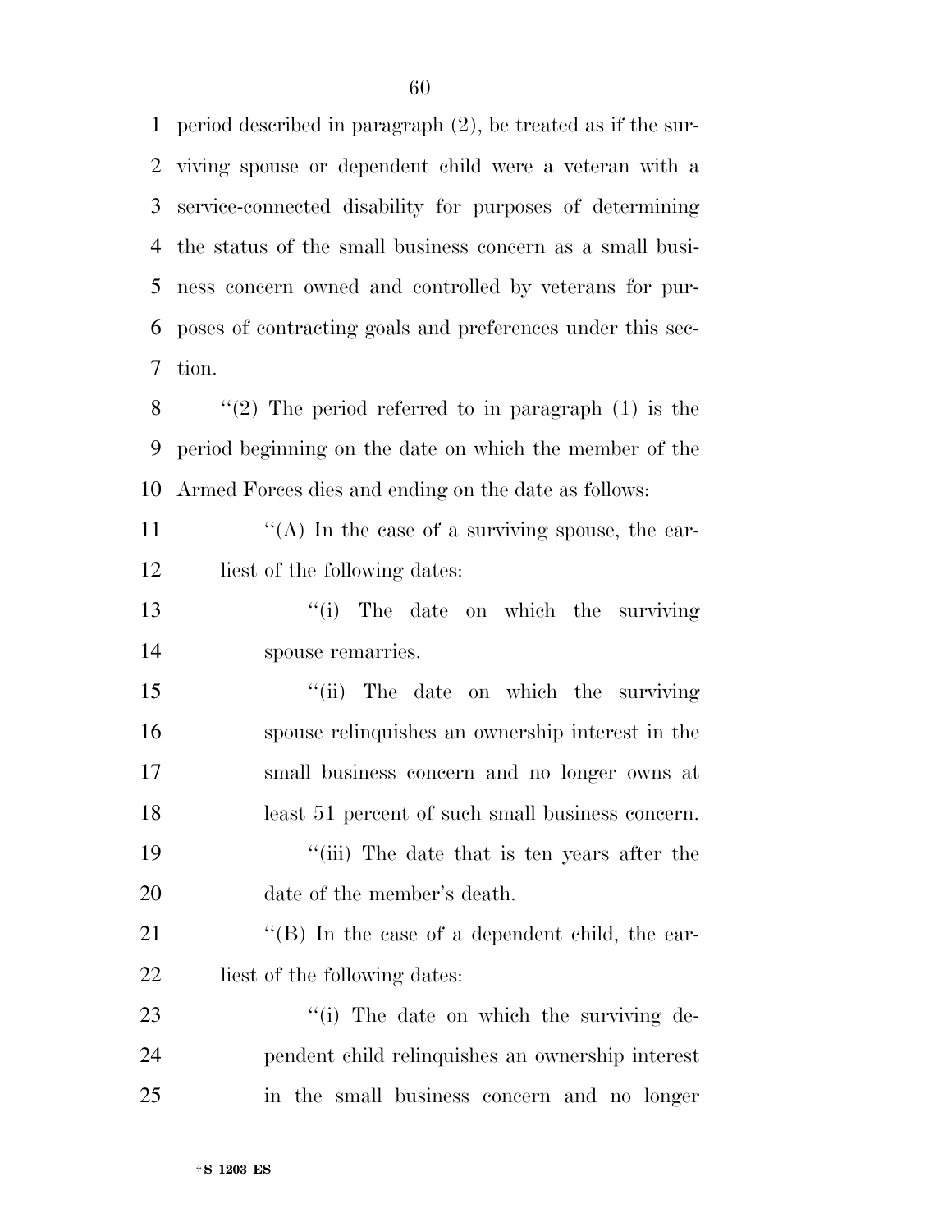period described in paragraph (2), be treated as if the surviving spouse or dependent child were a veteran with a service-connected disability for purposes of determining the status of the small business concern as a small business concern owned and controlled by veterans for purposes of contracting goals and preferences under this section.

''(2) The period referred to in paragraph (1) is the period beginning on the date on which the member of the Armed Forces dies and ending on the date as follows:

''(A) In the case of a surviving spouse, the earliest of the following dates:

''(i) The date on which the surviving spouse remarries.

''(ii) The date on which the surviving spouse relinquishes an ownership interest in the small business concern and no longer owns at least 51 percent of such small business concern.

''(iii) The date that is ten years after the date of the member's death.

''(B) In the case of a dependent child, the earliest of the following dates:

''(i) The date on which the surviving dependent child relinquishes an ownership interest in the small business concern and no longer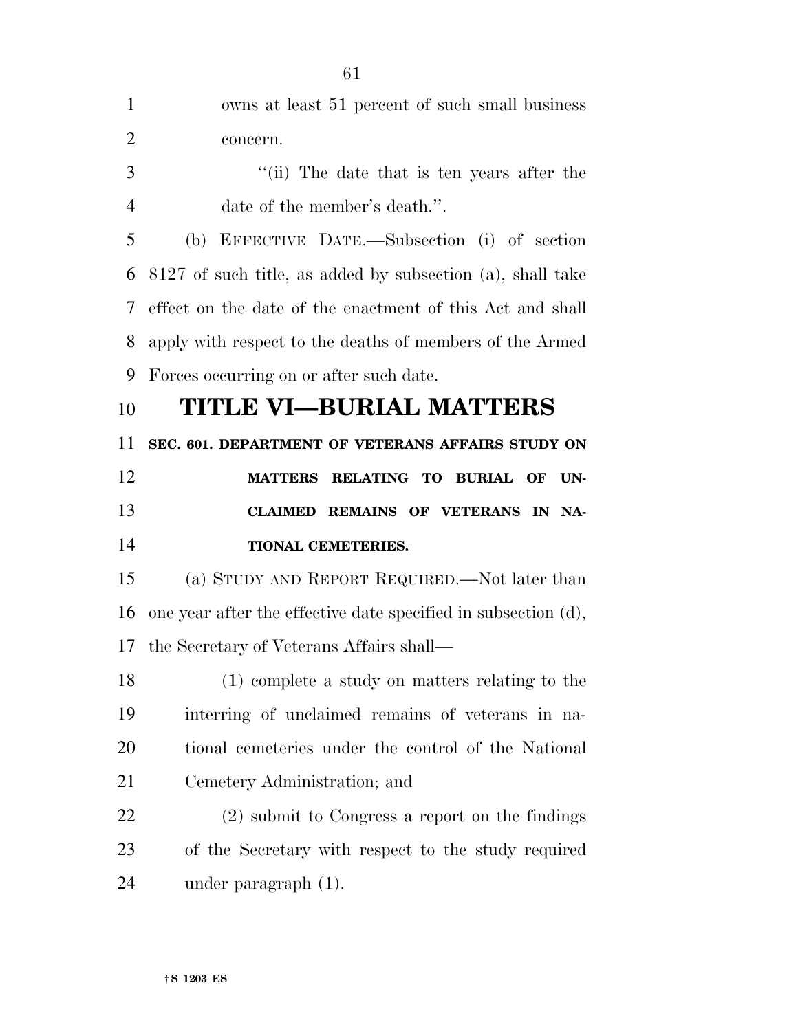owns at least 51 percent of such small business concern.

"(ii) The date that is ten years after the date of the member's death.".

(b) EFFECTIVE DATE.—Subsection (i) of section 8127 of such title, as added by subsection (a), shall take effect on the date of the enactment of this Act and shall apply with respect to the deaths of members of the Armed Forces occurring on or after such date.

# TITLE VI—BURIAL MATTERS

**SEC. 601. DEPARTMENT OF VETERANS AFFAIRS STUDY ON MATTERS RELATING TO BURIAL OF UNCLAIMED REMAINS OF VETERANS IN NATIONAL CEMETERIES.**

(a) STUDY AND REPORT REQUIRED.—Not later than one year after the effective date specified in subsection (d), the Secretary of Veterans Affairs shall—

(1) complete a study on matters relating to the interring of unclaimed remains of veterans in national cemeteries under the control of the National Cemetery Administration; and

(2) submit to Congress a report on the findings of the Secretary with respect to the study required under paragraph (1).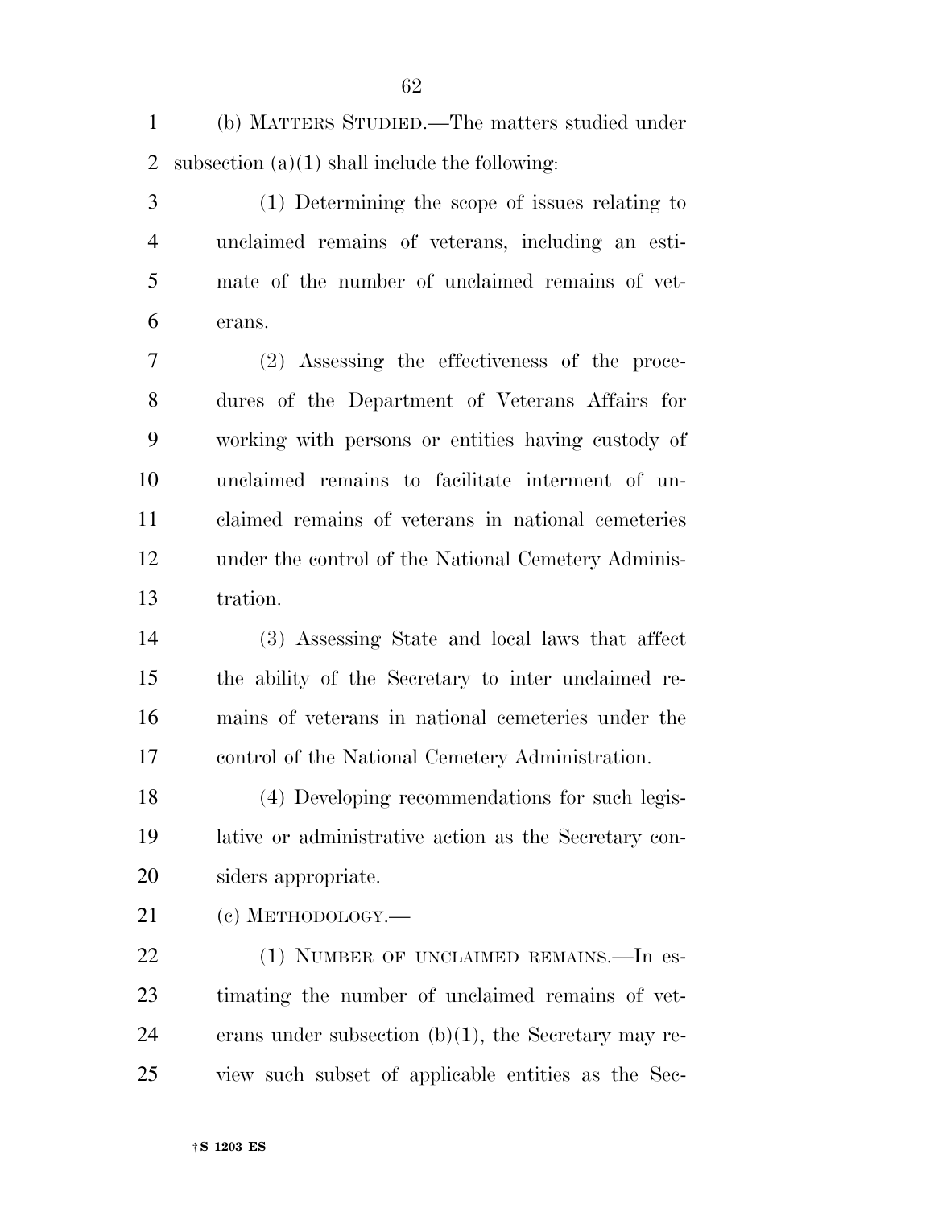(b) MATTERS STUDIED.—The matters studied under subsection (a)(1) shall include the following:

(1) Determining the scope of issues relating to unclaimed remains of veterans, including an estimate of the number of unclaimed remains of veterans.

(2) Assessing the effectiveness of the procedures of the Department of Veterans Affairs for working with persons or entities having custody of unclaimed remains to facilitate interment of unclaimed remains of veterans in national cemeteries under the control of the National Cemetery Administration.

(3) Assessing State and local laws that affect the ability of the Secretary to inter unclaimed remains of veterans in national cemeteries under the control of the National Cemetery Administration.

(4) Developing recommendations for such legislative or administrative action as the Secretary considers appropriate.

(c) METHODOLOGY.—

(1) NUMBER OF UNCLAIMED REMAINS.—In estimating the number of unclaimed remains of veterans under subsection (b)(1), the Secretary may review such subset of applicable entities as the Sec-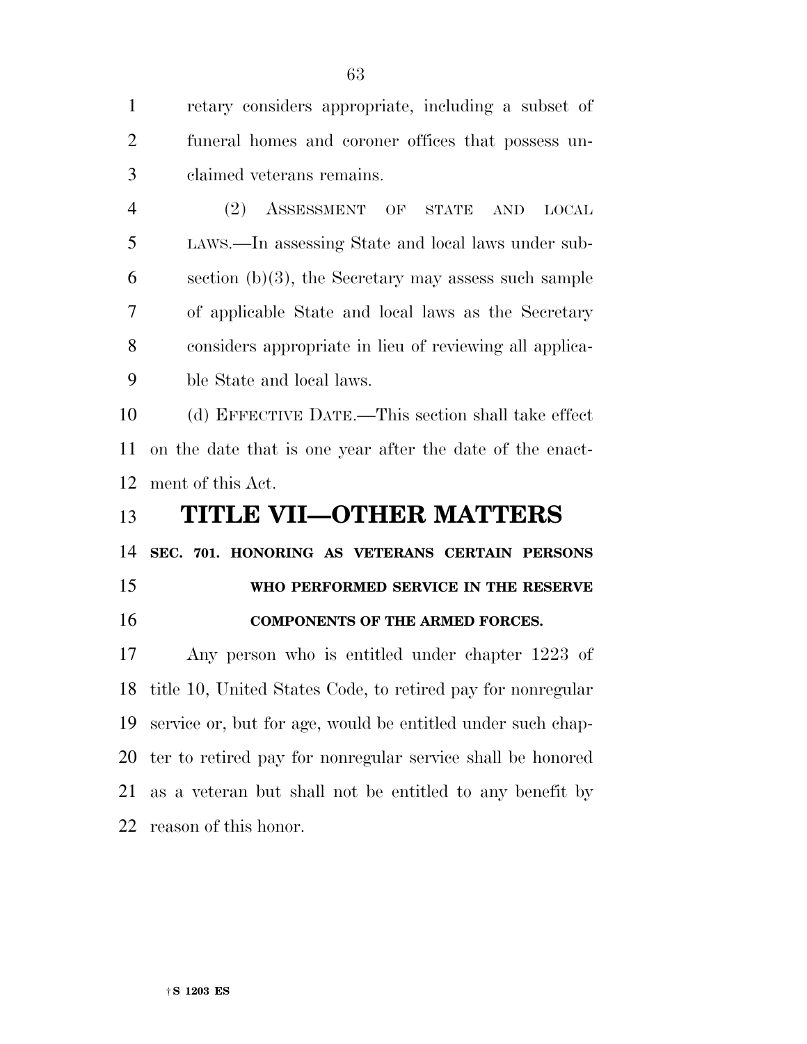retary considers appropriate, including a subset of funeral homes and coroner offices that possess unclaimed veterans remains.

(2) ASSESSMENT OF STATE AND LOCAL LAWS.—In assessing State and local laws under subsection (b)(3), the Secretary may assess such sample of applicable State and local laws as the Secretary considers appropriate in lieu of reviewing all applicable State and local laws.

(d) EFFECTIVE DATE.—This section shall take effect on the date that is one year after the date of the enactment of this Act.

# TITLE VII—OTHER MATTERS

**SEC. 701. HONORING AS VETERANS CERTAIN PERSONS WHO PERFORMED SERVICE IN THE RESERVE COMPONENTS OF THE ARMED FORCES.**

Any person who is entitled under chapter 1223 of title 10, United States Code, to retired pay for nonregular service or, but for age, would be entitled under such chapter to retired pay for nonregular service shall be honored as a veteran but shall not be entitled to any benefit by reason of this honor.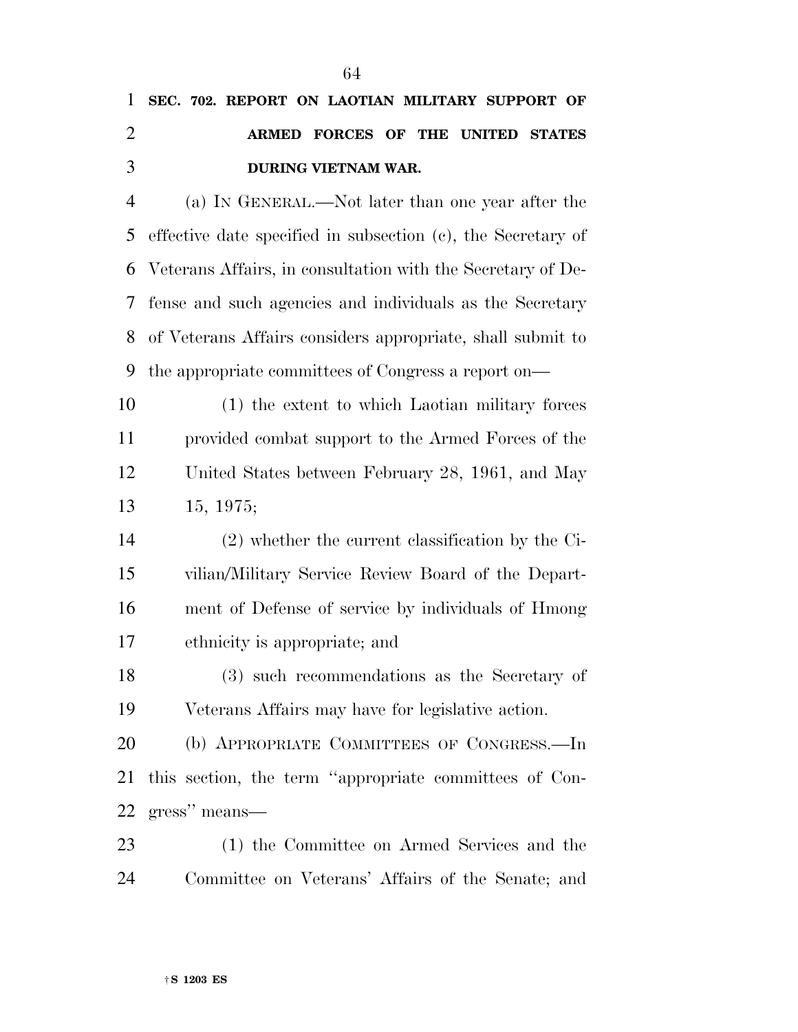**SEC. 702. REPORT ON LAOTIAN MILITARY SUPPORT OF ARMED FORCES OF THE UNITED STATES DURING VIETNAM WAR.**

(a) IN GENERAL.—Not later than one year after the effective date specified in subsection (c), the Secretary of Veterans Affairs, in consultation with the Secretary of Defense and such agencies and individuals as the Secretary of Veterans Affairs considers appropriate, shall submit to the appropriate committees of Congress a report on—

(1) the extent to which Laotian military forces provided combat support to the Armed Forces of the United States between February 28, 1961, and May 15, 1975;

(2) whether the current classification by the Civilian/Military Service Review Board of the Department of Defense of service by individuals of Hmong ethnicity is appropriate; and

(3) such recommendations as the Secretary of Veterans Affairs may have for legislative action.

(b) APPROPRIATE COMMITTEES OF CONGRESS.—In this section, the term "appropriate committees of Congress" means—

(1) the Committee on Armed Services and the Committee on Veterans' Affairs of the Senate; and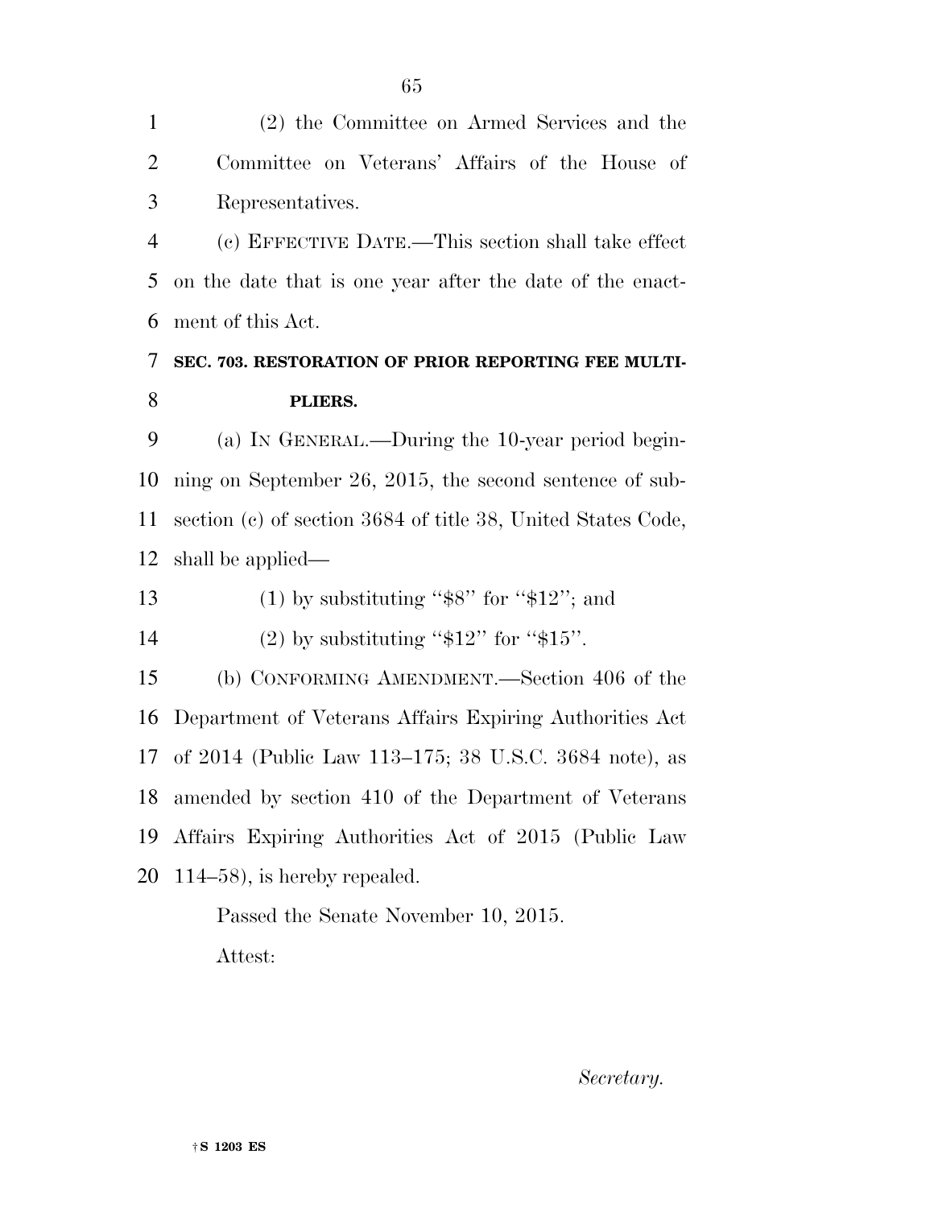(2) the Committee on Armed Services and the Committee on Veterans' Affairs of the House of Representatives.

(c) EFFECTIVE DATE.—This section shall take effect on the date that is one year after the date of the enactment of this Act.

**SEC. 703. RESTORATION OF PRIOR REPORTING FEE MULTIPLIERS.**

(a) IN GENERAL.—During the 10-year period beginning on September 26, 2015, the second sentence of subsection (c) of section 3684 of title 38, United States Code, shall be applied—

(1) by substituting "$8" for "$12"; and

(2) by substituting "$12" for "$15".

(b) CONFORMING AMENDMENT.—Section 406 of the Department of Veterans Affairs Expiring Authorities Act of 2014 (Public Law 113–175; 38 U.S.C. 3684 note), as amended by section 410 of the Department of Veterans Affairs Expiring Authorities Act of 2015 (Public Law 114–58), is hereby repealed.

Passed the Senate November 10, 2015.

Attest:

*Secretary.*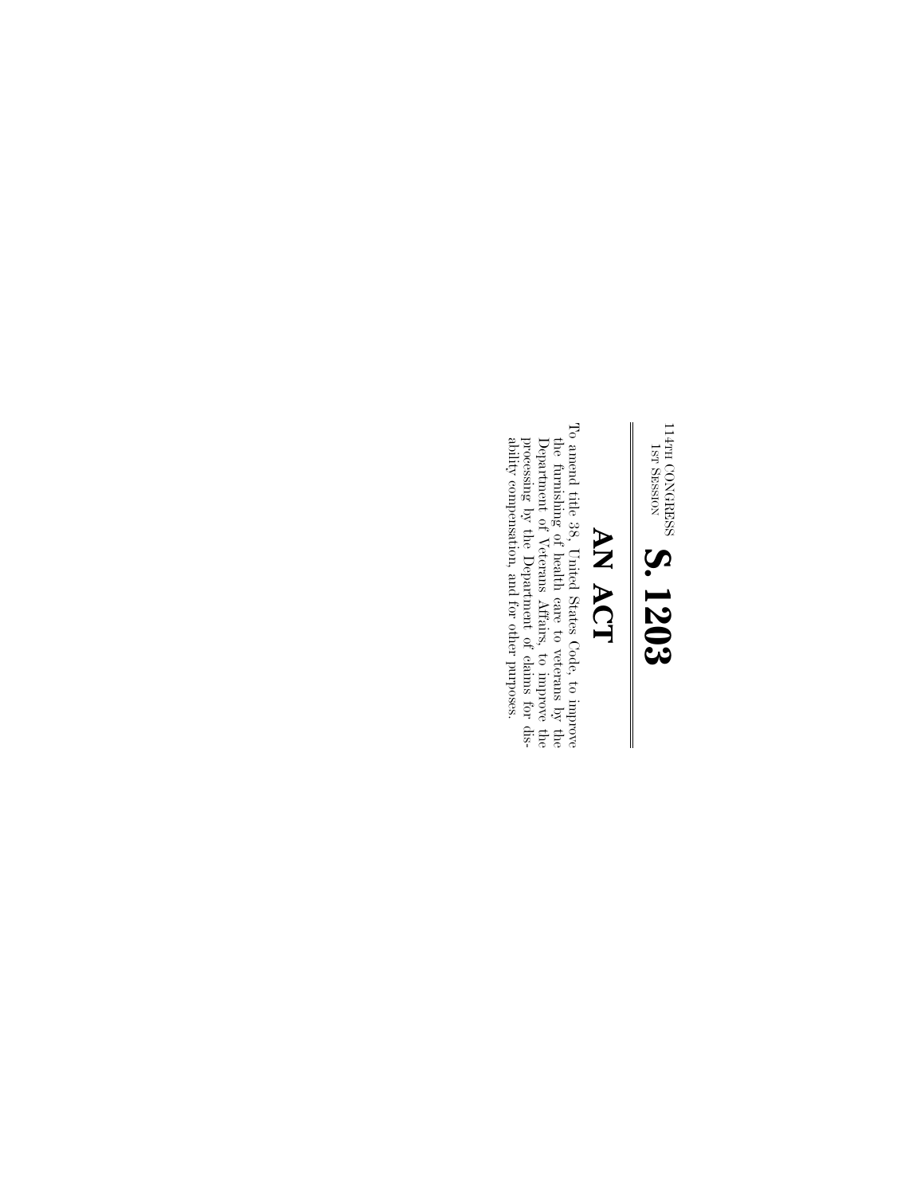114TH CONGRESS
1ST SESSION

# S. 1203

---

# AN ACT

To amend title 38, United States Code, to improve the furnishing of health care to veterans by the Department of Veterans Affairs, to improve the processing by the Department of claims for disability compensation, and for other purposes.